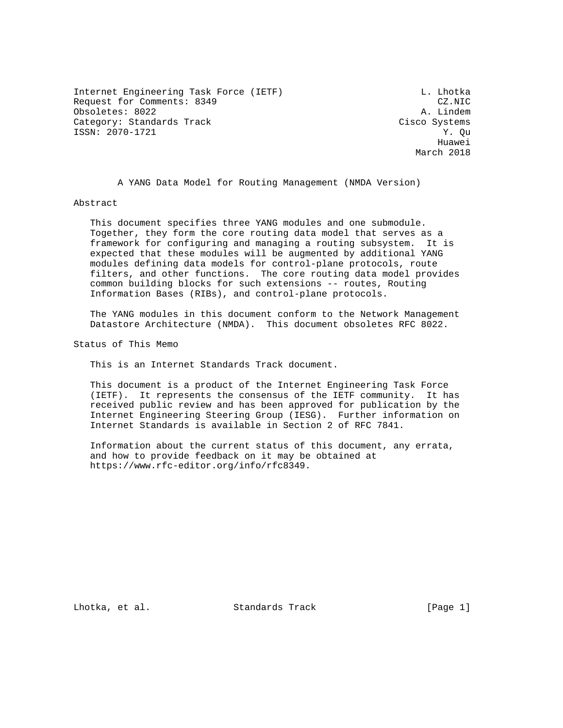Internet Engineering Task Force (IETF)                         L. Lhotka
Request for Comments: 8349                                        CZ.NIC
Obsoletes: 8022                                                A. Lindem
Category: Standards Track                                  Cisco Systems
ISSN: 2070-1721                                                    Y. Qu
                                                                  Huawei
                                                              March 2018

# A YANG Data Model for Routing Management (NMDA Version)

## Abstract

This document specifies three YANG modules and one submodule. Together, they form the core routing data model that serves as a framework for configuring and managing a routing subsystem. It is expected that these modules will be augmented by additional YANG modules defining data models for control-plane protocols, route filters, and other functions. The core routing data model provides common building blocks for such extensions -- routes, Routing Information Bases (RIBs), and control-plane protocols.

The YANG modules in this document conform to the Network Management Datastore Architecture (NMDA). This document obsoletes RFC 8022.

## Status of This Memo

This is an Internet Standards Track document.

This document is a product of the Internet Engineering Task Force (IETF). It represents the consensus of the IETF community. It has received public review and has been approved for publication by the Internet Engineering Steering Group (IESG). Further information on Internet Standards is available in Section 2 of RFC 7841.

Information about the current status of this document, any errata, and how to provide feedback on it may be obtained at https://www.rfc-editor.org/info/rfc8349.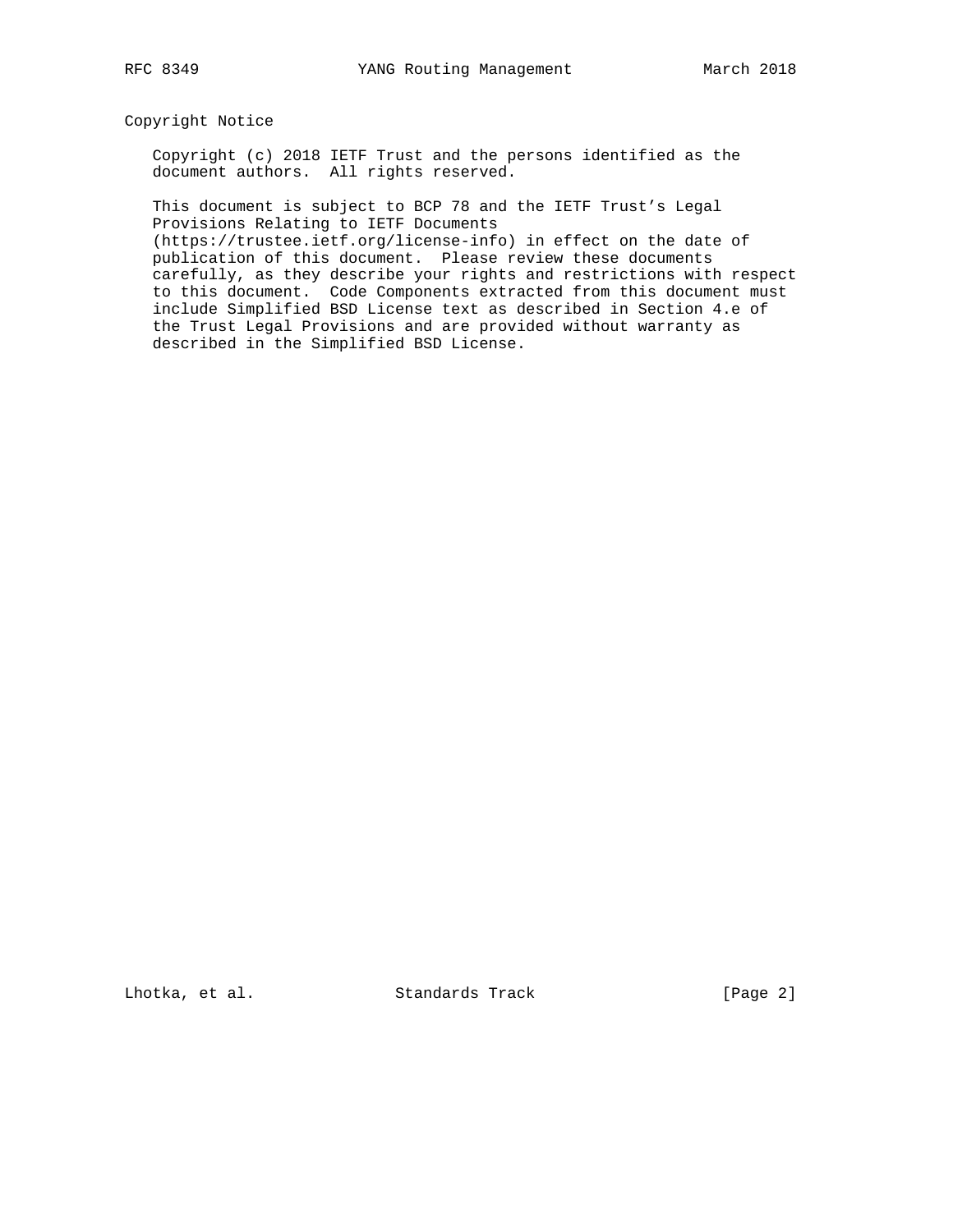## Copyright Notice

Copyright (c) 2018 IETF Trust and the persons identified as the document authors. All rights reserved.

This document is subject to BCP 78 and the IETF Trust's Legal Provisions Relating to IETF Documents (https://trustee.ietf.org/license-info) in effect on the date of publication of this document. Please review these documents carefully, as they describe your rights and restrictions with respect to this document. Code Components extracted from this document must include Simplified BSD License text as described in Section 4.e of the Trust Legal Provisions and are provided without warranty as described in the Simplified BSD License.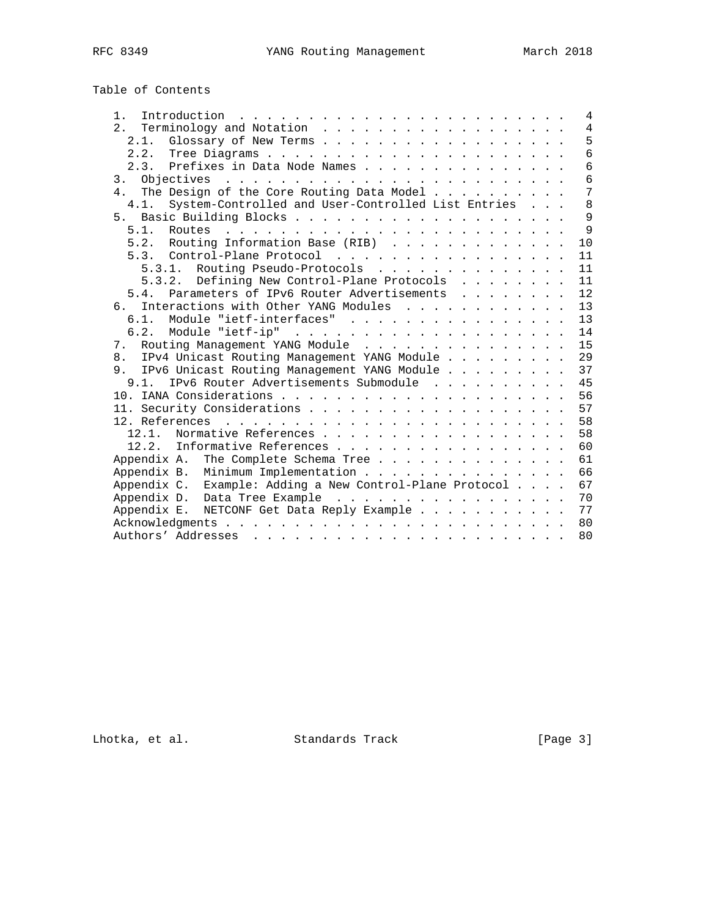# Table of Contents

```
   1.  Introduction  . . . . . . . . . . . . . . . . . . . . . . . .   4
   2.  Terminology and Notation  . . . . . . . . . . . . . . . . . .   4
     2.1.  Glossary of New Terms . . . . . . . . . . . . . . . . . .   5
     2.2.  Tree Diagrams . . . . . . . . . . . . . . . . . . . . . .   6
     2.3.  Prefixes in Data Node Names . . . . . . . . . . . . . . .   6
   3.  Objectives  . . . . . . . . . . . . . . . . . . . . . . . . .   6
   4.  The Design of the Core Routing Data Model . . . . . . . . . .   7
     4.1.  System-Controlled and User-Controlled List Entries  . . .   8
   5.  Basic Building Blocks . . . . . . . . . . . . . . . . . . . .   9
     5.1.  Routes  . . . . . . . . . . . . . . . . . . . . . . . . .   9
     5.2.  Routing Information Base (RIB)  . . . . . . . . . . . . .  10
     5.3.  Control-Plane Protocol  . . . . . . . . . . . . . . . . .  11
       5.3.1.  Routing Pseudo-Protocols  . . . . . . . . . . . . . .  11
       5.3.2.  Defining New Control-Plane Protocols  . . . . . . . .  11
     5.4.  Parameters of IPv6 Router Advertisements  . . . . . . . .  12
   6.  Interactions with Other YANG Modules  . . . . . . . . . . . .  13
     6.1.  Module "ietf-interfaces"  . . . . . . . . . . . . . . . .  13
     6.2.  Module "ietf-ip"  . . . . . . . . . . . . . . . . . . . .  14
   7.  Routing Management YANG Module  . . . . . . . . . . . . . . .  15
   8.  IPv4 Unicast Routing Management YANG Module . . . . . . . . .  29
   9.  IPv6 Unicast Routing Management YANG Module . . . . . . . . .  37
     9.1.  IPv6 Router Advertisements Submodule  . . . . . . . . . .  45
   10. IANA Considerations . . . . . . . . . . . . . . . . . . . . .  56
   11. Security Considerations . . . . . . . . . . . . . . . . . . .  57
   12. References  . . . . . . . . . . . . . . . . . . . . . . . . .  58
     12.1.  Normative References . . . . . . . . . . . . . . . . . .  58
     12.2.  Informative References . . . . . . . . . . . . . . . . .  60
   Appendix A.  The Complete Schema Tree . . . . . . . . . . . . . .  61
   Appendix B.  Minimum Implementation . . . . . . . . . . . . . . .  66
   Appendix C.  Example: Adding a New Control-Plane Protocol . . . .  67
   Appendix D.  Data Tree Example  . . . . . . . . . . . . . . . . .  70
   Appendix E.  NETCONF Get Data Reply Example . . . . . . . . . . .  77
   Acknowledgments . . . . . . . . . . . . . . . . . . . . . . . . .  80
   Authors' Addresses  . . . . . . . . . . . . . . . . . . . . . . .  80
```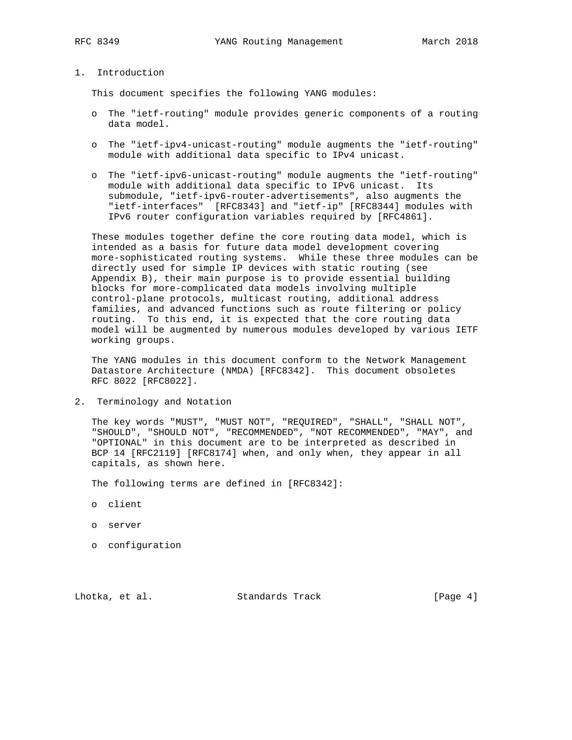# 1. Introduction

This document specifies the following YANG modules:

- The "ietf-routing" module provides generic components of a routing data model.
- The "ietf-ipv4-unicast-routing" module augments the "ietf-routing" module with additional data specific to IPv4 unicast.
- The "ietf-ipv6-unicast-routing" module augments the "ietf-routing" module with additional data specific to IPv6 unicast. Its submodule, "ietf-ipv6-router-advertisements", also augments the "ietf-interfaces" [RFC8343] and "ietf-ip" [RFC8344] modules with IPv6 router configuration variables required by [RFC4861].

These modules together define the core routing data model, which is intended as a basis for future data model development covering more-sophisticated routing systems. While these three modules can be directly used for simple IP devices with static routing (see Appendix B), their main purpose is to provide essential building blocks for more-complicated data models involving multiple control-plane protocols, multicast routing, additional address families, and advanced functions such as route filtering or policy routing. To this end, it is expected that the core routing data model will be augmented by numerous modules developed by various IETF working groups.

The YANG modules in this document conform to the Network Management Datastore Architecture (NMDA) [RFC8342]. This document obsoletes RFC 8022 [RFC8022].

# 2. Terminology and Notation

The key words "MUST", "MUST NOT", "REQUIRED", "SHALL", "SHALL NOT", "SHOULD", "SHOULD NOT", "RECOMMENDED", "NOT RECOMMENDED", "MAY", and "OPTIONAL" in this document are to be interpreted as described in BCP 14 [RFC2119] [RFC8174] when, and only when, they appear in all capitals, as shown here.

The following terms are defined in [RFC8342]:

- client
- server
- configuration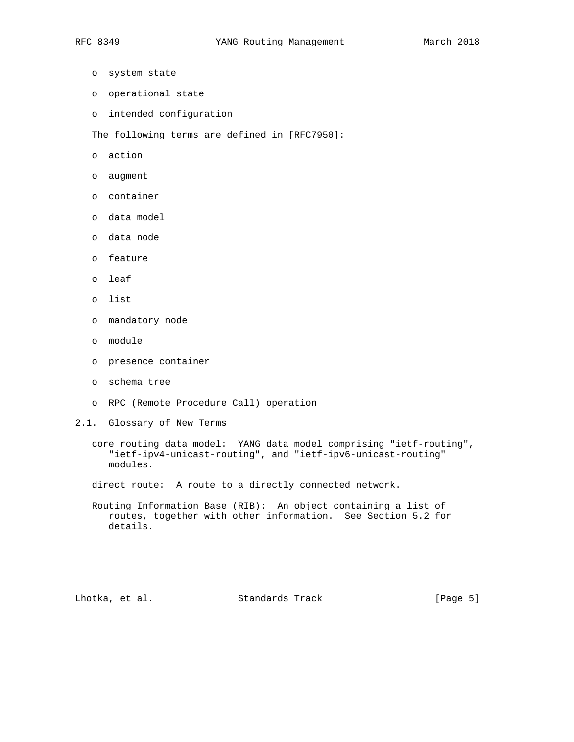- system state
- operational state
- intended configuration

The following terms are defined in [RFC7950]:

- action
- augment
- container
- data model
- data node
- feature
- leaf
- list
- mandatory node
- module
- presence container
- schema tree
- RPC (Remote Procedure Call) operation

## 2.1. Glossary of New Terms

core routing data model: YANG data model comprising "ietf-routing", "ietf-ipv4-unicast-routing", and "ietf-ipv6-unicast-routing" modules.

direct route: A route to a directly connected network.

Routing Information Base (RIB): An object containing a list of routes, together with other information. See Section 5.2 for details.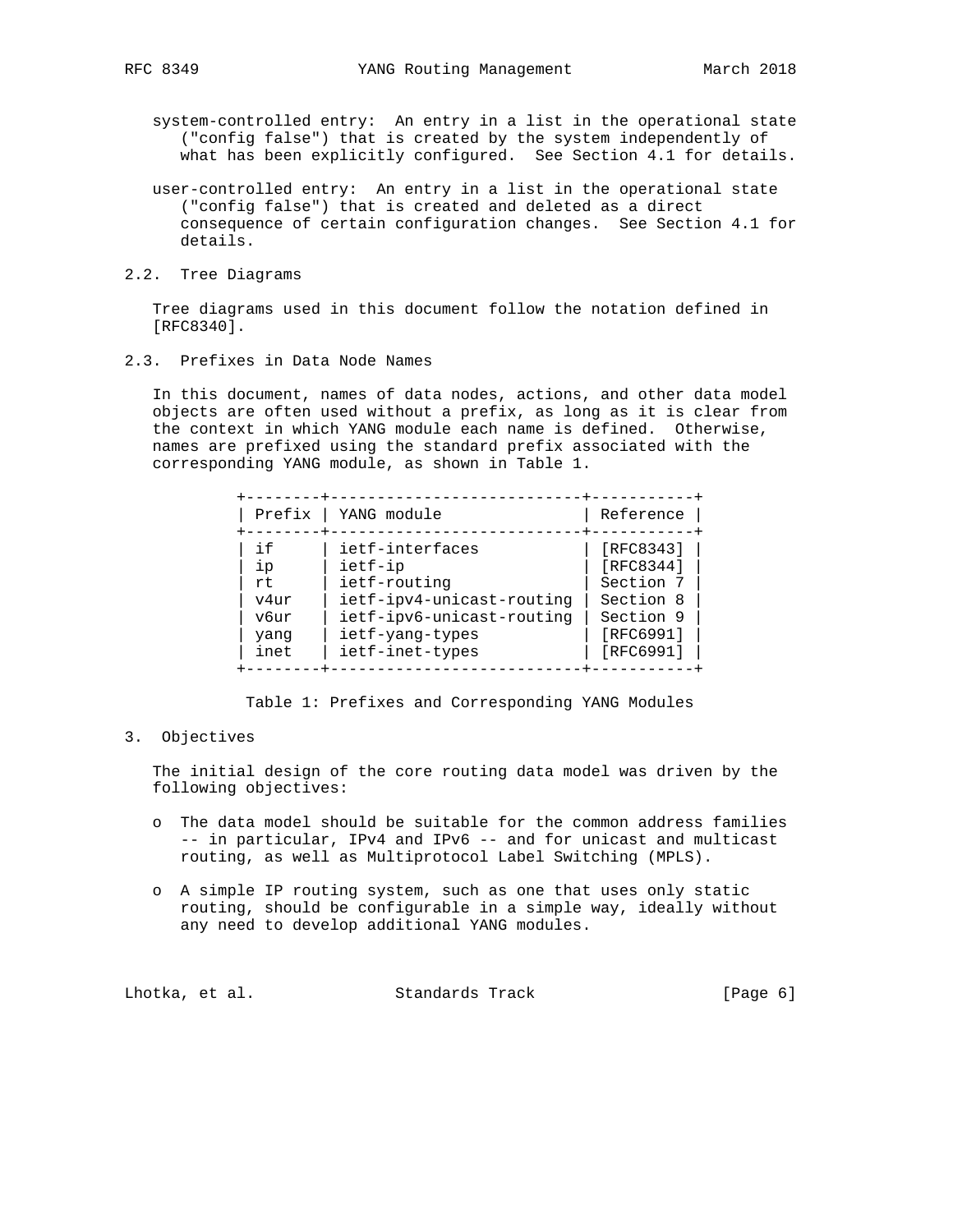system-controlled entry: An entry in a list in the operational state ("config false") that is created by the system independently of what has been explicitly configured. See Section 4.1 for details.

user-controlled entry: An entry in a list in the operational state ("config false") that is created and deleted as a direct consequence of certain configuration changes. See Section 4.1 for details.

## 2.2. Tree Diagrams

Tree diagrams used in this document follow the notation defined in [RFC8340].

## 2.3. Prefixes in Data Node Names

In this document, names of data nodes, actions, and other data model objects are often used without a prefix, as long as it is clear from the context in which YANG module each name is defined. Otherwise, names are prefixed using the standard prefix associated with the corresponding YANG module, as shown in Table 1.

| Prefix | YANG module | Reference |
|---|---|---|
| if | ietf-interfaces | [RFC8343] |
| ip | ietf-ip | [RFC8344] |
| rt | ietf-routing | Section 7 |
| v4ur | ietf-ipv4-unicast-routing | Section 8 |
| v6ur | ietf-ipv6-unicast-routing | Section 9 |
| yang | ietf-yang-types | [RFC6991] |
| inet | ietf-inet-types | [RFC6991] |

Table 1: Prefixes and Corresponding YANG Modules

# 3. Objectives

The initial design of the core routing data model was driven by the following objectives:

- The data model should be suitable for the common address families -- in particular, IPv4 and IPv6 -- and for unicast and multicast routing, as well as Multiprotocol Label Switching (MPLS).
- A simple IP routing system, such as one that uses only static routing, should be configurable in a simple way, ideally without any need to develop additional YANG modules.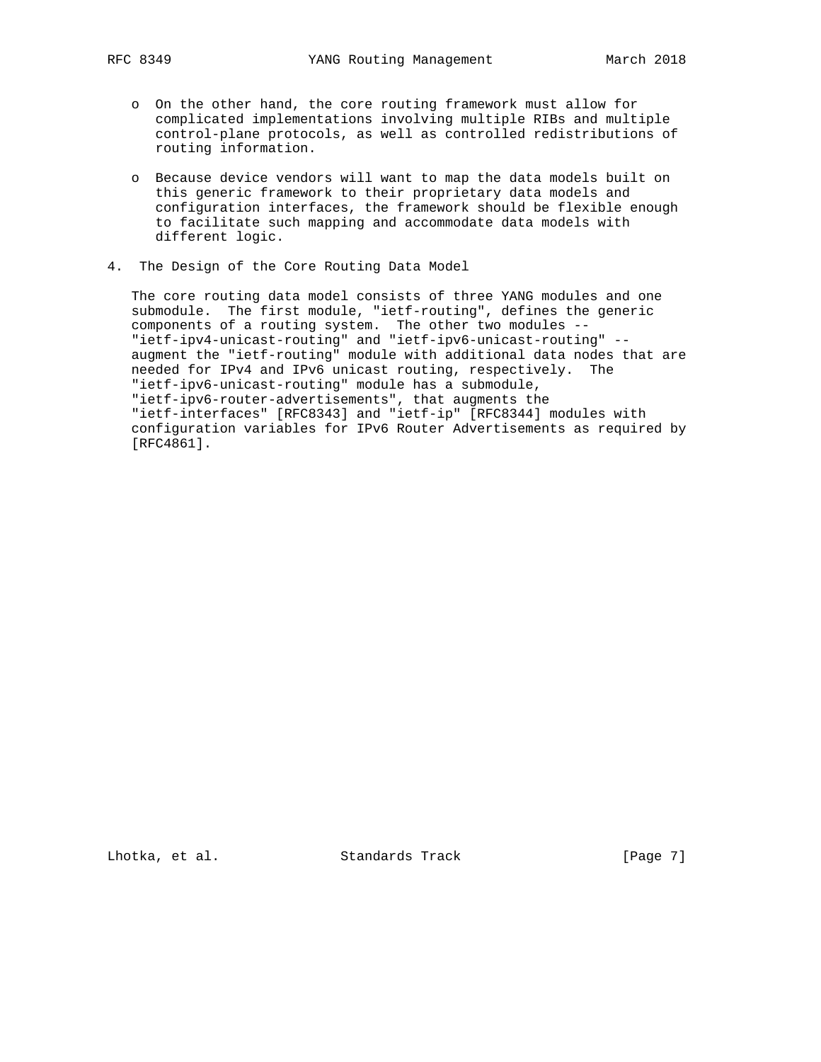- On the other hand, the core routing framework must allow for complicated implementations involving multiple RIBs and multiple control-plane protocols, as well as controlled redistributions of routing information.

- Because device vendors will want to map the data models built on this generic framework to their proprietary data models and configuration interfaces, the framework should be flexible enough to facilitate such mapping and accommodate data models with different logic.

## 4. The Design of the Core Routing Data Model

The core routing data model consists of three YANG modules and one submodule. The first module, "ietf-routing", defines the generic components of a routing system. The other two modules -- "ietf-ipv4-unicast-routing" and "ietf-ipv6-unicast-routing" -- augment the "ietf-routing" module with additional data nodes that are needed for IPv4 and IPv6 unicast routing, respectively. The "ietf-ipv6-unicast-routing" module has a submodule, "ietf-ipv6-router-advertisements", that augments the "ietf-interfaces" [RFC8343] and "ietf-ip" [RFC8344] modules with configuration variables for IPv6 Router Advertisements as required by [RFC4861].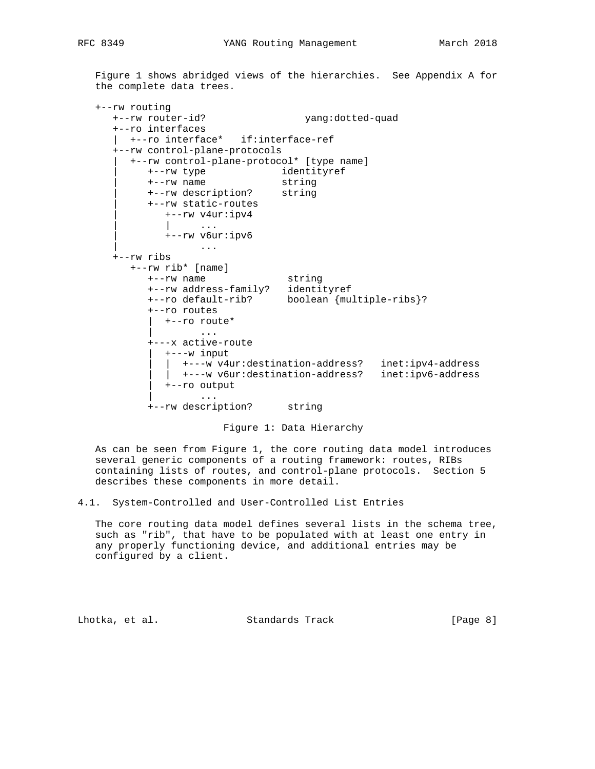Figure 1 shows abridged views of the hierarchies. See Appendix A for the complete data trees.

```
+--rw routing
   +--rw router-id?                 yang:dotted-quad
   +--ro interfaces
   |  +--ro interface*   if:interface-ref
   +--rw control-plane-protocols
   |  +--rw control-plane-protocol* [type name]
   |     +--rw type             identityref
   |     +--rw name             string
   |     +--rw description?     string
   |     +--rw static-routes
   |        +--rw v4ur:ipv4
   |        |     ...
   |        +--rw v6ur:ipv6
   |              ...
   +--rw ribs
      +--rw rib* [name]
         +--rw name              string
         +--rw address-family?   identityref
         +--ro default-rib?      boolean {multiple-ribs}?
         +--ro routes
         |  +--ro route*
         |        ...
         +---x active-route
         |  +---w input
         |  |  +---w v4ur:destination-address?   inet:ipv4-address
         |  |  +---w v6ur:destination-address?   inet:ipv6-address
         |  +--ro output
         |        ...
         +--rw description?      string
```

Figure 1: Data Hierarchy

As can be seen from Figure 1, the core routing data model introduces several generic components of a routing framework: routes, RIBs containing lists of routes, and control-plane protocols. Section 5 describes these components in more detail.

## 4.1. System-Controlled and User-Controlled List Entries

The core routing data model defines several lists in the schema tree, such as "rib", that have to be populated with at least one entry in any properly functioning device, and additional entries may be configured by a client.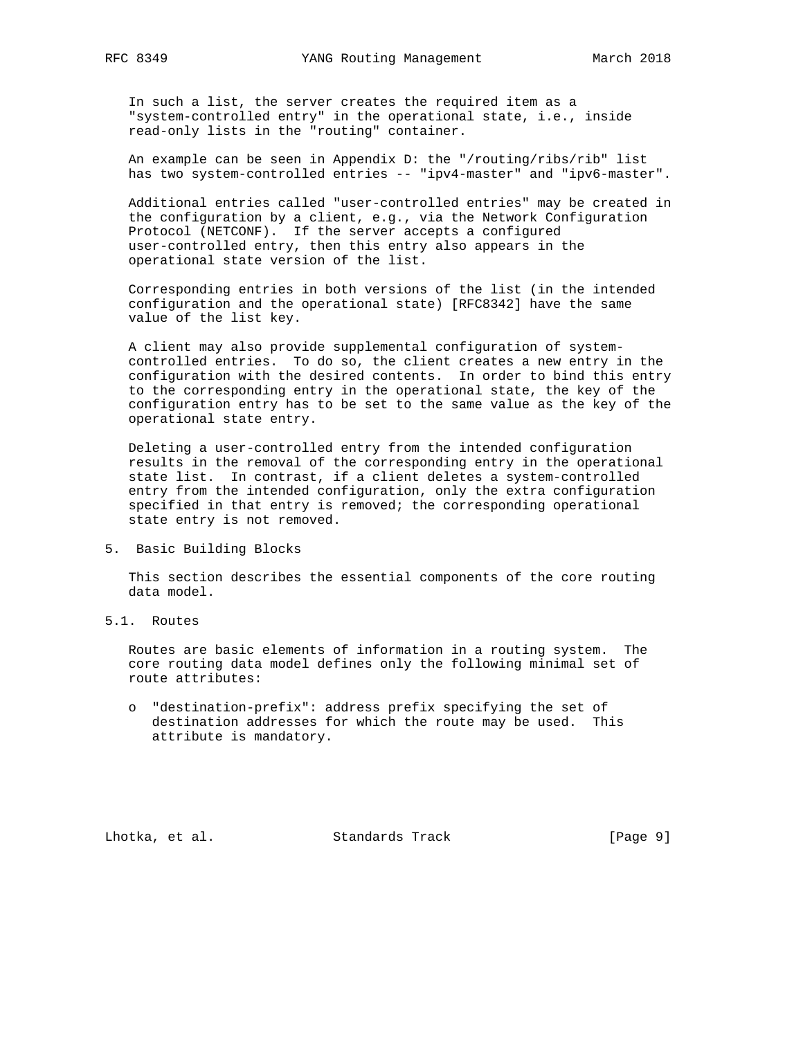In such a list, the server creates the required item as a "system-controlled entry" in the operational state, i.e., inside read-only lists in the "routing" container.

An example can be seen in Appendix D: the "/routing/ribs/rib" list has two system-controlled entries -- "ipv4-master" and "ipv6-master".

Additional entries called "user-controlled entries" may be created in the configuration by a client, e.g., via the Network Configuration Protocol (NETCONF). If the server accepts a configured user-controlled entry, then this entry also appears in the operational state version of the list.

Corresponding entries in both versions of the list (in the intended configuration and the operational state) [RFC8342] have the same value of the list key.

A client may also provide supplemental configuration of system-controlled entries. To do so, the client creates a new entry in the configuration with the desired contents. In order to bind this entry to the corresponding entry in the operational state, the key of the configuration entry has to be set to the same value as the key of the operational state entry.

Deleting a user-controlled entry from the intended configuration results in the removal of the corresponding entry in the operational state list. In contrast, if a client deletes a system-controlled entry from the intended configuration, only the extra configuration specified in that entry is removed; the corresponding operational state entry is not removed.

## 5. Basic Building Blocks

This section describes the essential components of the core routing data model.

### 5.1. Routes

Routes are basic elements of information in a routing system. The core routing data model defines only the following minimal set of route attributes:

- "destination-prefix": address prefix specifying the set of destination addresses for which the route may be used. This attribute is mandatory.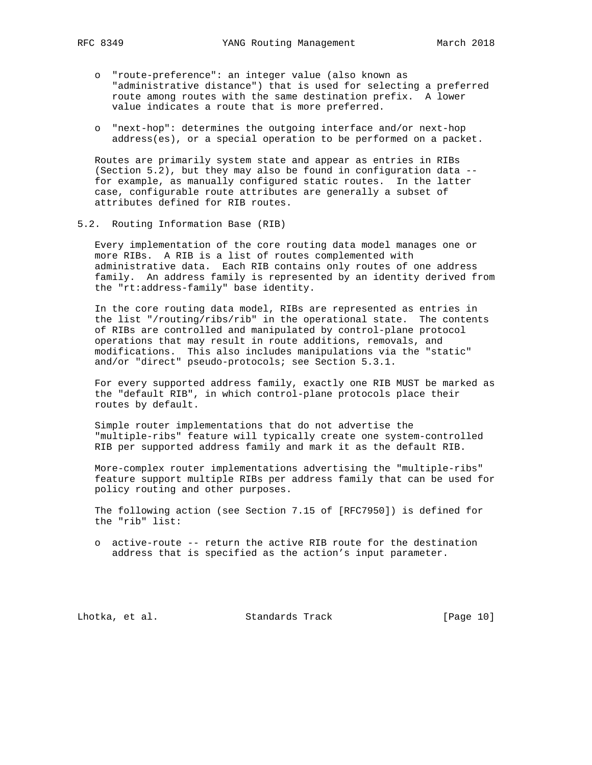- "route-preference": an integer value (also known as "administrative distance") that is used for selecting a preferred route among routes with the same destination prefix. A lower value indicates a route that is more preferred.

- "next-hop": determines the outgoing interface and/or next-hop address(es), or a special operation to be performed on a packet.

Routes are primarily system state and appear as entries in RIBs (Section 5.2), but they may also be found in configuration data -- for example, as manually configured static routes. In the latter case, configurable route attributes are generally a subset of attributes defined for RIB routes.

## 5.2. Routing Information Base (RIB)

Every implementation of the core routing data model manages one or more RIBs. A RIB is a list of routes complemented with administrative data. Each RIB contains only routes of one address family. An address family is represented by an identity derived from the "rt:address-family" base identity.

In the core routing data model, RIBs are represented as entries in the list "/routing/ribs/rib" in the operational state. The contents of RIBs are controlled and manipulated by control-plane protocol operations that may result in route additions, removals, and modifications. This also includes manipulations via the "static" and/or "direct" pseudo-protocols; see Section 5.3.1.

For every supported address family, exactly one RIB MUST be marked as the "default RIB", in which control-plane protocols place their routes by default.

Simple router implementations that do not advertise the "multiple-ribs" feature will typically create one system-controlled RIB per supported address family and mark it as the default RIB.

More-complex router implementations advertising the "multiple-ribs" feature support multiple RIBs per address family that can be used for policy routing and other purposes.

The following action (see Section 7.15 of [RFC7950]) is defined for the "rib" list:

- active-route -- return the active RIB route for the destination address that is specified as the action's input parameter.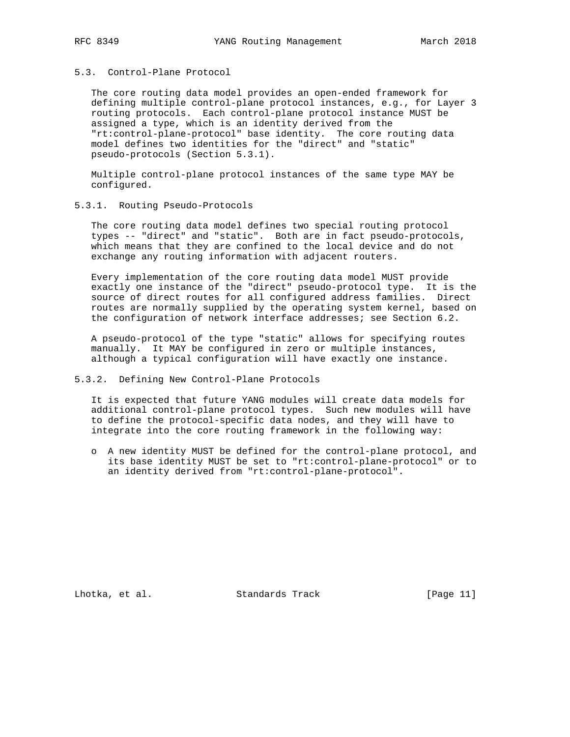### 5.3. Control-Plane Protocol

The core routing data model provides an open-ended framework for defining multiple control-plane protocol instances, e.g., for Layer 3 routing protocols. Each control-plane protocol instance MUST be assigned a type, which is an identity derived from the "rt:control-plane-protocol" base identity. The core routing data model defines two identities for the "direct" and "static" pseudo-protocols (Section 5.3.1).

Multiple control-plane protocol instances of the same type MAY be configured.

#### 5.3.1. Routing Pseudo-Protocols

The core routing data model defines two special routing protocol types -- "direct" and "static". Both are in fact pseudo-protocols, which means that they are confined to the local device and do not exchange any routing information with adjacent routers.

Every implementation of the core routing data model MUST provide exactly one instance of the "direct" pseudo-protocol type. It is the source of direct routes for all configured address families. Direct routes are normally supplied by the operating system kernel, based on the configuration of network interface addresses; see Section 6.2.

A pseudo-protocol of the type "static" allows for specifying routes manually. It MAY be configured in zero or multiple instances, although a typical configuration will have exactly one instance.

#### 5.3.2. Defining New Control-Plane Protocols

It is expected that future YANG modules will create data models for additional control-plane protocol types. Such new modules will have to define the protocol-specific data nodes, and they will have to integrate into the core routing framework in the following way:

- A new identity MUST be defined for the control-plane protocol, and its base identity MUST be set to "rt:control-plane-protocol" or to an identity derived from "rt:control-plane-protocol".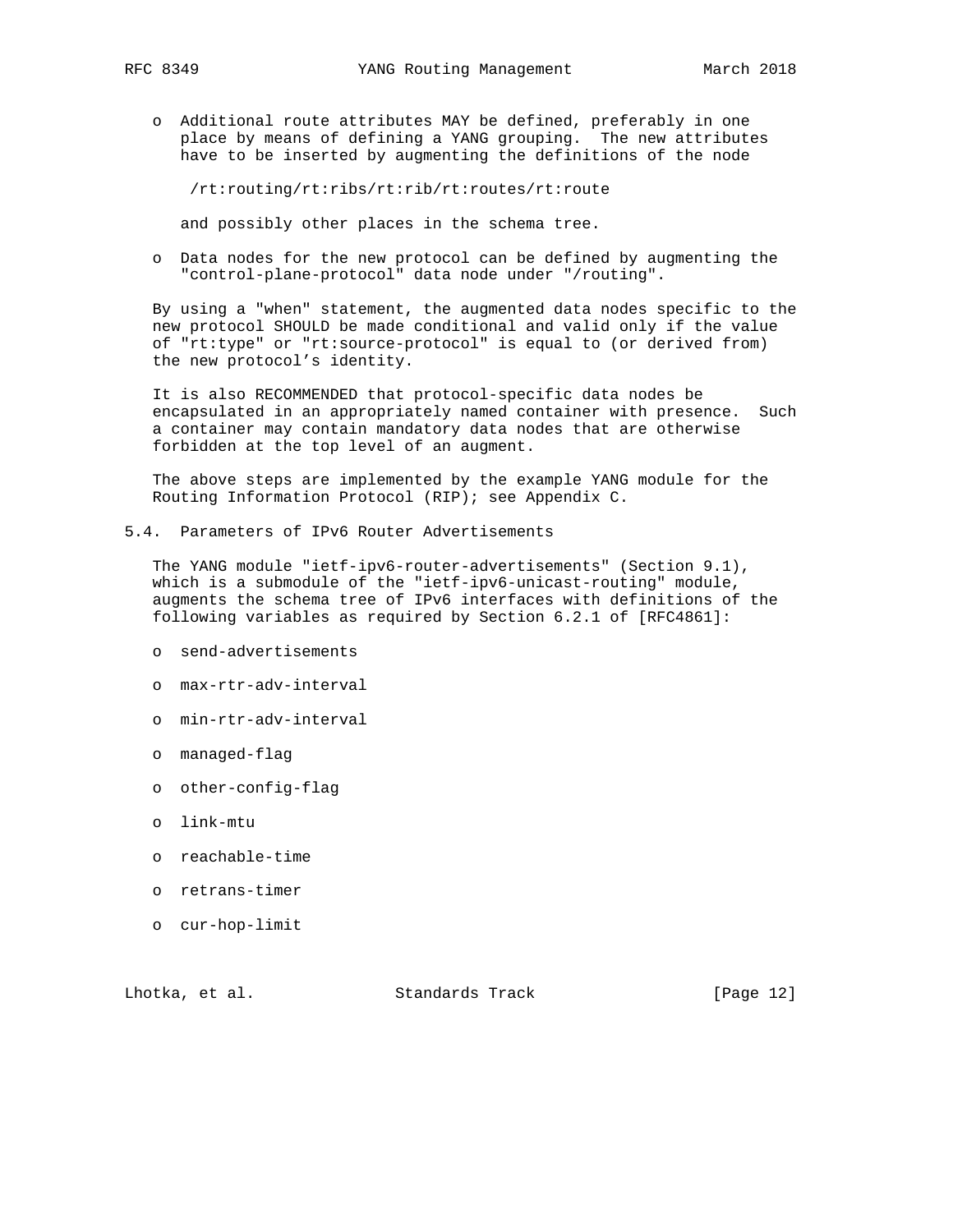- Additional route attributes MAY be defined, preferably in one place by means of defining a YANG grouping. The new attributes have to be inserted by augmenting the definitions of the node

  /rt:routing/rt:ribs/rt:rib/rt:routes/rt:route

  and possibly other places in the schema tree.

- Data nodes for the new protocol can be defined by augmenting the "control-plane-protocol" data node under "/routing".

By using a "when" statement, the augmented data nodes specific to the new protocol SHOULD be made conditional and valid only if the value of "rt:type" or "rt:source-protocol" is equal to (or derived from) the new protocol's identity.

It is also RECOMMENDED that protocol-specific data nodes be encapsulated in an appropriately named container with presence. Such a container may contain mandatory data nodes that are otherwise forbidden at the top level of an augment.

The above steps are implemented by the example YANG module for the Routing Information Protocol (RIP); see Appendix C.

## 5.4. Parameters of IPv6 Router Advertisements

The YANG module "ietf-ipv6-router-advertisements" (Section 9.1), which is a submodule of the "ietf-ipv6-unicast-routing" module, augments the schema tree of IPv6 interfaces with definitions of the following variables as required by Section 6.2.1 of [RFC4861]:

- send-advertisements
- max-rtr-adv-interval
- min-rtr-adv-interval
- managed-flag
- other-config-flag
- link-mtu
- reachable-time
- retrans-timer
- cur-hop-limit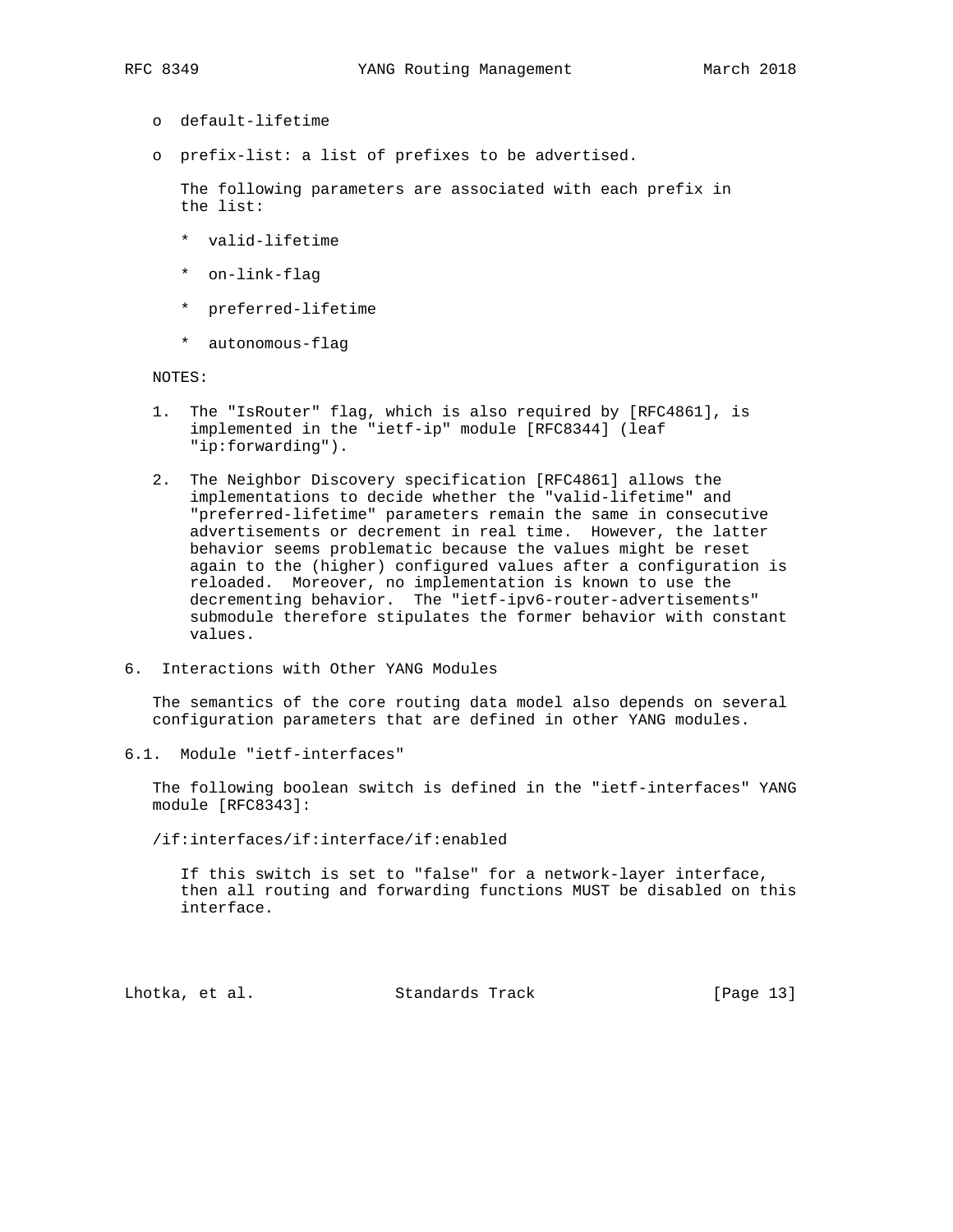- o default-lifetime
- o prefix-list: a list of prefixes to be advertised.

  The following parameters are associated with each prefix in the list:

  * valid-lifetime
  * on-link-flag
  * preferred-lifetime
  * autonomous-flag

NOTES:

1. The "IsRouter" flag, which is also required by [RFC4861], is implemented in the "ietf-ip" module [RFC8344] (leaf "ip:forwarding").

2. The Neighbor Discovery specification [RFC4861] allows the implementations to decide whether the "valid-lifetime" and "preferred-lifetime" parameters remain the same in consecutive advertisements or decrement in real time. However, the latter behavior seems problematic because the values might be reset again to the (higher) configured values after a configuration is reloaded. Moreover, no implementation is known to use the decrementing behavior. The "ietf-ipv6-router-advertisements" submodule therefore stipulates the former behavior with constant values.

## 6. Interactions with Other YANG Modules

The semantics of the core routing data model also depends on several configuration parameters that are defined in other YANG modules.

### 6.1. Module "ietf-interfaces"

The following boolean switch is defined in the "ietf-interfaces" YANG module [RFC8343]:

/if:interfaces/if:interface/if:enabled

If this switch is set to "false" for a network-layer interface, then all routing and forwarding functions MUST be disabled on this interface.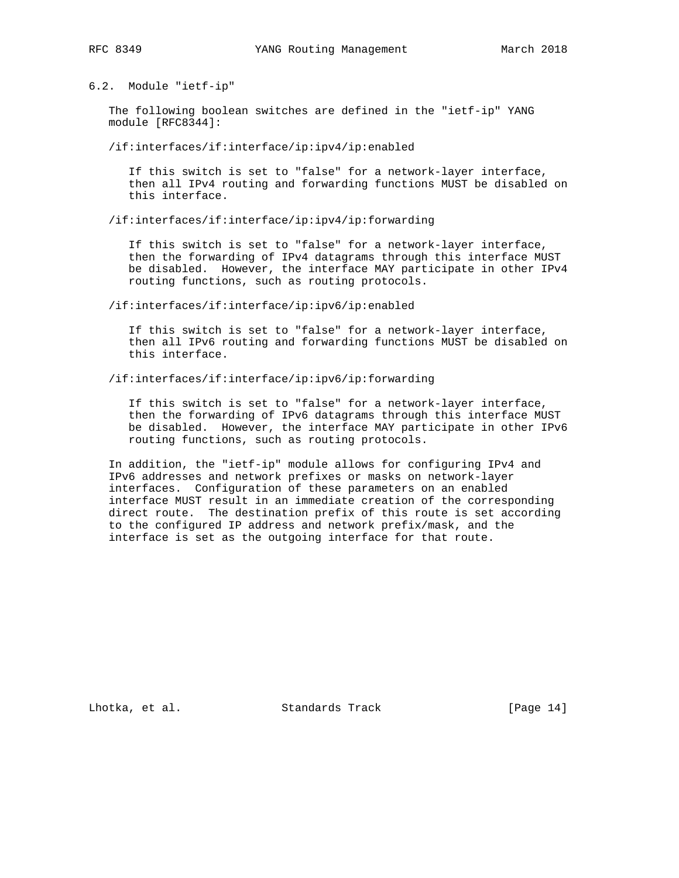## 6.2. Module "ietf-ip"

The following boolean switches are defined in the "ietf-ip" YANG module [RFC8344]:

/if:interfaces/if:interface/ip:ipv4/ip:enabled

If this switch is set to "false" for a network-layer interface, then all IPv4 routing and forwarding functions MUST be disabled on this interface.

/if:interfaces/if:interface/ip:ipv4/ip:forwarding

If this switch is set to "false" for a network-layer interface, then the forwarding of IPv4 datagrams through this interface MUST be disabled. However, the interface MAY participate in other IPv4 routing functions, such as routing protocols.

/if:interfaces/if:interface/ip:ipv6/ip:enabled

If this switch is set to "false" for a network-layer interface, then all IPv6 routing and forwarding functions MUST be disabled on this interface.

/if:interfaces/if:interface/ip:ipv6/ip:forwarding

If this switch is set to "false" for a network-layer interface, then the forwarding of IPv6 datagrams through this interface MUST be disabled. However, the interface MAY participate in other IPv6 routing functions, such as routing protocols.

In addition, the "ietf-ip" module allows for configuring IPv4 and IPv6 addresses and network prefixes or masks on network-layer interfaces. Configuration of these parameters on an enabled interface MUST result in an immediate creation of the corresponding direct route. The destination prefix of this route is set according to the configured IP address and network prefix/mask, and the interface is set as the outgoing interface for that route.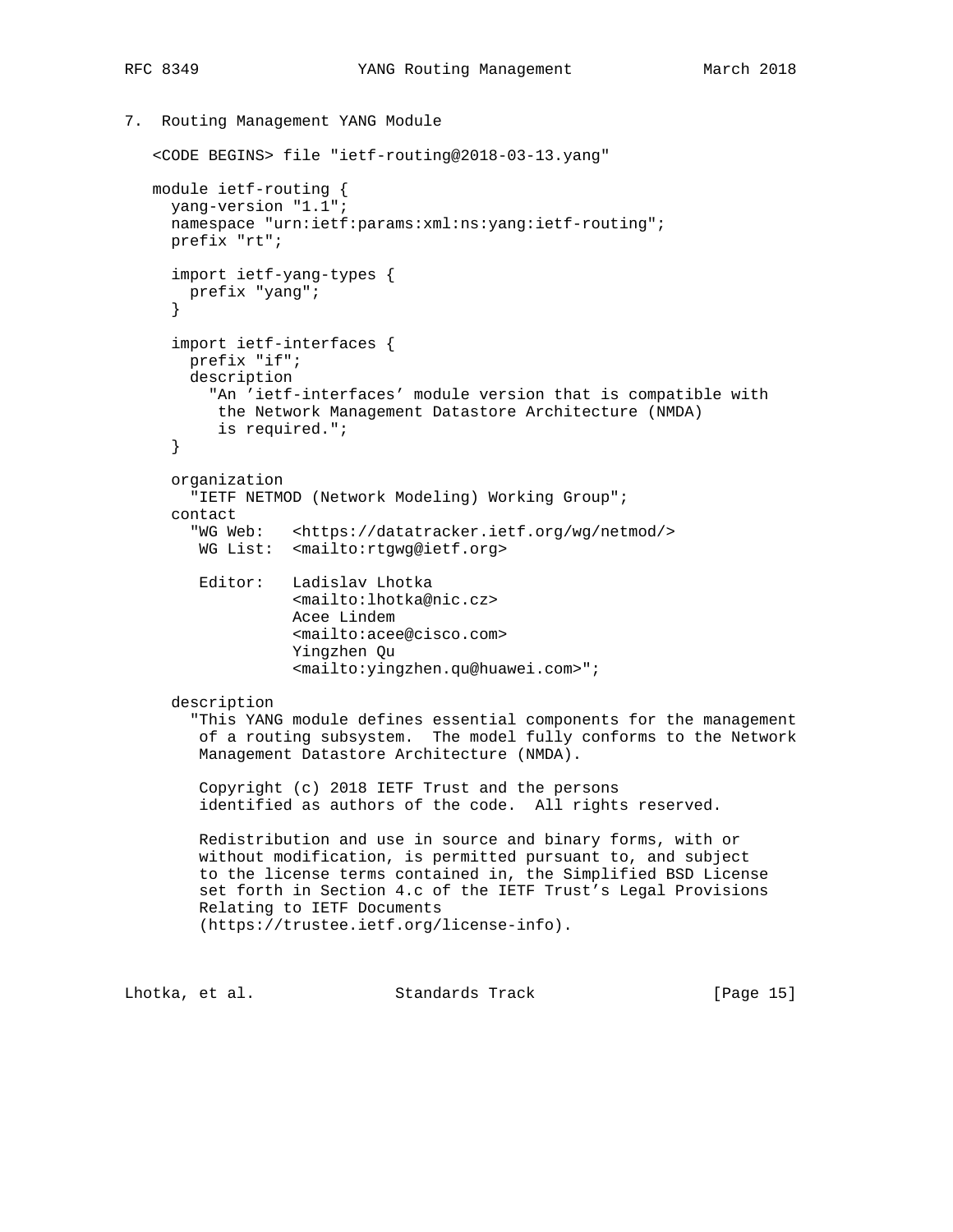## 7. Routing Management YANG Module

```
<CODE BEGINS> file "ietf-routing@2018-03-13.yang"

module ietf-routing {
  yang-version "1.1";
  namespace "urn:ietf:params:xml:ns:yang:ietf-routing";
  prefix "rt";

  import ietf-yang-types {
    prefix "yang";
  }

  import ietf-interfaces {
    prefix "if";
    description
      "An 'ietf-interfaces' module version that is compatible with
       the Network Management Datastore Architecture (NMDA)
       is required.";
  }

  organization
    "IETF NETMOD (Network Modeling) Working Group";
  contact
    "WG Web:   <https://datatracker.ietf.org/wg/netmod/>
     WG List:  <mailto:rtgwg@ietf.org>

     Editor:   Ladislav Lhotka
               <mailto:lhotka@nic.cz>
               Acee Lindem
               <mailto:acee@cisco.com>
               Yingzhen Qu
               <mailto:yingzhen.qu@huawei.com>";

  description
    "This YANG module defines essential components for the management
     of a routing subsystem.  The model fully conforms to the Network
     Management Datastore Architecture (NMDA).

     Copyright (c) 2018 IETF Trust and the persons
     identified as authors of the code.  All rights reserved.

     Redistribution and use in source and binary forms, with or
     without modification, is permitted pursuant to, and subject
     to the license terms contained in, the Simplified BSD License
     set forth in Section 4.c of the IETF Trust's Legal Provisions
     Relating to IETF Documents
     (https://trustee.ietf.org/license-info).
```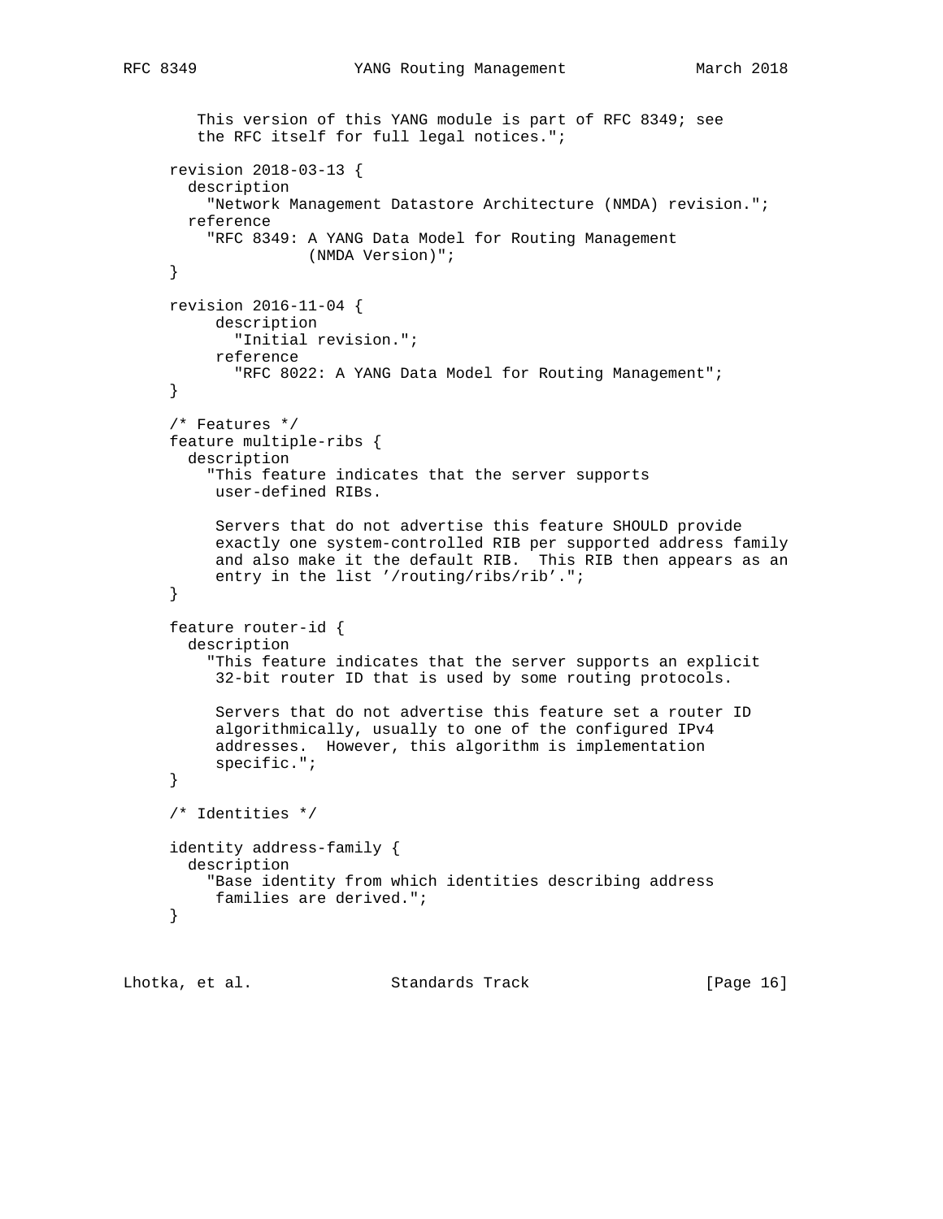```
        This version of this YANG module is part of RFC 8349; see
        the RFC itself for full legal notices.";

     revision 2018-03-13 {
       description
         "Network Management Datastore Architecture (NMDA) revision.";
       reference
         "RFC 8349: A YANG Data Model for Routing Management
                    (NMDA Version)";
     }

     revision 2016-11-04 {
          description
            "Initial revision.";
          reference
            "RFC 8022: A YANG Data Model for Routing Management";
     }

     /* Features */
     feature multiple-ribs {
       description
         "This feature indicates that the server supports
          user-defined RIBs.

          Servers that do not advertise this feature SHOULD provide
          exactly one system-controlled RIB per supported address family
          and also make it the default RIB.  This RIB then appears as an
          entry in the list '/routing/ribs/rib'.";
     }

     feature router-id {
       description
         "This feature indicates that the server supports an explicit
          32-bit router ID that is used by some routing protocols.

          Servers that do not advertise this feature set a router ID
          algorithmically, usually to one of the configured IPv4
          addresses.  However, this algorithm is implementation
          specific.";
     }

     /* Identities */

     identity address-family {
       description
         "Base identity from which identities describing address
          families are derived.";
     }
```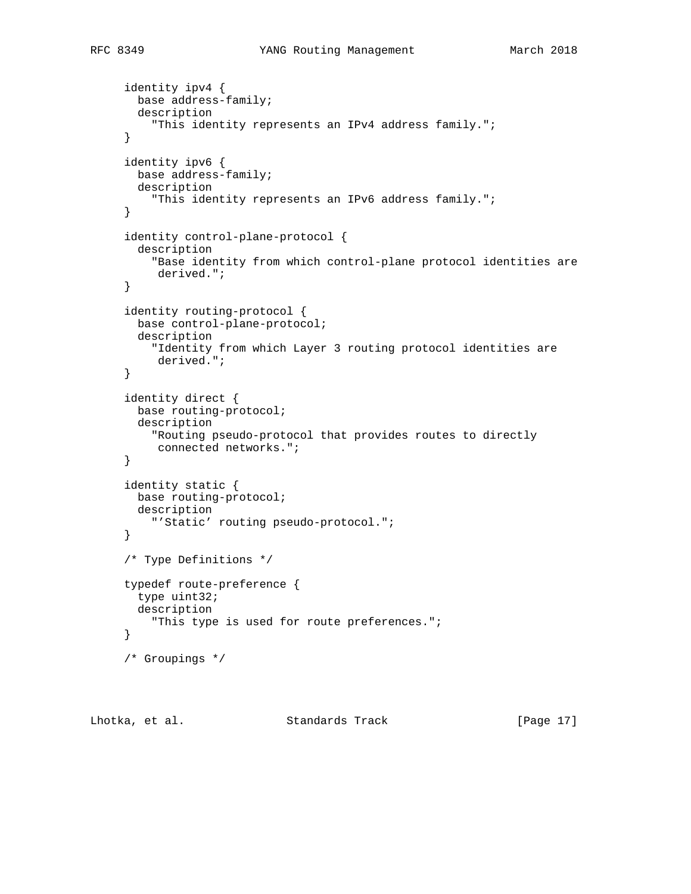```
     identity ipv4 {
       base address-family;
       description
         "This identity represents an IPv4 address family.";
     }

     identity ipv6 {
       base address-family;
       description
         "This identity represents an IPv6 address family.";
     }

     identity control-plane-protocol {
       description
         "Base identity from which control-plane protocol identities are
          derived.";
     }

     identity routing-protocol {
       base control-plane-protocol;
       description
         "Identity from which Layer 3 routing protocol identities are
          derived.";
     }

     identity direct {
       base routing-protocol;
       description
         "Routing pseudo-protocol that provides routes to directly
          connected networks.";
     }

     identity static {
       base routing-protocol;
       description
         "'Static' routing pseudo-protocol.";
     }

     /* Type Definitions */

     typedef route-preference {
       type uint32;
       description
         "This type is used for route preferences.";
     }

     /* Groupings */
```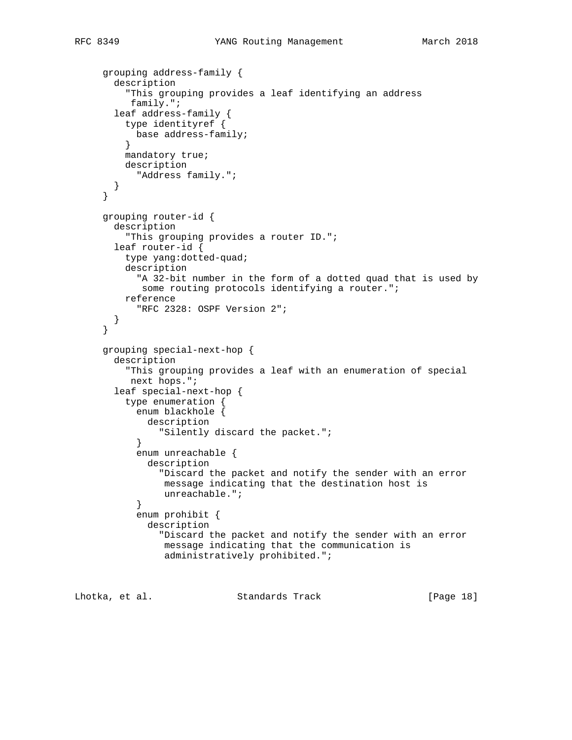```
     grouping address-family {
       description
         "This grouping provides a leaf identifying an address
          family.";
       leaf address-family {
         type identityref {
           base address-family;
         }
         mandatory true;
         description
           "Address family.";
       }
     }

     grouping router-id {
       description
         "This grouping provides a router ID.";
       leaf router-id {
         type yang:dotted-quad;
         description
           "A 32-bit number in the form of a dotted quad that is used by
            some routing protocols identifying a router.";
         reference
           "RFC 2328: OSPF Version 2";
       }
     }

     grouping special-next-hop {
       description
         "This grouping provides a leaf with an enumeration of special
          next hops.";
       leaf special-next-hop {
         type enumeration {
           enum blackhole {
             description
               "Silently discard the packet.";
           }
           enum unreachable {
             description
               "Discard the packet and notify the sender with an error
                message indicating that the destination host is
                unreachable.";
           }
           enum prohibit {
             description
               "Discard the packet and notify the sender with an error
                message indicating that the communication is
                administratively prohibited.";
```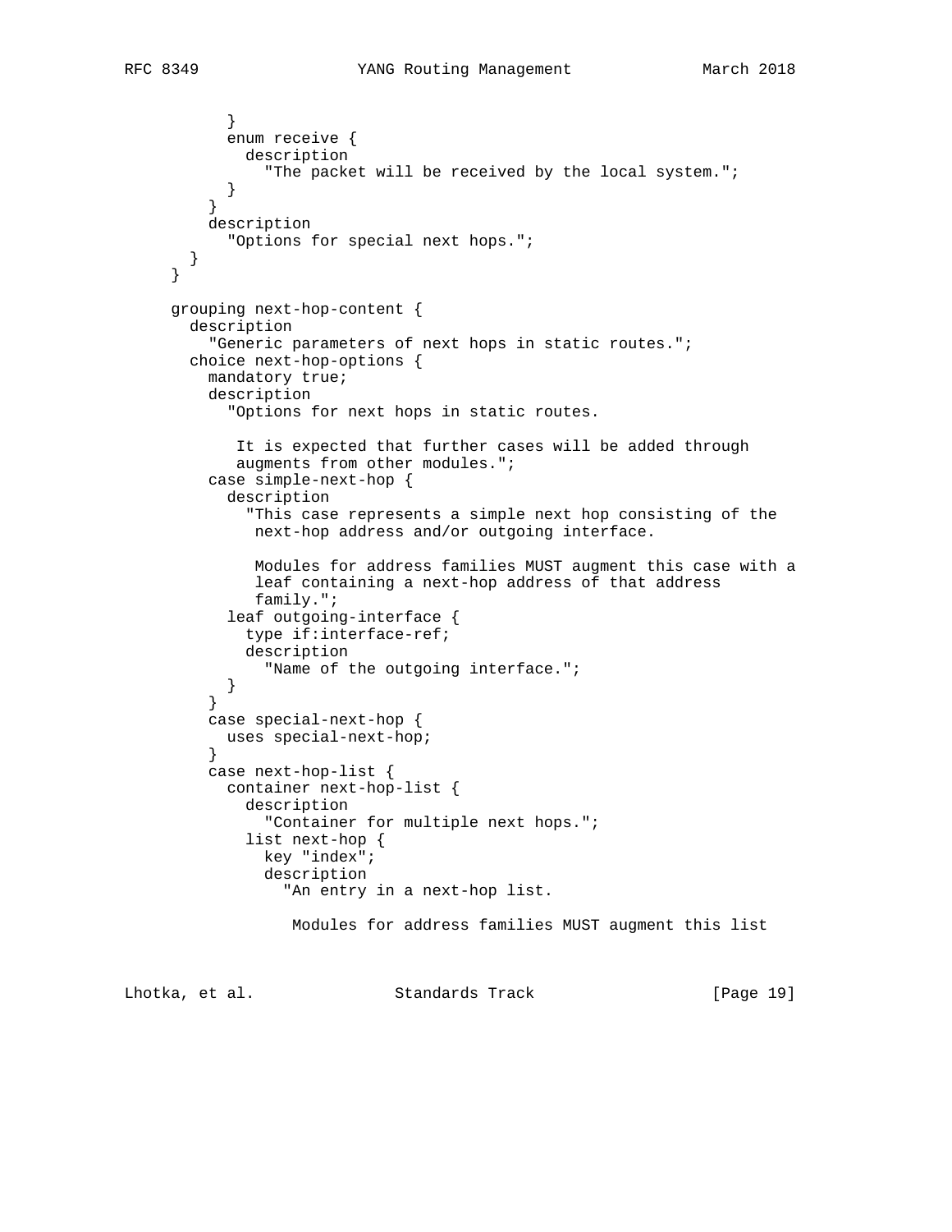```
          }
          enum receive {
            description
              "The packet will be received by the local system.";
          }
        }
        description
          "Options for special next hops.";
      }
    }

    grouping next-hop-content {
      description
        "Generic parameters of next hops in static routes.";
      choice next-hop-options {
        mandatory true;
        description
          "Options for next hops in static routes.

           It is expected that further cases will be added through
           augments from other modules.";
        case simple-next-hop {
          description
            "This case represents a simple next hop consisting of the
             next-hop address and/or outgoing interface.

             Modules for address families MUST augment this case with a
             leaf containing a next-hop address of that address
             family.";
          leaf outgoing-interface {
            type if:interface-ref;
            description
              "Name of the outgoing interface.";
          }
        }
        case special-next-hop {
          uses special-next-hop;
        }
        case next-hop-list {
          container next-hop-list {
            description
              "Container for multiple next hops.";
            list next-hop {
              key "index";
              description
                "An entry in a next-hop list.

                 Modules for address families MUST augment this list
```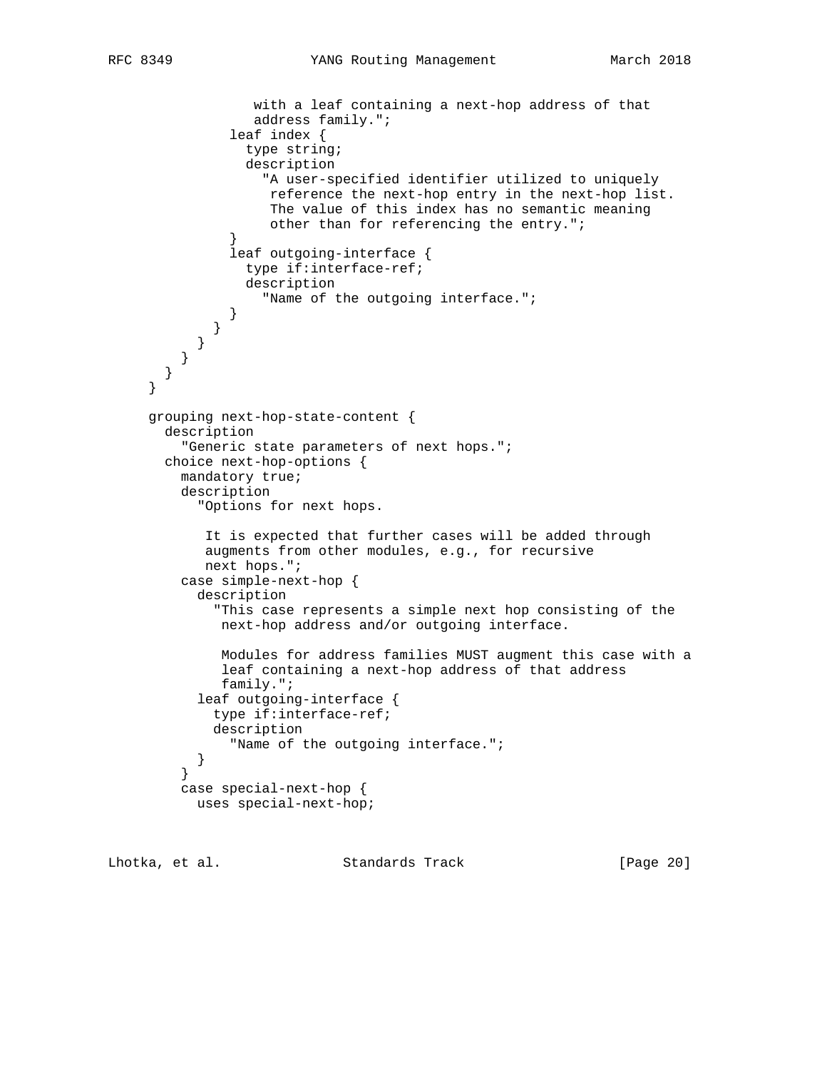```
                 with a leaf containing a next-hop address of that
                 address family.";
              leaf index {
                type string;
                description
                  "A user-specified identifier utilized to uniquely
                   reference the next-hop entry in the next-hop list.
                   The value of this index has no semantic meaning
                   other than for referencing the entry.";
              }
              leaf outgoing-interface {
                type if:interface-ref;
                description
                  "Name of the outgoing interface.";
              }
            }
          }
        }
      }
    }

    grouping next-hop-state-content {
      description
        "Generic state parameters of next hops.";
      choice next-hop-options {
        mandatory true;
        description
          "Options for next hops.

           It is expected that further cases will be added through
           augments from other modules, e.g., for recursive
           next hops.";
        case simple-next-hop {
          description
            "This case represents a simple next hop consisting of the
             next-hop address and/or outgoing interface.

             Modules for address families MUST augment this case with a
             leaf containing a next-hop address of that address
             family.";
          leaf outgoing-interface {
            type if:interface-ref;
            description
              "Name of the outgoing interface.";
          }
        }
        case special-next-hop {
          uses special-next-hop;
```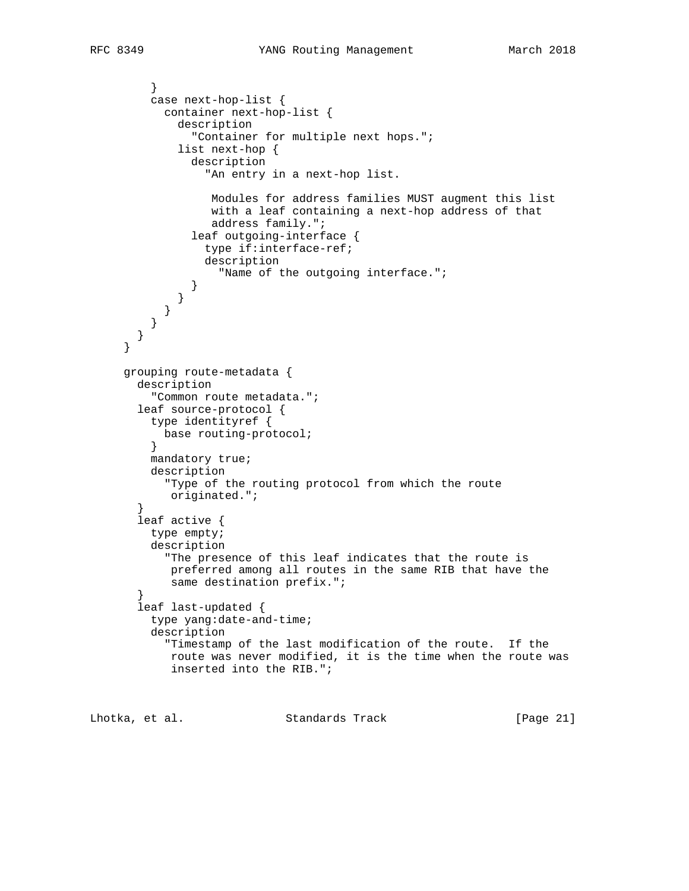```
         }
         case next-hop-list {
           container next-hop-list {
             description
               "Container for multiple next hops.";
             list next-hop {
               description
                 "An entry in a next-hop list.

                  Modules for address families MUST augment this list
                  with a leaf containing a next-hop address of that
                  address family.";
               leaf outgoing-interface {
                 type if:interface-ref;
                 description
                   "Name of the outgoing interface.";
               }
             }
           }
         }
       }
     }

     grouping route-metadata {
       description
         "Common route metadata.";
       leaf source-protocol {
         type identityref {
           base routing-protocol;
         }
         mandatory true;
         description
           "Type of the routing protocol from which the route
            originated.";
       }
       leaf active {
         type empty;
         description
           "The presence of this leaf indicates that the route is
            preferred among all routes in the same RIB that have the
            same destination prefix.";
       }
       leaf last-updated {
         type yang:date-and-time;
         description
           "Timestamp of the last modification of the route.  If the
            route was never modified, it is the time when the route was
            inserted into the RIB.";
```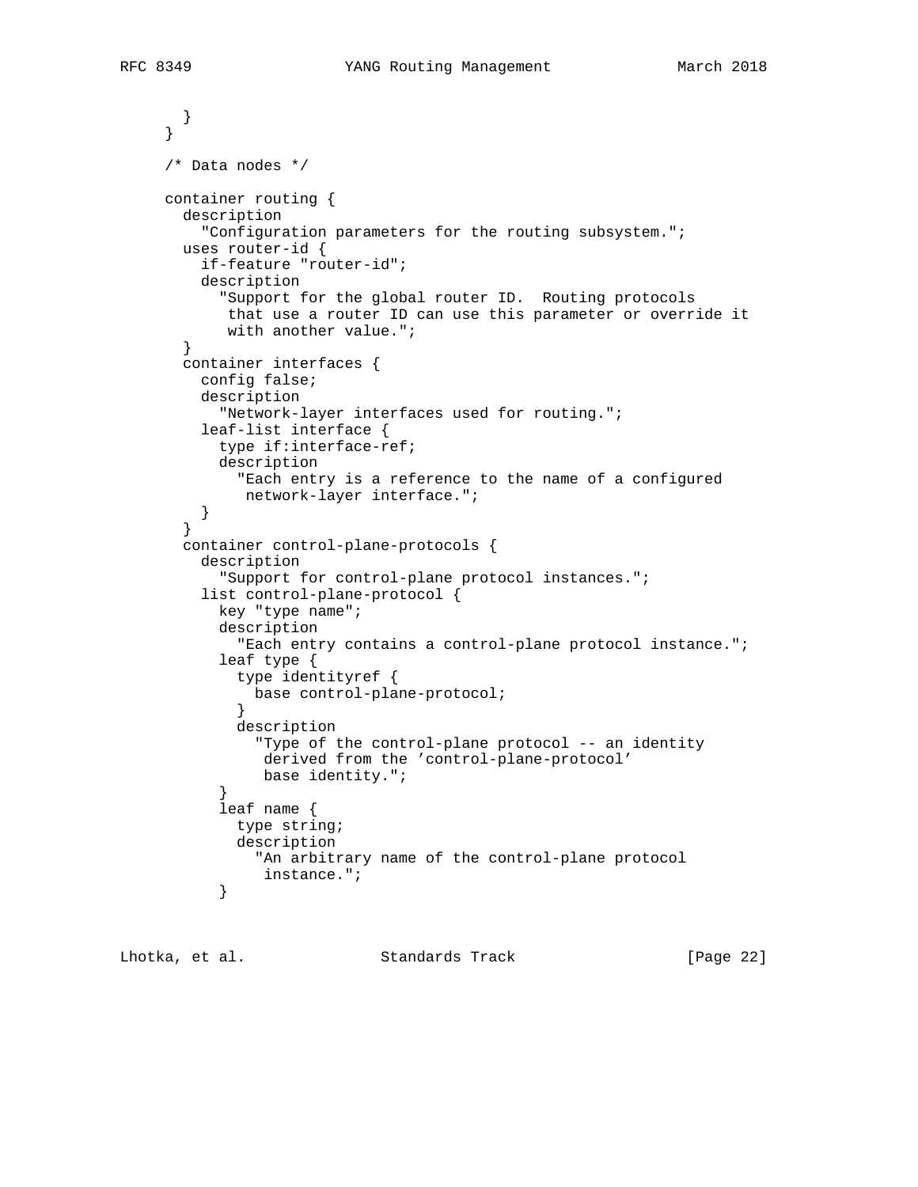```
      }
    }

    /* Data nodes */

    container routing {
      description
        "Configuration parameters for the routing subsystem.";
      uses router-id {
        if-feature "router-id";
        description
          "Support for the global router ID.  Routing protocols
           that use a router ID can use this parameter or override it
           with another value.";
      }
      container interfaces {
        config false;
        description
          "Network-layer interfaces used for routing.";
        leaf-list interface {
          type if:interface-ref;
          description
            "Each entry is a reference to the name of a configured
             network-layer interface.";
        }
      }
      container control-plane-protocols {
        description
          "Support for control-plane protocol instances.";
        list control-plane-protocol {
          key "type name";
          description
            "Each entry contains a control-plane protocol instance.";
          leaf type {
            type identityref {
              base control-plane-protocol;
            }
            description
              "Type of the control-plane protocol -- an identity
               derived from the 'control-plane-protocol'
               base identity.";
          }
          leaf name {
            type string;
            description
              "An arbitrary name of the control-plane protocol
               instance.";
          }
```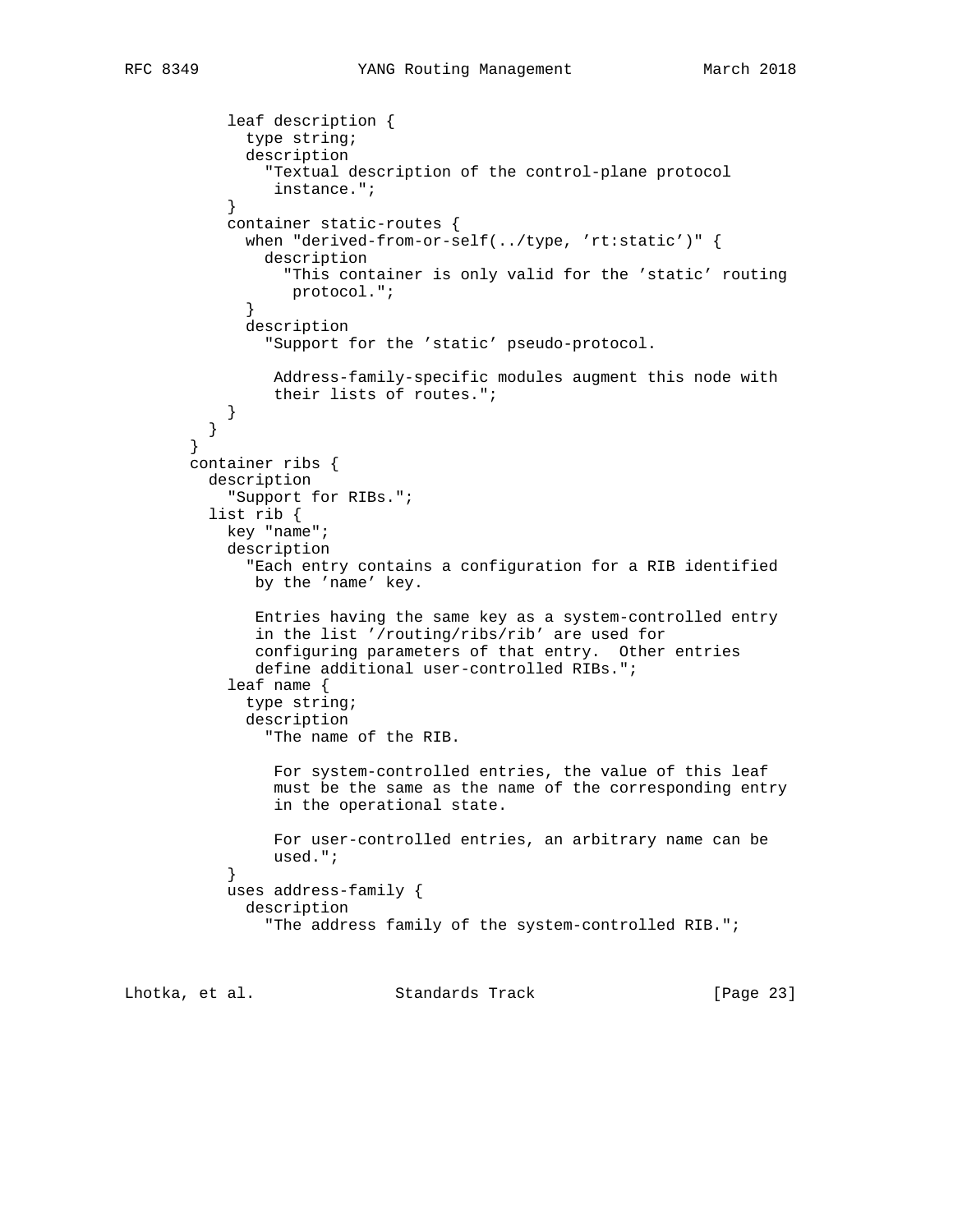```
          leaf description {
            type string;
            description
              "Textual description of the control-plane protocol
               instance.";
          }
          container static-routes {
            when "derived-from-or-self(../type, 'rt:static')" {
              description
                "This container is only valid for the 'static' routing
                 protocol.";
            }
            description
              "Support for the 'static' pseudo-protocol.

               Address-family-specific modules augment this node with
               their lists of routes.";
          }
        }
      }
      container ribs {
        description
          "Support for RIBs.";
        list rib {
          key "name";
          description
            "Each entry contains a configuration for a RIB identified
             by the 'name' key.

             Entries having the same key as a system-controlled entry
             in the list '/routing/ribs/rib' are used for
             configuring parameters of that entry.  Other entries
             define additional user-controlled RIBs.";
          leaf name {
            type string;
            description
              "The name of the RIB.

               For system-controlled entries, the value of this leaf
               must be the same as the name of the corresponding entry
               in the operational state.

               For user-controlled entries, an arbitrary name can be
               used.";
          }
          uses address-family {
            description
              "The address family of the system-controlled RIB.";
```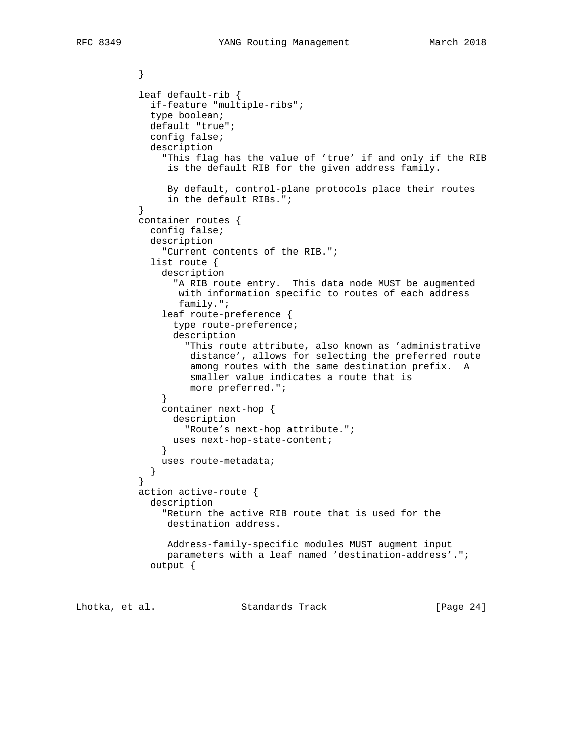```
          }

          leaf default-rib {
            if-feature "multiple-ribs";
            type boolean;
            default "true";
            config false;
            description
              "This flag has the value of 'true' if and only if the RIB
               is the default RIB for the given address family.

               By default, control-plane protocols place their routes
               in the default RIBs.";
          }
          container routes {
            config false;
            description
              "Current contents of the RIB.";
            list route {
              description
                "A RIB route entry.  This data node MUST be augmented
                 with information specific to routes of each address
                 family.";
              leaf route-preference {
                type route-preference;
                description
                  "This route attribute, also known as 'administrative
                   distance', allows for selecting the preferred route
                   among routes with the same destination prefix.  A
                   smaller value indicates a route that is
                   more preferred.";
              }
              container next-hop {
                description
                  "Route's next-hop attribute.";
                uses next-hop-state-content;
              }
              uses route-metadata;
            }
          }
          action active-route {
            description
              "Return the active RIB route that is used for the
               destination address.

               Address-family-specific modules MUST augment input
               parameters with a leaf named 'destination-address'.";
            output {
```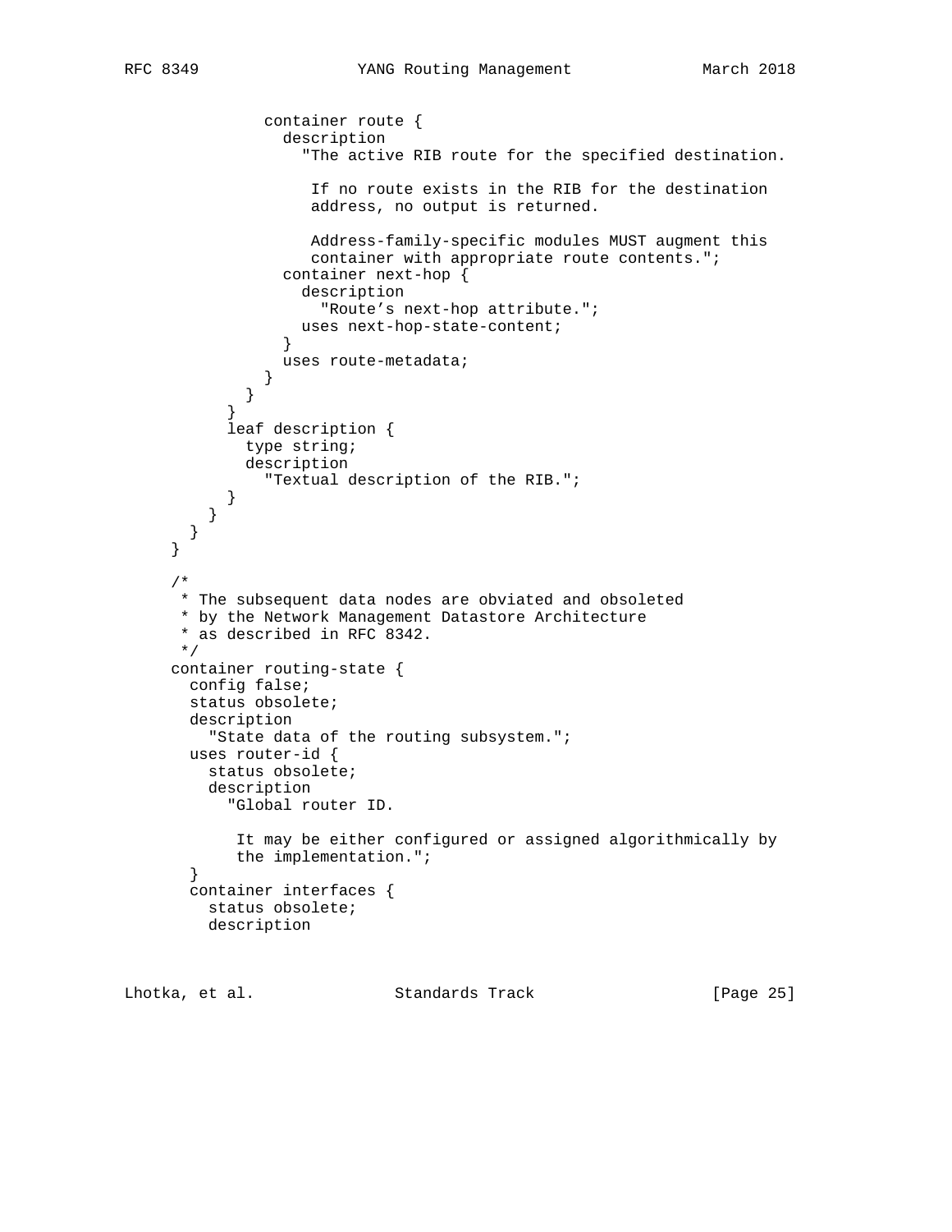```
            container route {
              description
                "The active RIB route for the specified destination.

                 If no route exists in the RIB for the destination
                 address, no output is returned.

                 Address-family-specific modules MUST augment this
                 container with appropriate route contents.";
              container next-hop {
                description
                  "Route's next-hop attribute.";
                uses next-hop-state-content;
              }
              uses route-metadata;
            }
          }
        }
        leaf description {
          type string;
          description
            "Textual description of the RIB.";
        }
      }
    }
  }

  /*
   * The subsequent data nodes are obviated and obsoleted
   * by the Network Management Datastore Architecture
   * as described in RFC 8342.
   */
  container routing-state {
    config false;
    status obsolete;
    description
      "State data of the routing subsystem.";
    uses router-id {
      status obsolete;
      description
        "Global router ID.

         It may be either configured or assigned algorithmically by
         the implementation.";
    }
    container interfaces {
      status obsolete;
      description
```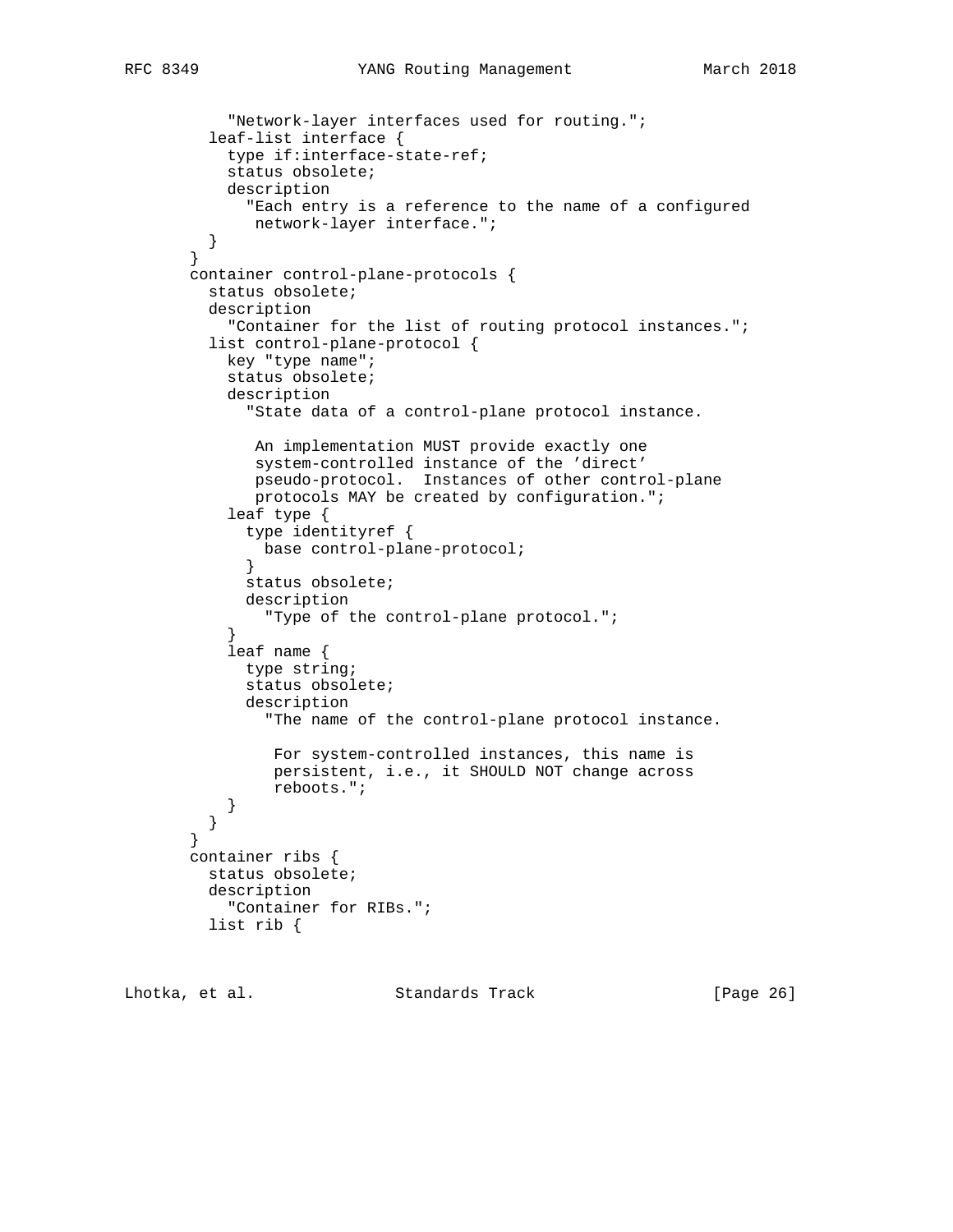```
          "Network-layer interfaces used for routing.";
        leaf-list interface {
          type if:interface-state-ref;
          status obsolete;
          description
            "Each entry is a reference to the name of a configured
             network-layer interface.";
        }
      }
      container control-plane-protocols {
        status obsolete;
        description
          "Container for the list of routing protocol instances.";
        list control-plane-protocol {
          key "type name";
          status obsolete;
          description
            "State data of a control-plane protocol instance.

             An implementation MUST provide exactly one
             system-controlled instance of the 'direct'
             pseudo-protocol.  Instances of other control-plane
             protocols MAY be created by configuration.";
          leaf type {
            type identityref {
              base control-plane-protocol;
            }
            status obsolete;
            description
              "Type of the control-plane protocol.";
          }
          leaf name {
            type string;
            status obsolete;
            description
              "The name of the control-plane protocol instance.

               For system-controlled instances, this name is
               persistent, i.e., it SHOULD NOT change across
               reboots.";
          }
        }
      }
      container ribs {
        status obsolete;
        description
          "Container for RIBs.";
        list rib {
```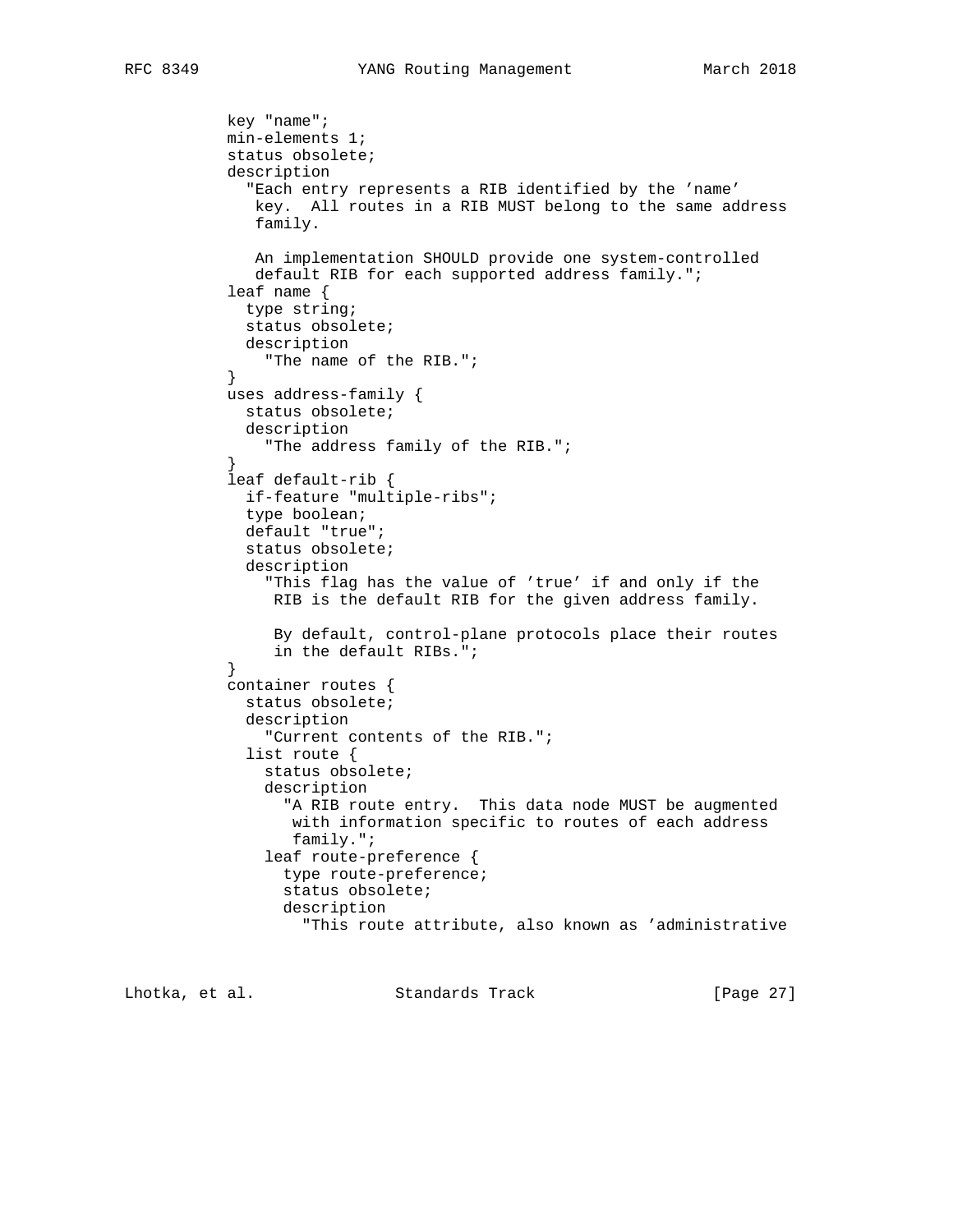```
         key "name";
         min-elements 1;
         status obsolete;
         description
           "Each entry represents a RIB identified by the 'name'
            key.  All routes in a RIB MUST belong to the same address
            family.

            An implementation SHOULD provide one system-controlled
            default RIB for each supported address family.";
         leaf name {
           type string;
           status obsolete;
           description
             "The name of the RIB.";
         }
         uses address-family {
           status obsolete;
           description
             "The address family of the RIB.";
         }
         leaf default-rib {
           if-feature "multiple-ribs";
           type boolean;
           default "true";
           status obsolete;
           description
             "This flag has the value of 'true' if and only if the
              RIB is the default RIB for the given address family.

              By default, control-plane protocols place their routes
              in the default RIBs.";
         }
         container routes {
           status obsolete;
           description
             "Current contents of the RIB.";
           list route {
             status obsolete;
             description
               "A RIB route entry.  This data node MUST be augmented
                with information specific to routes of each address
                family.";
             leaf route-preference {
               type route-preference;
               status obsolete;
               description
                 "This route attribute, also known as 'administrative
```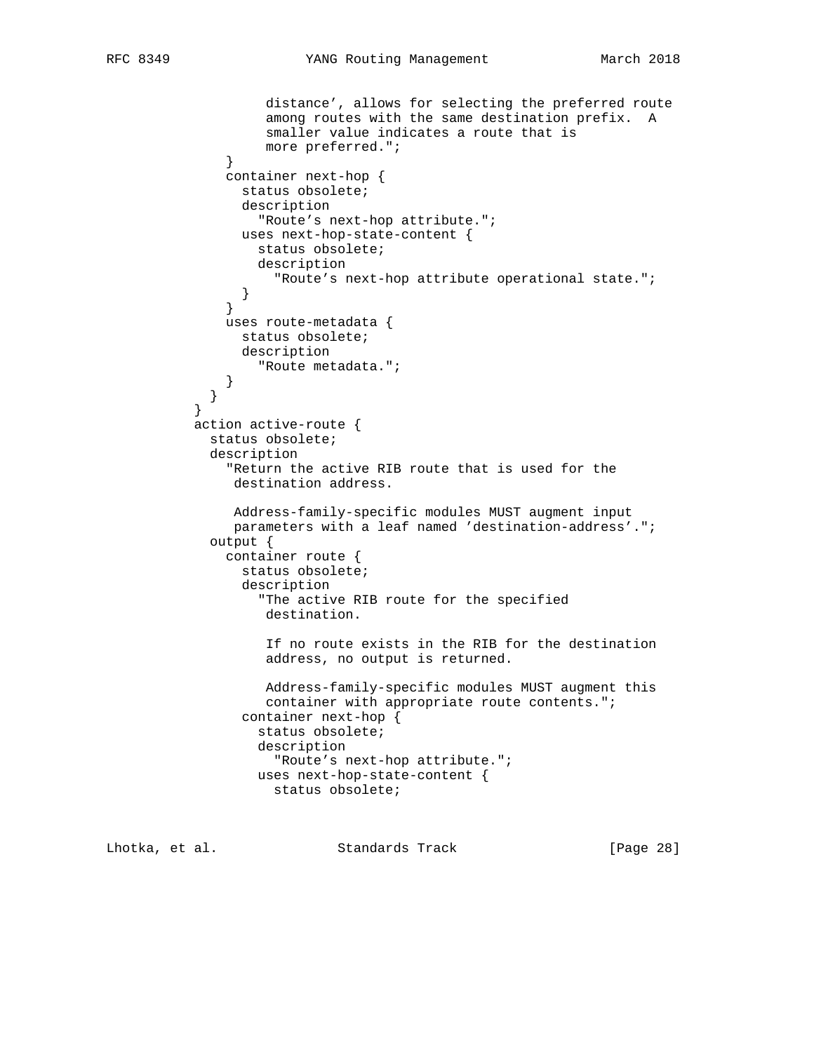```
                 distance', allows for selecting the preferred route
                 among routes with the same destination prefix.  A
                 smaller value indicates a route that is
                 more preferred.";
            }
            container next-hop {
              status obsolete;
              description
                "Route's next-hop attribute.";
              uses next-hop-state-content {
                status obsolete;
                description
                  "Route's next-hop attribute operational state.";
              }
            }
            uses route-metadata {
              status obsolete;
              description
                "Route metadata.";
            }
          }
        }
        action active-route {
          status obsolete;
          description
            "Return the active RIB route that is used for the
             destination address.

             Address-family-specific modules MUST augment input
             parameters with a leaf named 'destination-address'.";
          output {
            container route {
              status obsolete;
              description
                "The active RIB route for the specified
                 destination.

                 If no route exists in the RIB for the destination
                 address, no output is returned.

                 Address-family-specific modules MUST augment this
                 container with appropriate route contents.";
              container next-hop {
                status obsolete;
                description
                  "Route's next-hop attribute.";
                uses next-hop-state-content {
                  status obsolete;
```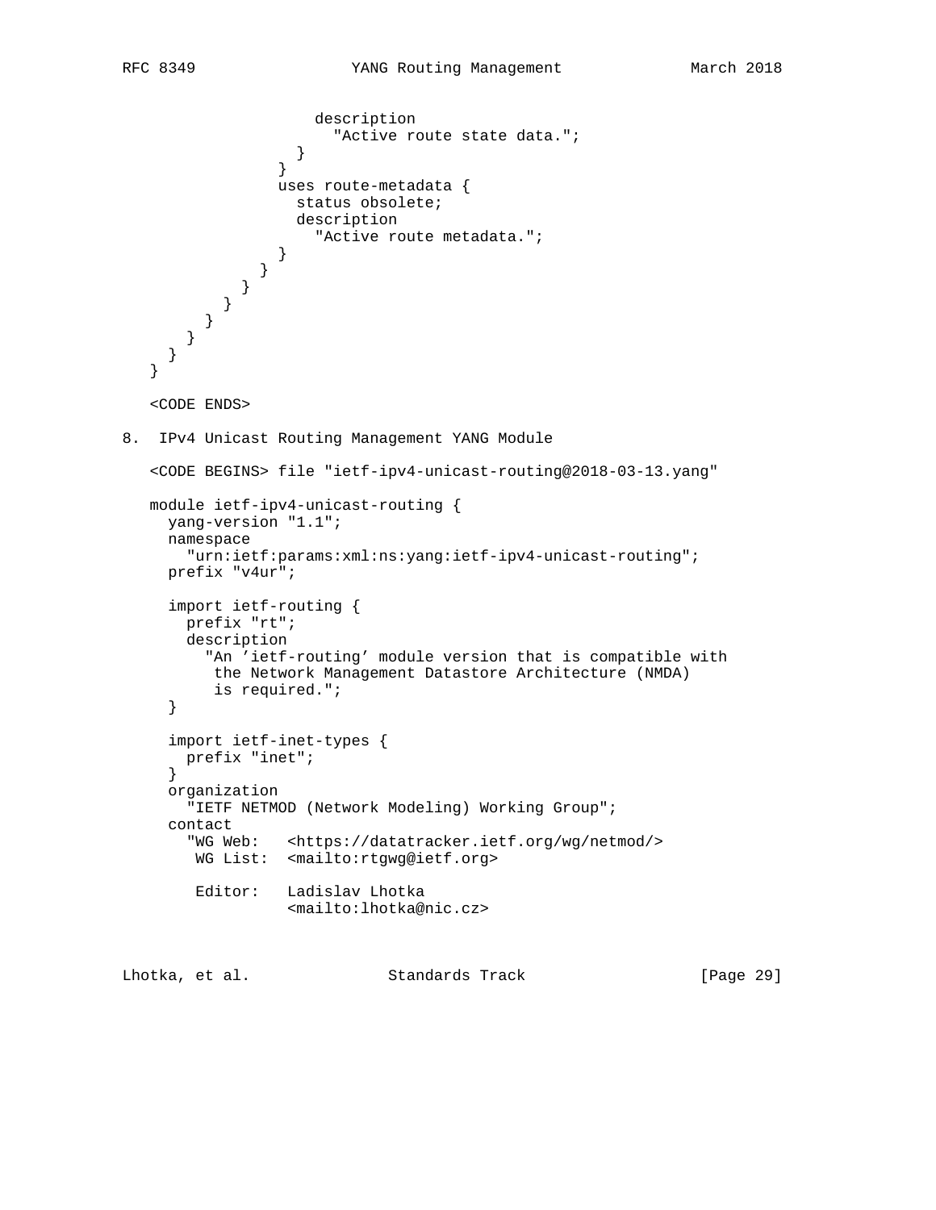```
                    description
                      "Active route state data.";
                  }
                }
                uses route-metadata {
                  status obsolete;
                  description
                    "Active route metadata.";
                }
              }
            }
          }
        }
      }
    }
  }
```

<CODE ENDS>

## 8. IPv4 Unicast Routing Management YANG Module

<CODE BEGINS> file "ietf-ipv4-unicast-routing@2018-03-13.yang"

```
module ietf-ipv4-unicast-routing {
  yang-version "1.1";
  namespace
    "urn:ietf:params:xml:ns:yang:ietf-ipv4-unicast-routing";
  prefix "v4ur";

  import ietf-routing {
    prefix "rt";
    description
      "An 'ietf-routing' module version that is compatible with
       the Network Management Datastore Architecture (NMDA)
       is required.";
  }

  import ietf-inet-types {
    prefix "inet";
  }
  organization
    "IETF NETMOD (Network Modeling) Working Group";
  contact
    "WG Web:   <https://datatracker.ietf.org/wg/netmod/>
     WG List:  <mailto:rtgwg@ietf.org>

     Editor:   Ladislav Lhotka
               <mailto:lhotka@nic.cz>
```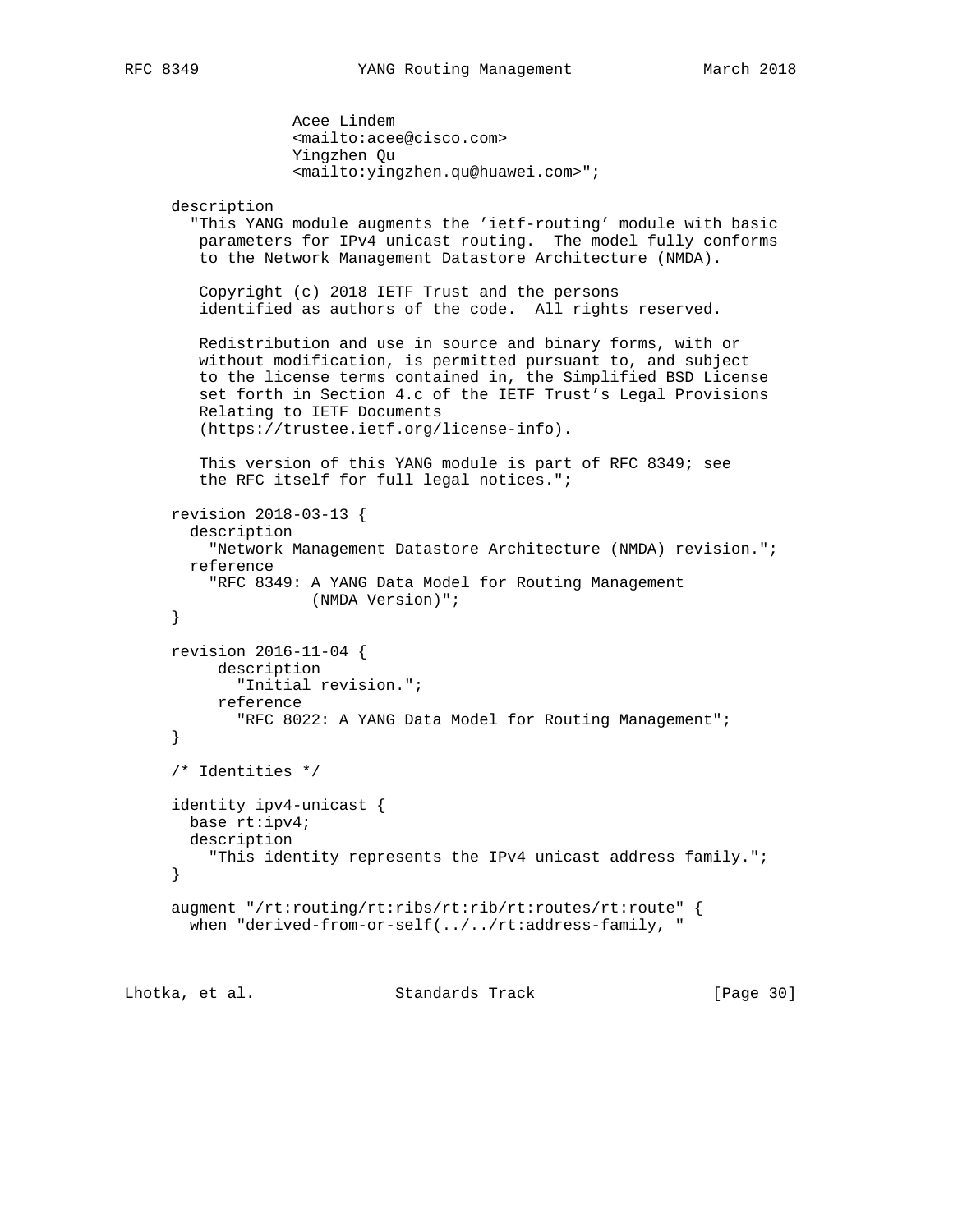```
                 Acee Lindem
                 <mailto:acee@cisco.com>
                 Yingzhen Qu
                 <mailto:yingzhen.qu@huawei.com>";

     description
       "This YANG module augments the 'ietf-routing' module with basic
        parameters for IPv4 unicast routing.  The model fully conforms
        to the Network Management Datastore Architecture (NMDA).

        Copyright (c) 2018 IETF Trust and the persons
        identified as authors of the code.  All rights reserved.

        Redistribution and use in source and binary forms, with or
        without modification, is permitted pursuant to, and subject
        to the license terms contained in, the Simplified BSD License
        set forth in Section 4.c of the IETF Trust's Legal Provisions
        Relating to IETF Documents
        (https://trustee.ietf.org/license-info).

        This version of this YANG module is part of RFC 8349; see
        the RFC itself for full legal notices.";

     revision 2018-03-13 {
       description
         "Network Management Datastore Architecture (NMDA) revision.";
       reference
         "RFC 8349: A YANG Data Model for Routing Management
                    (NMDA Version)";
     }

     revision 2016-11-04 {
          description
            "Initial revision.";
          reference
            "RFC 8022: A YANG Data Model for Routing Management";
     }

     /* Identities */

     identity ipv4-unicast {
       base rt:ipv4;
       description
         "This identity represents the IPv4 unicast address family.";
     }

     augment "/rt:routing/rt:ribs/rt:rib/rt:routes/rt:route" {
       when "derived-from-or-self(../../rt:address-family, "
```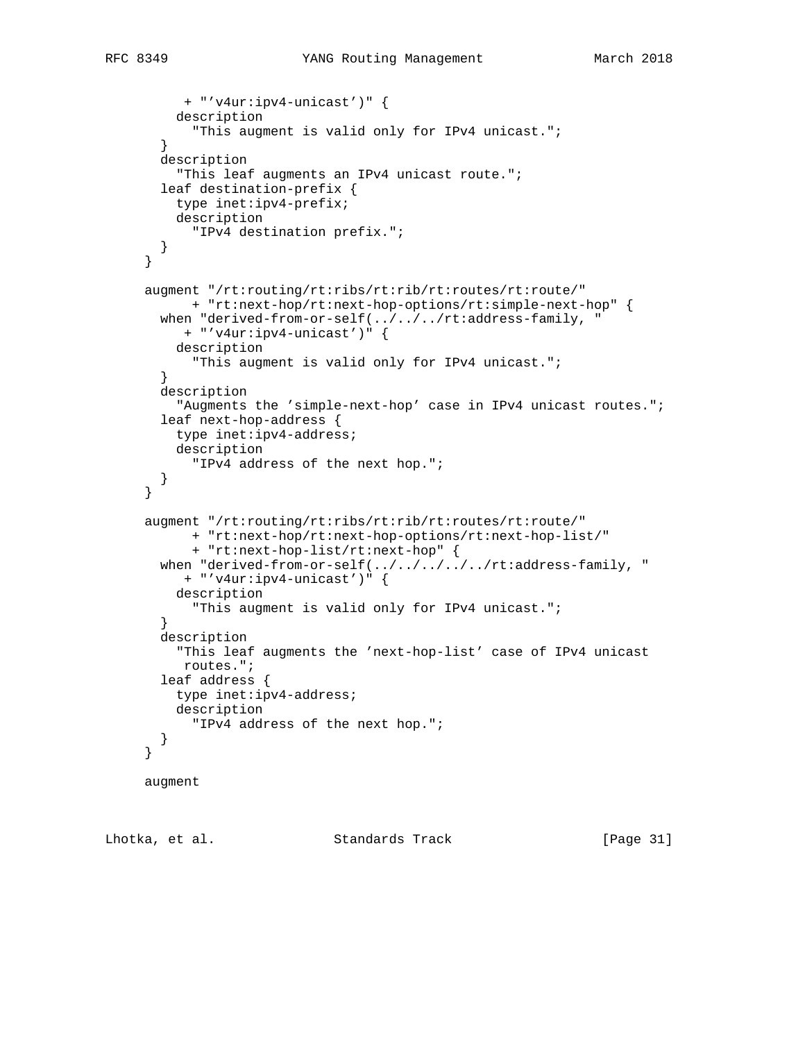```
         + "'v4ur:ipv4-unicast')" {
        description
          "This augment is valid only for IPv4 unicast.";
      }
      description
        "This leaf augments an IPv4 unicast route.";
      leaf destination-prefix {
        type inet:ipv4-prefix;
        description
          "IPv4 destination prefix.";
      }
    }

    augment "/rt:routing/rt:ribs/rt:rib/rt:routes/rt:route/"
          + "rt:next-hop/rt:next-hop-options/rt:simple-next-hop" {
      when "derived-from-or-self(../../../rt:address-family, "
         + "'v4ur:ipv4-unicast')" {
        description
          "This augment is valid only for IPv4 unicast.";
      }
      description
        "Augments the 'simple-next-hop' case in IPv4 unicast routes.";
      leaf next-hop-address {
        type inet:ipv4-address;
        description
          "IPv4 address of the next hop.";
      }
    }

    augment "/rt:routing/rt:ribs/rt:rib/rt:routes/rt:route/"
          + "rt:next-hop/rt:next-hop-options/rt:next-hop-list/"
          + "rt:next-hop-list/rt:next-hop" {
      when "derived-from-or-self(../../../../../rt:address-family, "
         + "'v4ur:ipv4-unicast')" {
        description
          "This augment is valid only for IPv4 unicast.";
      }
      description
        "This leaf augments the 'next-hop-list' case of IPv4 unicast
         routes.";
      leaf address {
        type inet:ipv4-address;
        description
          "IPv4 address of the next hop.";
      }
    }

    augment
```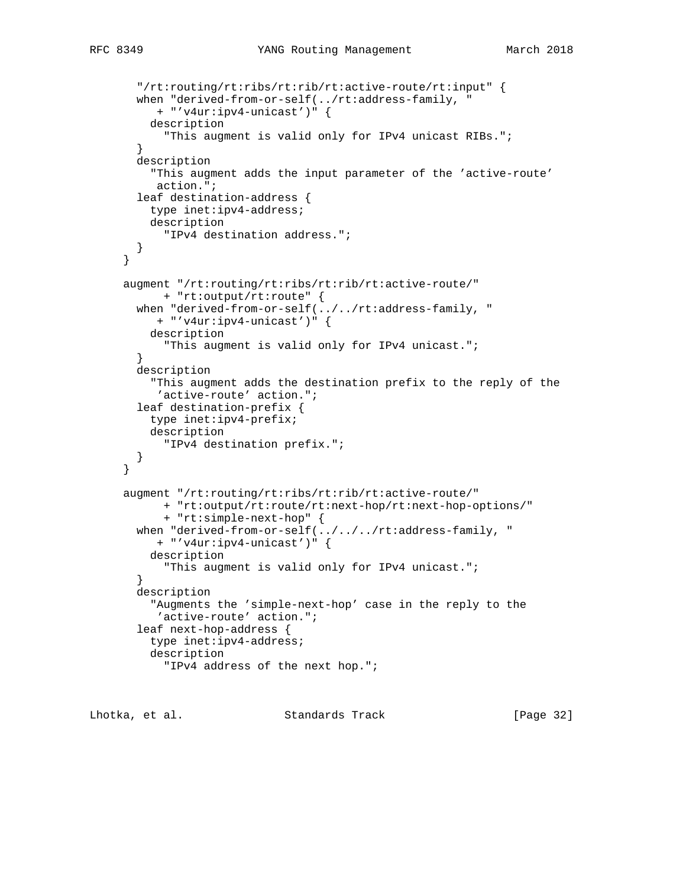```
       "/rt:routing/rt:ribs/rt:rib/rt:active-route/rt:input" {
       when "derived-from-or-self(../rt:address-family, "
          + "'v4ur:ipv4-unicast')" {
         description
           "This augment is valid only for IPv4 unicast RIBs.";
       }
       description
         "This augment adds the input parameter of the 'active-route'
          action.";
       leaf destination-address {
         type inet:ipv4-address;
         description
           "IPv4 destination address.";
       }
     }

     augment "/rt:routing/rt:ribs/rt:rib/rt:active-route/"
           + "rt:output/rt:route" {
       when "derived-from-or-self(../../rt:address-family, "
          + "'v4ur:ipv4-unicast')" {
         description
           "This augment is valid only for IPv4 unicast.";
       }
       description
         "This augment adds the destination prefix to the reply of the
          'active-route' action.";
       leaf destination-prefix {
         type inet:ipv4-prefix;
         description
           "IPv4 destination prefix.";
       }
     }

     augment "/rt:routing/rt:ribs/rt:rib/rt:active-route/"
           + "rt:output/rt:route/rt:next-hop/rt:next-hop-options/"
           + "rt:simple-next-hop" {
       when "derived-from-or-self(../../../rt:address-family, "
          + "'v4ur:ipv4-unicast')" {
         description
           "This augment is valid only for IPv4 unicast.";
       }
       description
         "Augments the 'simple-next-hop' case in the reply to the
          'active-route' action.";
       leaf next-hop-address {
         type inet:ipv4-address;
         description
           "IPv4 address of the next hop.";
```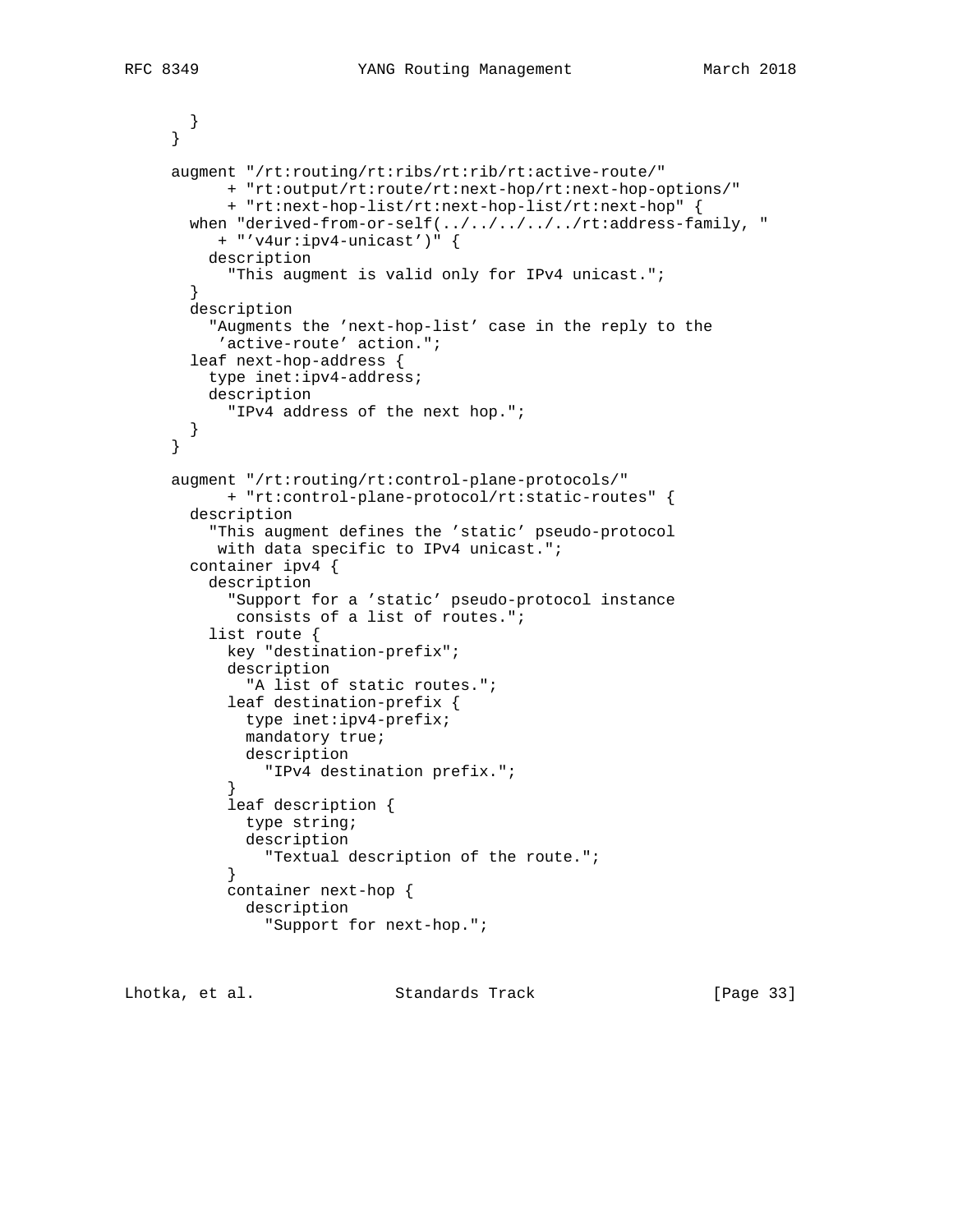```
       }
     }

     augment "/rt:routing/rt:ribs/rt:rib/rt:active-route/"
           + "rt:output/rt:route/rt:next-hop/rt:next-hop-options/"
           + "rt:next-hop-list/rt:next-hop-list/rt:next-hop" {
       when "derived-from-or-self(../../../../../rt:address-family, "
          + "'v4ur:ipv4-unicast')" {
         description
           "This augment is valid only for IPv4 unicast.";
       }
       description
         "Augments the 'next-hop-list' case in the reply to the
          'active-route' action.";
       leaf next-hop-address {
         type inet:ipv4-address;
         description
           "IPv4 address of the next hop.";
       }
     }

     augment "/rt:routing/rt:control-plane-protocols/"
           + "rt:control-plane-protocol/rt:static-routes" {
       description
         "This augment defines the 'static' pseudo-protocol
          with data specific to IPv4 unicast.";
       container ipv4 {
         description
           "Support for a 'static' pseudo-protocol instance
            consists of a list of routes.";
         list route {
           key "destination-prefix";
           description
             "A list of static routes.";
           leaf destination-prefix {
             type inet:ipv4-prefix;
             mandatory true;
             description
               "IPv4 destination prefix.";
           }
           leaf description {
             type string;
             description
               "Textual description of the route.";
           }
           container next-hop {
             description
               "Support for next-hop.";
```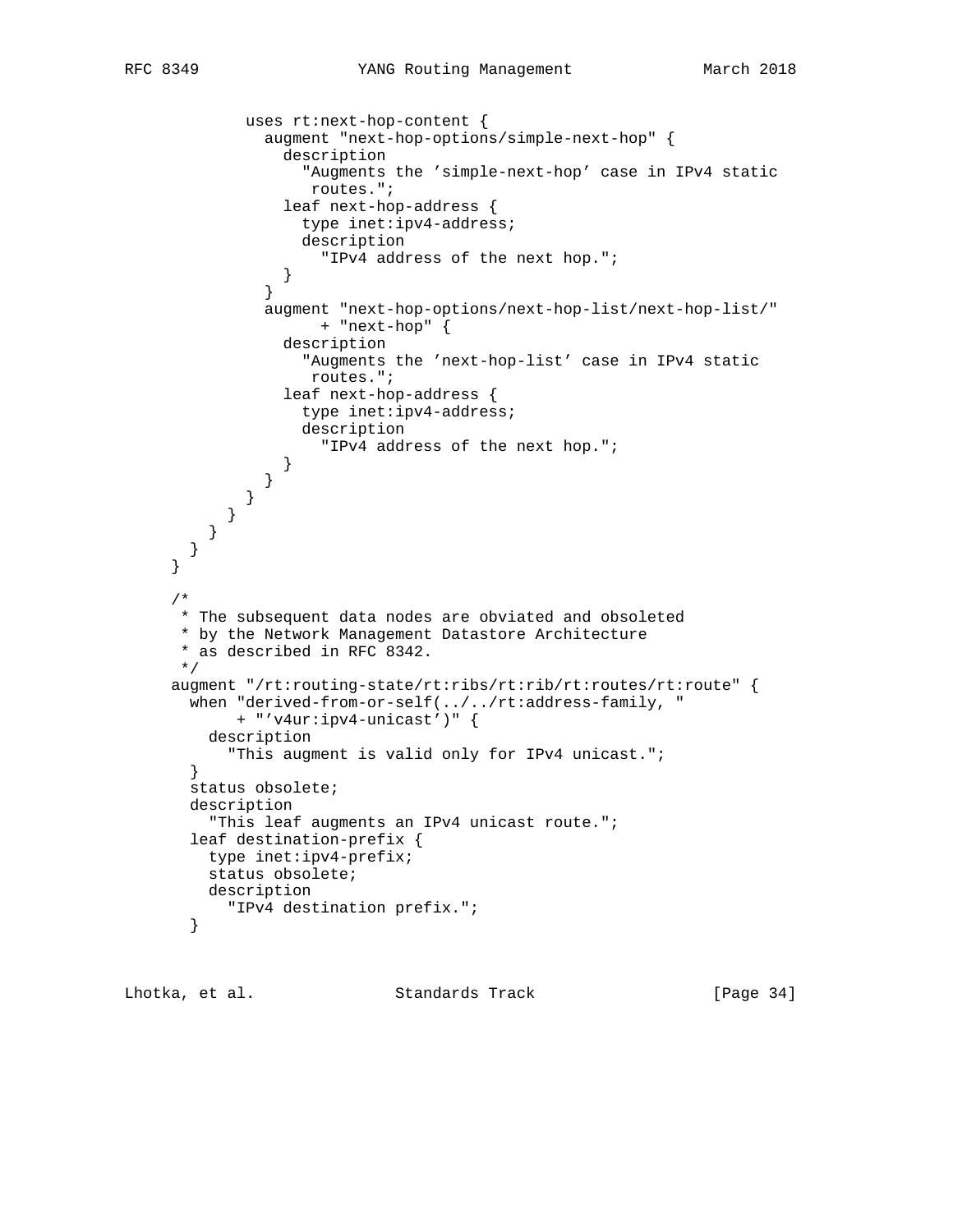```
            uses rt:next-hop-content {
              augment "next-hop-options/simple-next-hop" {
                description
                  "Augments the 'simple-next-hop' case in IPv4 static
                   routes.";
                leaf next-hop-address {
                  type inet:ipv4-address;
                  description
                    "IPv4 address of the next hop.";
                }
              }
              augment "next-hop-options/next-hop-list/next-hop-list/"
                    + "next-hop" {
                description
                  "Augments the 'next-hop-list' case in IPv4 static
                   routes.";
                leaf next-hop-address {
                  type inet:ipv4-address;
                  description
                    "IPv4 address of the next hop.";
                }
              }
            }
          }
        }
      }
    }

    /*
     * The subsequent data nodes are obviated and obsoleted
     * by the Network Management Datastore Architecture
     * as described in RFC 8342.
     */
    augment "/rt:routing-state/rt:ribs/rt:rib/rt:routes/rt:route" {
      when "derived-from-or-self(../../rt:address-family, "
         + "'v4ur:ipv4-unicast')" {
        description
          "This augment is valid only for IPv4 unicast.";
      }
      status obsolete;
      description
        "This leaf augments an IPv4 unicast route.";
      leaf destination-prefix {
        type inet:ipv4-prefix;
        status obsolete;
        description
          "IPv4 destination prefix.";
      }
```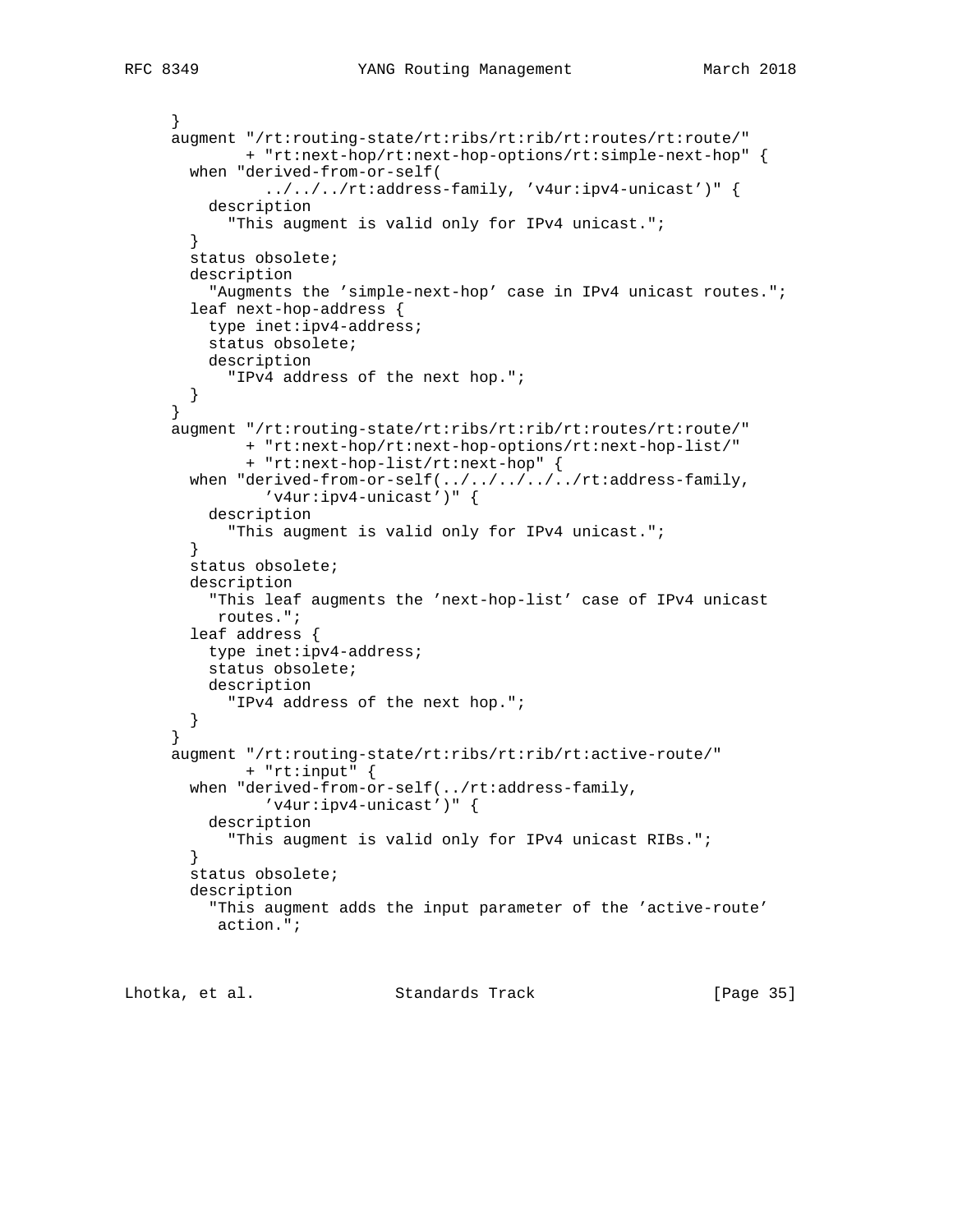```
     }
     augment "/rt:routing-state/rt:ribs/rt:rib/rt:routes/rt:route/"
           + "rt:next-hop/rt:next-hop-options/rt:simple-next-hop" {
       when "derived-from-or-self(
               ../../../rt:address-family, 'v4ur:ipv4-unicast')" {
         description
           "This augment is valid only for IPv4 unicast.";
       }
       status obsolete;
       description
         "Augments the 'simple-next-hop' case in IPv4 unicast routes.";
       leaf next-hop-address {
         type inet:ipv4-address;
         status obsolete;
         description
           "IPv4 address of the next hop.";
       }
     }
     augment "/rt:routing-state/rt:ribs/rt:rib/rt:routes/rt:route/"
           + "rt:next-hop/rt:next-hop-options/rt:next-hop-list/"
           + "rt:next-hop-list/rt:next-hop" {
       when "derived-from-or-self(../../../../../rt:address-family,
               'v4ur:ipv4-unicast')" {
         description
           "This augment is valid only for IPv4 unicast.";
       }
       status obsolete;
       description
         "This leaf augments the 'next-hop-list' case of IPv4 unicast
          routes.";
       leaf address {
         type inet:ipv4-address;
         status obsolete;
         description
           "IPv4 address of the next hop.";
       }
     }
     augment "/rt:routing-state/rt:ribs/rt:rib/rt:active-route/"
           + "rt:input" {
       when "derived-from-or-self(../rt:address-family,
               'v4ur:ipv4-unicast')" {
         description
           "This augment is valid only for IPv4 unicast RIBs.";
       }
       status obsolete;
       description
         "This augment adds the input parameter of the 'active-route'
          action.";
```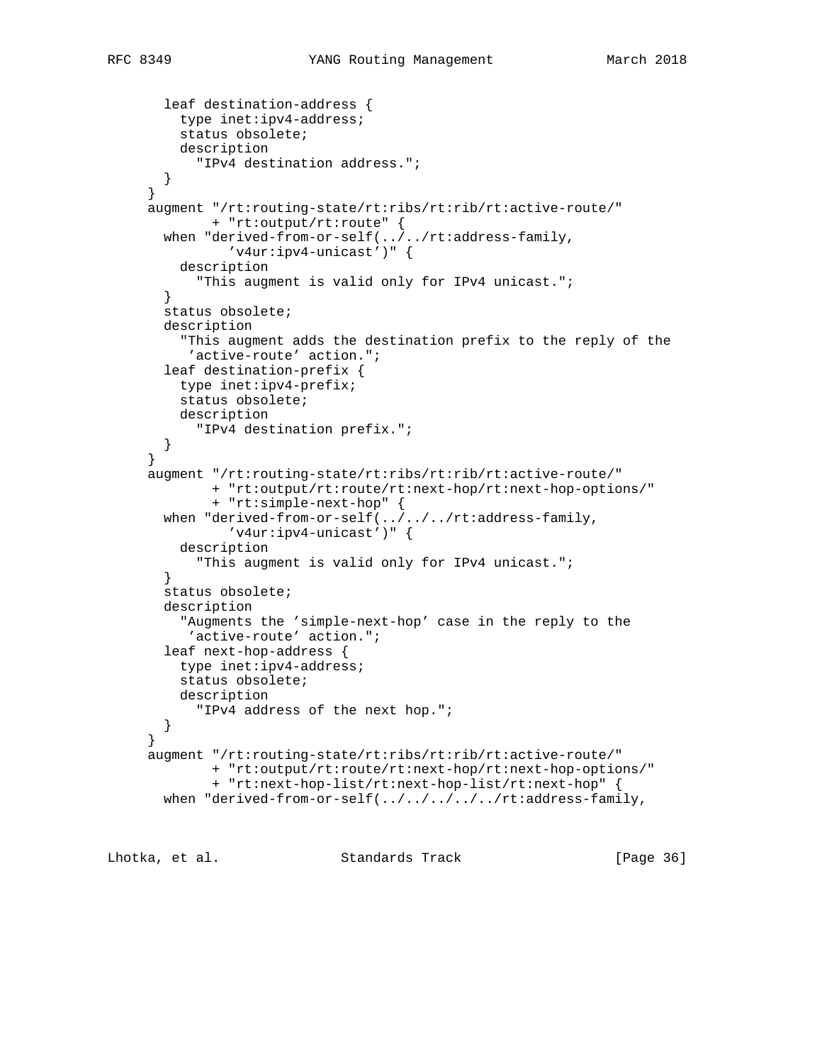```
       leaf destination-address {
         type inet:ipv4-address;
         status obsolete;
         description
           "IPv4 destination address.";
       }
     }
     augment "/rt:routing-state/rt:ribs/rt:rib/rt:active-route/"
           + "rt:output/rt:route" {
       when "derived-from-or-self(../../rt:address-family,
             'v4ur:ipv4-unicast')" {
         description
           "This augment is valid only for IPv4 unicast.";
       }
       status obsolete;
       description
         "This augment adds the destination prefix to the reply of the
          'active-route' action.";
       leaf destination-prefix {
         type inet:ipv4-prefix;
         status obsolete;
         description
           "IPv4 destination prefix.";
       }
     }
     augment "/rt:routing-state/rt:ribs/rt:rib/rt:active-route/"
           + "rt:output/rt:route/rt:next-hop/rt:next-hop-options/"
           + "rt:simple-next-hop" {
       when "derived-from-or-self(../../../rt:address-family,
             'v4ur:ipv4-unicast')" {
         description
           "This augment is valid only for IPv4 unicast.";
       }
       status obsolete;
       description
         "Augments the 'simple-next-hop' case in the reply to the
          'active-route' action.";
       leaf next-hop-address {
         type inet:ipv4-address;
         status obsolete;
         description
           "IPv4 address of the next hop.";
       }
     }
     augment "/rt:routing-state/rt:ribs/rt:rib/rt:active-route/"
           + "rt:output/rt:route/rt:next-hop/rt:next-hop-options/"
           + "rt:next-hop-list/rt:next-hop-list/rt:next-hop" {
       when "derived-from-or-self(../../../../../rt:address-family,
```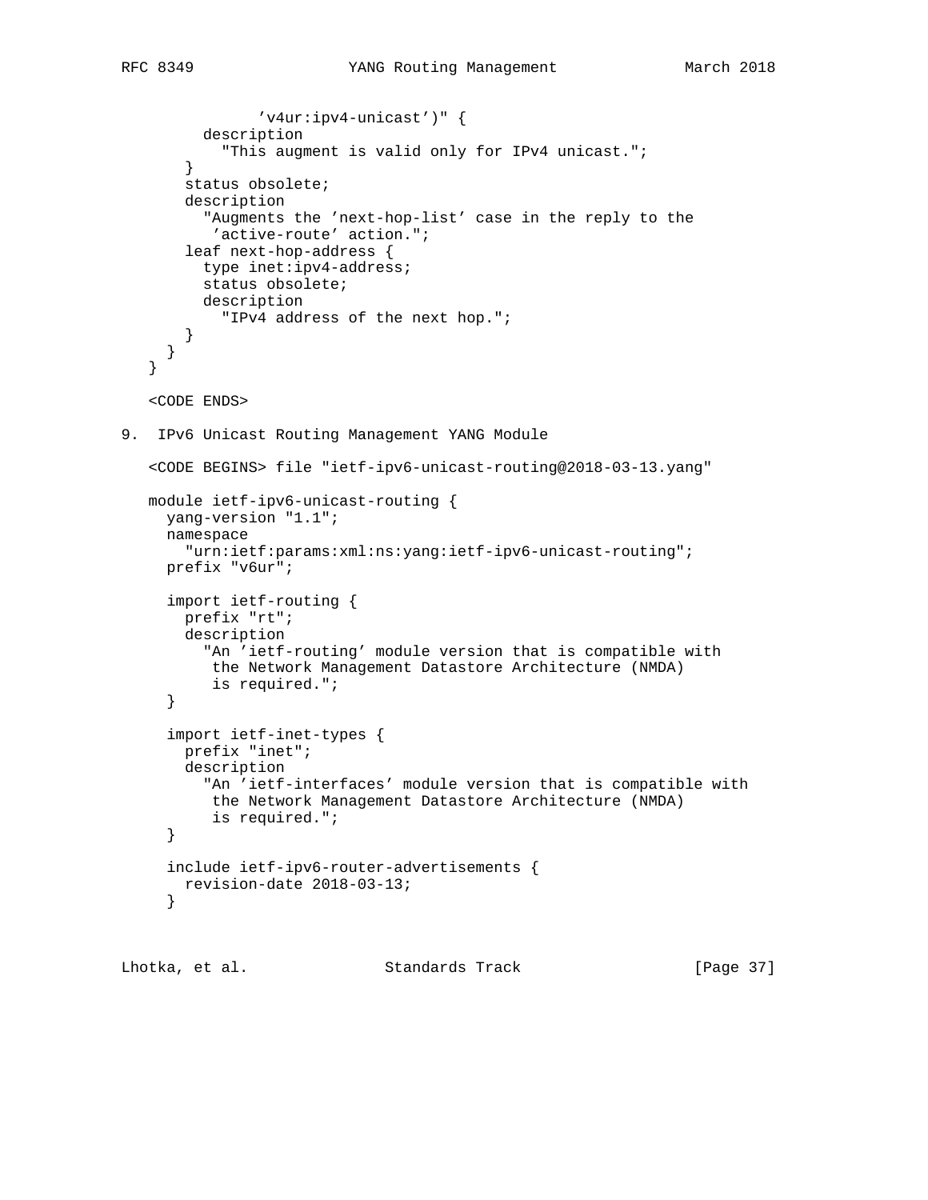```
              'v4ur:ipv4-unicast')" {
        description
          "This augment is valid only for IPv4 unicast.";
      }
      status obsolete;
      description
        "Augments the 'next-hop-list' case in the reply to the
         'active-route' action.";
      leaf next-hop-address {
        type inet:ipv4-address;
        status obsolete;
        description
          "IPv4 address of the next hop.";
      }
    }
  }

  <CODE ENDS>
```

## 9. IPv6 Unicast Routing Management YANG Module

```
  <CODE BEGINS> file "ietf-ipv6-unicast-routing@2018-03-13.yang"

  module ietf-ipv6-unicast-routing {
    yang-version "1.1";
    namespace
      "urn:ietf:params:xml:ns:yang:ietf-ipv6-unicast-routing";
    prefix "v6ur";

    import ietf-routing {
      prefix "rt";
      description
        "An 'ietf-routing' module version that is compatible with
         the Network Management Datastore Architecture (NMDA)
         is required.";
    }

    import ietf-inet-types {
      prefix "inet";
      description
        "An 'ietf-interfaces' module version that is compatible with
         the Network Management Datastore Architecture (NMDA)
         is required.";
    }

    include ietf-ipv6-router-advertisements {
      revision-date 2018-03-13;
    }
```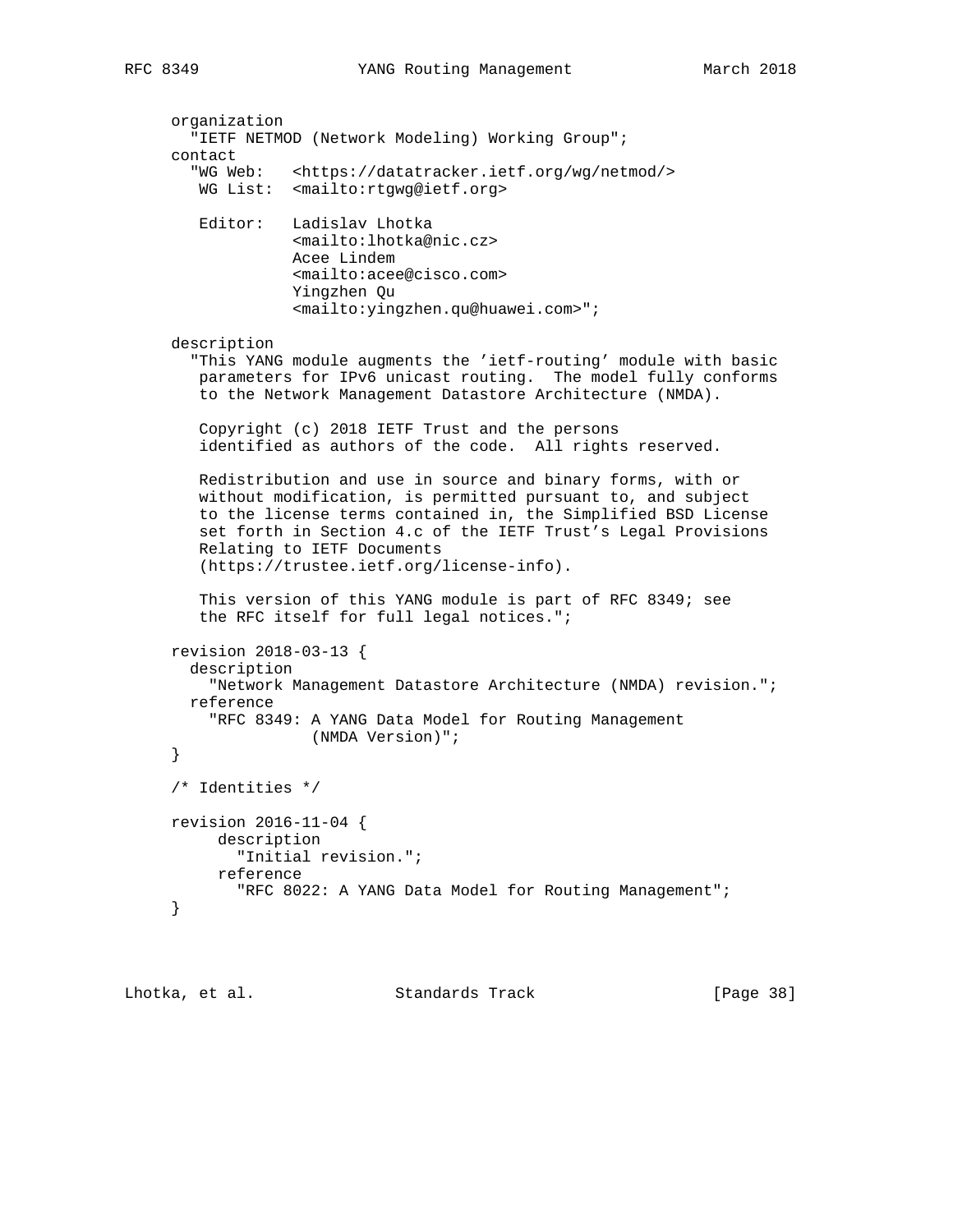```
     organization
       "IETF NETMOD (Network Modeling) Working Group";
     contact
       "WG Web:   <https://datatracker.ietf.org/wg/netmod/>
        WG List:  <mailto:rtgwg@ietf.org>

        Editor:   Ladislav Lhotka
                  <mailto:lhotka@nic.cz>
                  Acee Lindem
                  <mailto:acee@cisco.com>
                  Yingzhen Qu
                  <mailto:yingzhen.qu@huawei.com>";

     description
       "This YANG module augments the 'ietf-routing' module with basic
        parameters for IPv6 unicast routing.  The model fully conforms
        to the Network Management Datastore Architecture (NMDA).

        Copyright (c) 2018 IETF Trust and the persons
        identified as authors of the code.  All rights reserved.

        Redistribution and use in source and binary forms, with or
        without modification, is permitted pursuant to, and subject
        to the license terms contained in, the Simplified BSD License
        set forth in Section 4.c of the IETF Trust's Legal Provisions
        Relating to IETF Documents
        (https://trustee.ietf.org/license-info).

        This version of this YANG module is part of RFC 8349; see
        the RFC itself for full legal notices.";

     revision 2018-03-13 {
       description
         "Network Management Datastore Architecture (NMDA) revision.";
       reference
         "RFC 8349: A YANG Data Model for Routing Management
                    (NMDA Version)";
     }

     /* Identities */

     revision 2016-11-04 {
          description
            "Initial revision.";
          reference
            "RFC 8022: A YANG Data Model for Routing Management";
     }
```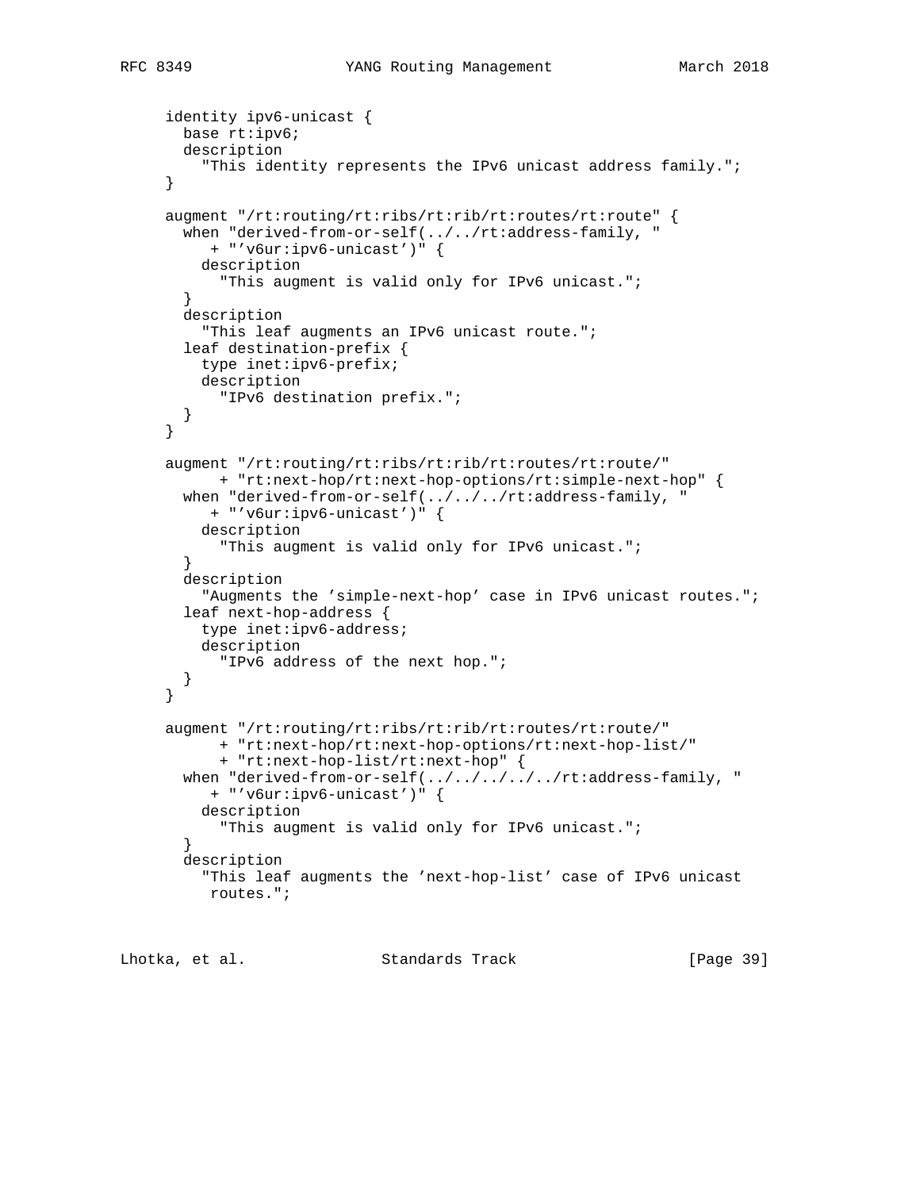```
     identity ipv6-unicast {
       base rt:ipv6;
       description
         "This identity represents the IPv6 unicast address family.";
     }

     augment "/rt:routing/rt:ribs/rt:rib/rt:routes/rt:route" {
       when "derived-from-or-self(../../rt:address-family, "
          + "'v6ur:ipv6-unicast')" {
         description
           "This augment is valid only for IPv6 unicast.";
       }
       description
         "This leaf augments an IPv6 unicast route.";
       leaf destination-prefix {
         type inet:ipv6-prefix;
         description
           "IPv6 destination prefix.";
       }
     }

     augment "/rt:routing/rt:ribs/rt:rib/rt:routes/rt:route/"
           + "rt:next-hop/rt:next-hop-options/rt:simple-next-hop" {
       when "derived-from-or-self(../../../rt:address-family, "
          + "'v6ur:ipv6-unicast')" {
         description
           "This augment is valid only for IPv6 unicast.";
       }
       description
         "Augments the 'simple-next-hop' case in IPv6 unicast routes.";
       leaf next-hop-address {
         type inet:ipv6-address;
         description
           "IPv6 address of the next hop.";
       }
     }

     augment "/rt:routing/rt:ribs/rt:rib/rt:routes/rt:route/"
           + "rt:next-hop/rt:next-hop-options/rt:next-hop-list/"
           + "rt:next-hop-list/rt:next-hop" {
       when "derived-from-or-self(../../../../../rt:address-family, "
          + "'v6ur:ipv6-unicast')" {
         description
           "This augment is valid only for IPv6 unicast.";
       }
       description
         "This leaf augments the 'next-hop-list' case of IPv6 unicast
          routes.";
```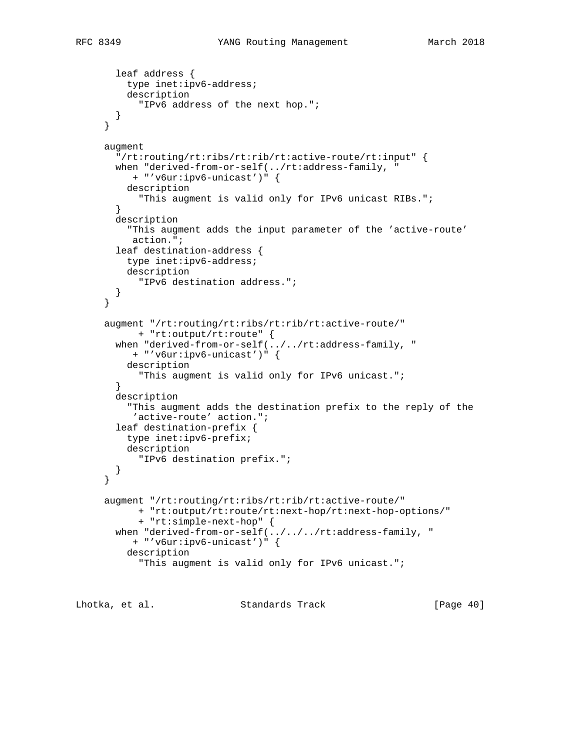```
       leaf address {
         type inet:ipv6-address;
         description
           "IPv6 address of the next hop.";
       }
     }

     augment
       "/rt:routing/rt:ribs/rt:rib/rt:active-route/rt:input" {
       when "derived-from-or-self(../rt:address-family, "
          + "'v6ur:ipv6-unicast')" {
         description
           "This augment is valid only for IPv6 unicast RIBs.";
       }
       description
         "This augment adds the input parameter of the 'active-route'
          action.";
       leaf destination-address {
         type inet:ipv6-address;
         description
           "IPv6 destination address.";
       }
     }

     augment "/rt:routing/rt:ribs/rt:rib/rt:active-route/"
           + "rt:output/rt:route" {
       when "derived-from-or-self(../../rt:address-family, "
          + "'v6ur:ipv6-unicast')" {
         description
           "This augment is valid only for IPv6 unicast.";
       }
       description
         "This augment adds the destination prefix to the reply of the
          'active-route' action.";
       leaf destination-prefix {
         type inet:ipv6-prefix;
         description
           "IPv6 destination prefix.";
       }
     }

     augment "/rt:routing/rt:ribs/rt:rib/rt:active-route/"
           + "rt:output/rt:route/rt:next-hop/rt:next-hop-options/"
           + "rt:simple-next-hop" {
       when "derived-from-or-self(../../../rt:address-family, "
          + "'v6ur:ipv6-unicast')" {
         description
           "This augment is valid only for IPv6 unicast.";
```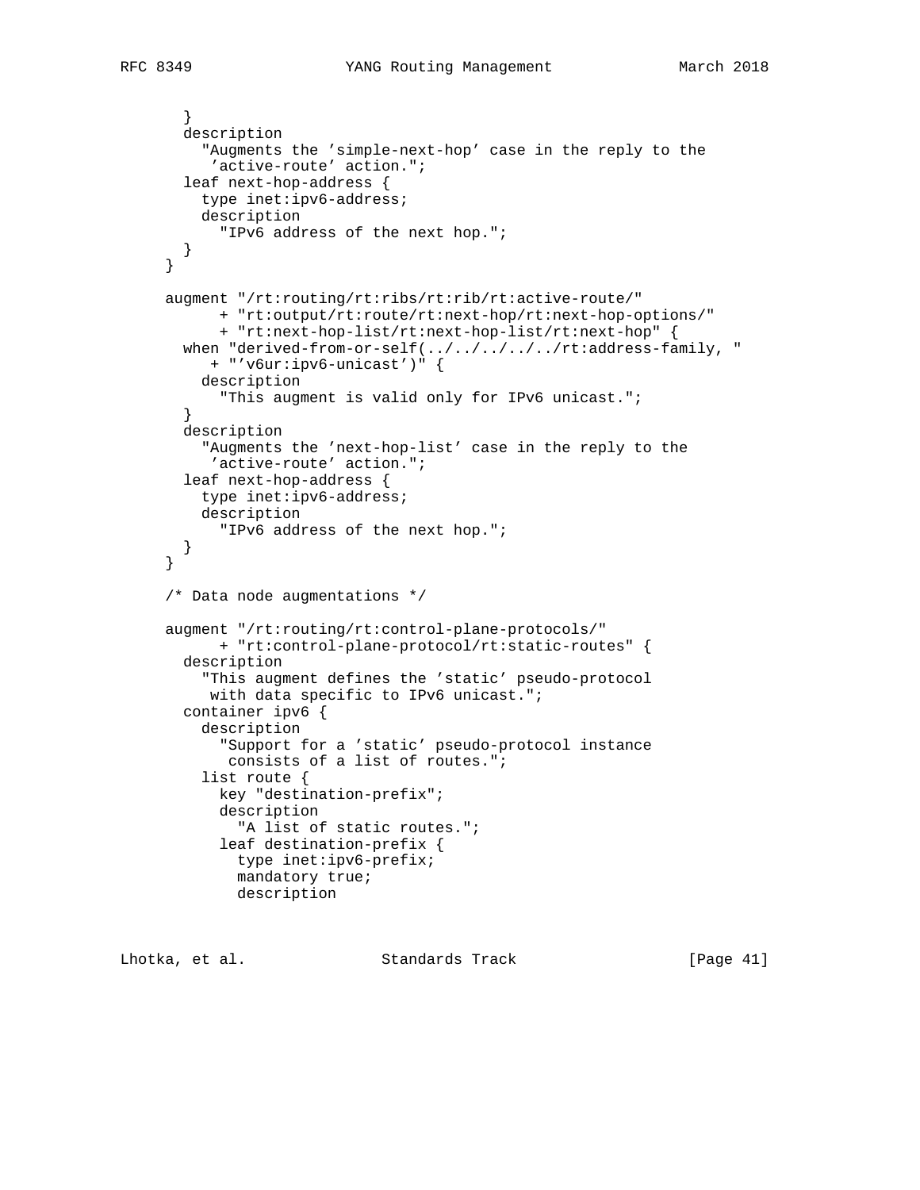```
       }
       description
         "Augments the 'simple-next-hop' case in the reply to the
          'active-route' action.";
       leaf next-hop-address {
         type inet:ipv6-address;
         description
           "IPv6 address of the next hop.";
       }
     }

     augment "/rt:routing/rt:ribs/rt:rib/rt:active-route/"
           + "rt:output/rt:route/rt:next-hop/rt:next-hop-options/"
           + "rt:next-hop-list/rt:next-hop-list/rt:next-hop" {
       when "derived-from-or-self(../../../../../rt:address-family, "
          + "'v6ur:ipv6-unicast')" {
         description
           "This augment is valid only for IPv6 unicast.";
       }
       description
         "Augments the 'next-hop-list' case in the reply to the
          'active-route' action.";
       leaf next-hop-address {
         type inet:ipv6-address;
         description
           "IPv6 address of the next hop.";
       }
     }

     /* Data node augmentations */

     augment "/rt:routing/rt:control-plane-protocols/"
           + "rt:control-plane-protocol/rt:static-routes" {
       description
         "This augment defines the 'static' pseudo-protocol
          with data specific to IPv6 unicast.";
       container ipv6 {
         description
           "Support for a 'static' pseudo-protocol instance
            consists of a list of routes.";
         list route {
           key "destination-prefix";
           description
             "A list of static routes.";
           leaf destination-prefix {
             type inet:ipv6-prefix;
             mandatory true;
             description
```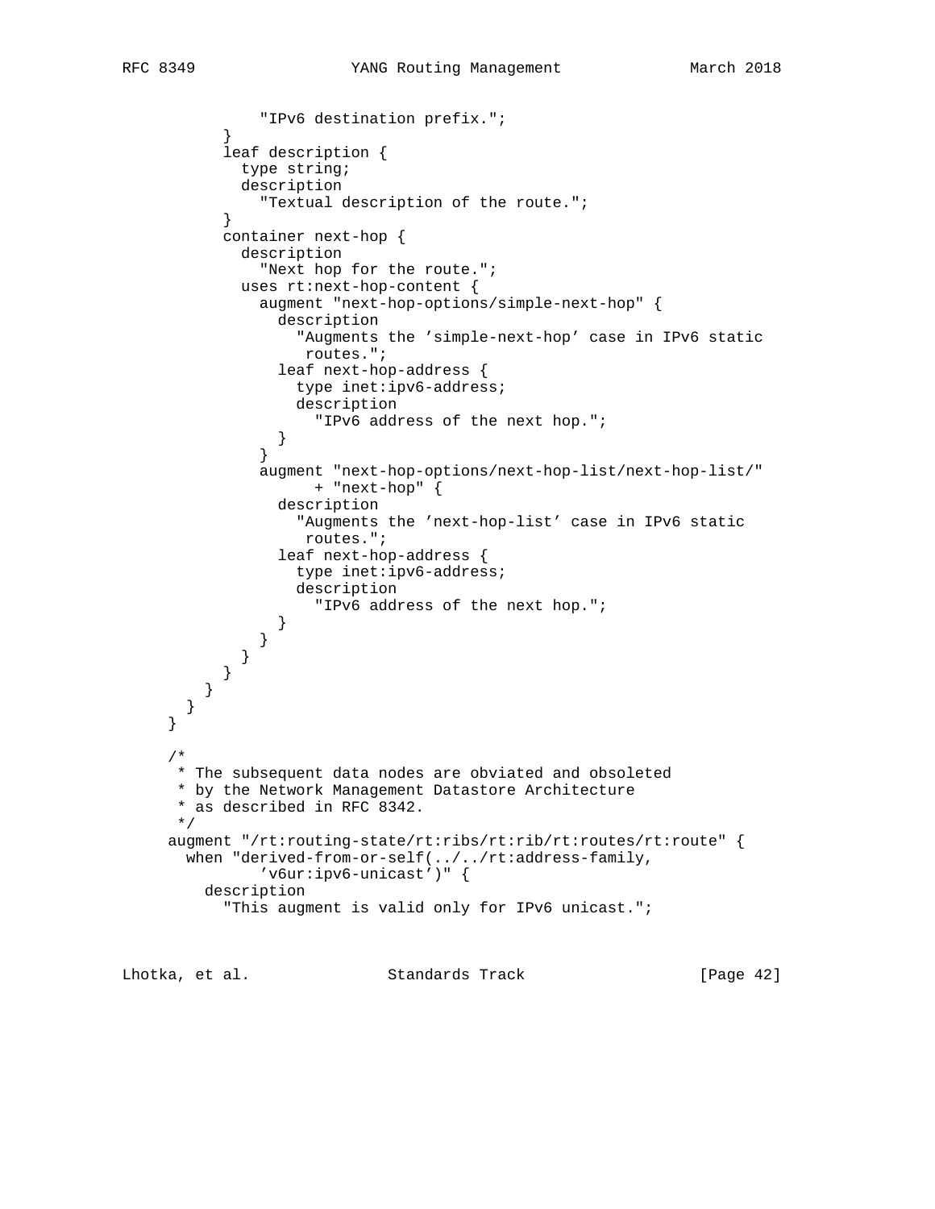```
            "IPv6 destination prefix.";
        }
        leaf description {
          type string;
          description
            "Textual description of the route.";
        }
        container next-hop {
          description
            "Next hop for the route.";
          uses rt:next-hop-content {
            augment "next-hop-options/simple-next-hop" {
              description
                "Augments the 'simple-next-hop' case in IPv6 static
                 routes.";
              leaf next-hop-address {
                type inet:ipv6-address;
                description
                  "IPv6 address of the next hop.";
              }
            }
            augment "next-hop-options/next-hop-list/next-hop-list/"
                  + "next-hop" {
              description
                "Augments the 'next-hop-list' case in IPv6 static
                 routes.";
              leaf next-hop-address {
                type inet:ipv6-address;
                description
                  "IPv6 address of the next hop.";
              }
            }
          }
        }
      }
    }
  }

  /*
   * The subsequent data nodes are obviated and obsoleted
   * by the Network Management Datastore Architecture
   * as described in RFC 8342.
   */
  augment "/rt:routing-state/rt:ribs/rt:rib/rt:routes/rt:route" {
    when "derived-from-or-self(../../rt:address-family,
          'v6ur:ipv6-unicast')" {
      description
        "This augment is valid only for IPv6 unicast.";
```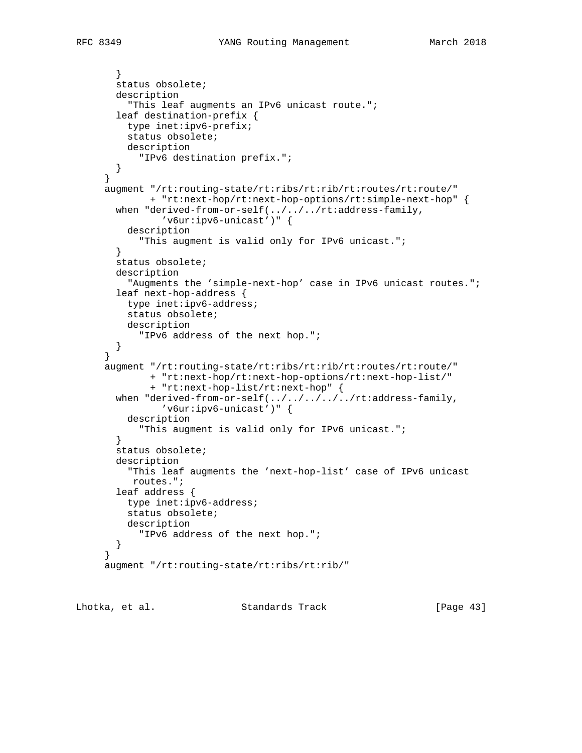```
        }
        status obsolete;
        description
          "This leaf augments an IPv6 unicast route.";
        leaf destination-prefix {
          type inet:ipv6-prefix;
          status obsolete;
          description
            "IPv6 destination prefix.";
        }
      }
      augment "/rt:routing-state/rt:ribs/rt:rib/rt:routes/rt:route/"
            + "rt:next-hop/rt:next-hop-options/rt:simple-next-hop" {
        when "derived-from-or-self(../../../rt:address-family,
               'v6ur:ipv6-unicast')" {
          description
            "This augment is valid only for IPv6 unicast.";
        }
        status obsolete;
        description
          "Augments the 'simple-next-hop' case in IPv6 unicast routes.";
        leaf next-hop-address {
          type inet:ipv6-address;
          status obsolete;
          description
            "IPv6 address of the next hop.";
        }
      }
      augment "/rt:routing-state/rt:ribs/rt:rib/rt:routes/rt:route/"
            + "rt:next-hop/rt:next-hop-options/rt:next-hop-list/"
            + "rt:next-hop-list/rt:next-hop" {
        when "derived-from-or-self(../../../../../rt:address-family,
               'v6ur:ipv6-unicast')" {
          description
            "This augment is valid only for IPv6 unicast.";
        }
        status obsolete;
        description
          "This leaf augments the 'next-hop-list' case of IPv6 unicast
           routes.";
        leaf address {
          type inet:ipv6-address;
          status obsolete;
          description
            "IPv6 address of the next hop.";
        }
      }
      augment "/rt:routing-state/rt:ribs/rt:rib/"
```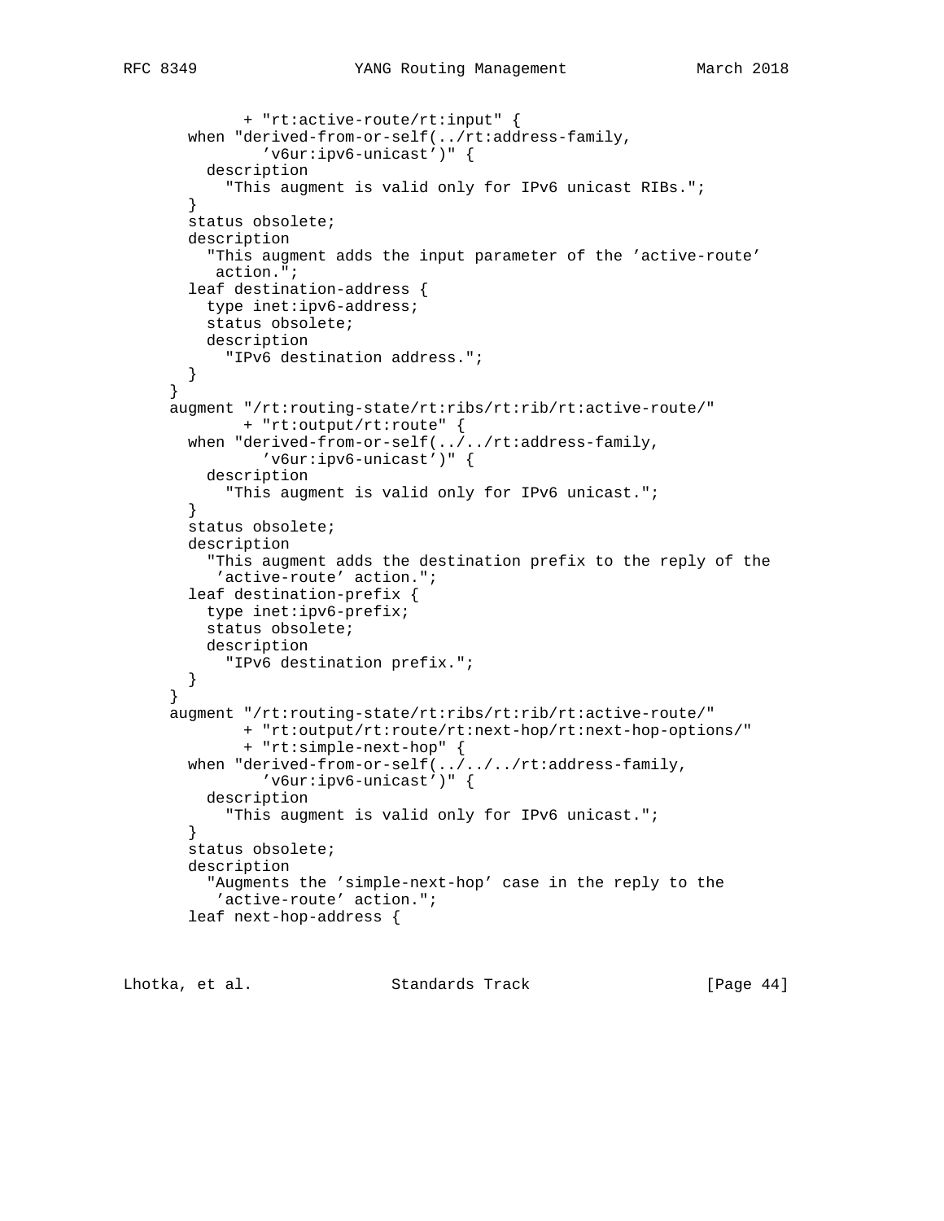```
           + "rt:active-route/rt:input" {
      when "derived-from-or-self(../rt:address-family,
             'v6ur:ipv6-unicast')" {
        description
          "This augment is valid only for IPv6 unicast RIBs.";
      }
      status obsolete;
      description
        "This augment adds the input parameter of the 'active-route'
         action.";
      leaf destination-address {
        type inet:ipv6-address;
        status obsolete;
        description
          "IPv6 destination address.";
      }
    }
    augment "/rt:routing-state/rt:ribs/rt:rib/rt:active-route/"
          + "rt:output/rt:route" {
      when "derived-from-or-self(../../rt:address-family,
             'v6ur:ipv6-unicast')" {
        description
          "This augment is valid only for IPv6 unicast.";
      }
      status obsolete;
      description
        "This augment adds the destination prefix to the reply of the
         'active-route' action.";
      leaf destination-prefix {
        type inet:ipv6-prefix;
        status obsolete;
        description
          "IPv6 destination prefix.";
      }
    }
    augment "/rt:routing-state/rt:ribs/rt:rib/rt:active-route/"
          + "rt:output/rt:route/rt:next-hop/rt:next-hop-options/"
          + "rt:simple-next-hop" {
      when "derived-from-or-self(../../../rt:address-family,
             'v6ur:ipv6-unicast')" {
        description
          "This augment is valid only for IPv6 unicast.";
      }
      status obsolete;
      description
        "Augments the 'simple-next-hop' case in the reply to the
         'active-route' action.";
      leaf next-hop-address {
```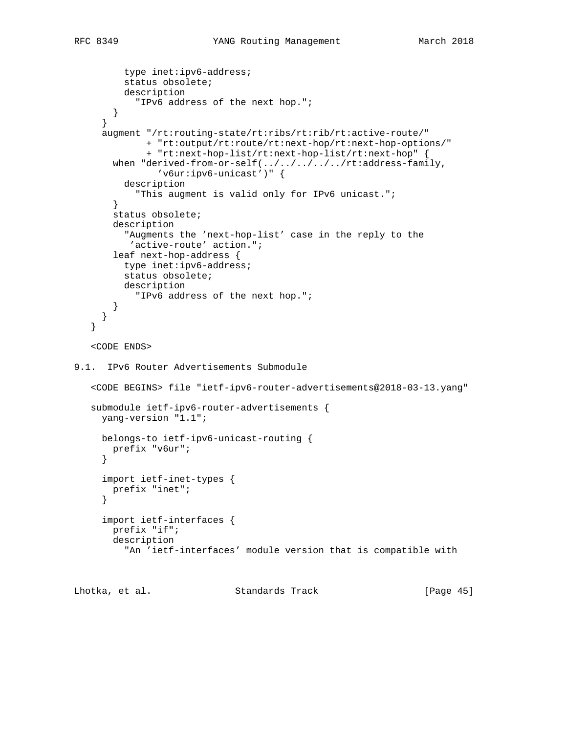```
         type inet:ipv6-address;
         status obsolete;
         description
           "IPv6 address of the next hop.";
       }
     }
     augment "/rt:routing-state/rt:ribs/rt:rib/rt:active-route/"
           + "rt:output/rt:route/rt:next-hop/rt:next-hop-options/"
           + "rt:next-hop-list/rt:next-hop-list/rt:next-hop" {
       when "derived-from-or-self(../../../../../rt:address-family,
             'v6ur:ipv6-unicast')" {
         description
           "This augment is valid only for IPv6 unicast.";
       }
       status obsolete;
       description
         "Augments the 'next-hop-list' case in the reply to the
          'active-route' action.";
       leaf next-hop-address {
         type inet:ipv6-address;
         status obsolete;
         description
           "IPv6 address of the next hop.";
       }
     }
   }

   <CODE ENDS>
```

## 9.1. IPv6 Router Advertisements Submodule

```
   <CODE BEGINS> file "ietf-ipv6-router-advertisements@2018-03-13.yang"

   submodule ietf-ipv6-router-advertisements {
     yang-version "1.1";

     belongs-to ietf-ipv6-unicast-routing {
       prefix "v6ur";
     }

     import ietf-inet-types {
       prefix "inet";
     }

     import ietf-interfaces {
       prefix "if";
       description
         "An 'ietf-interfaces' module version that is compatible with
```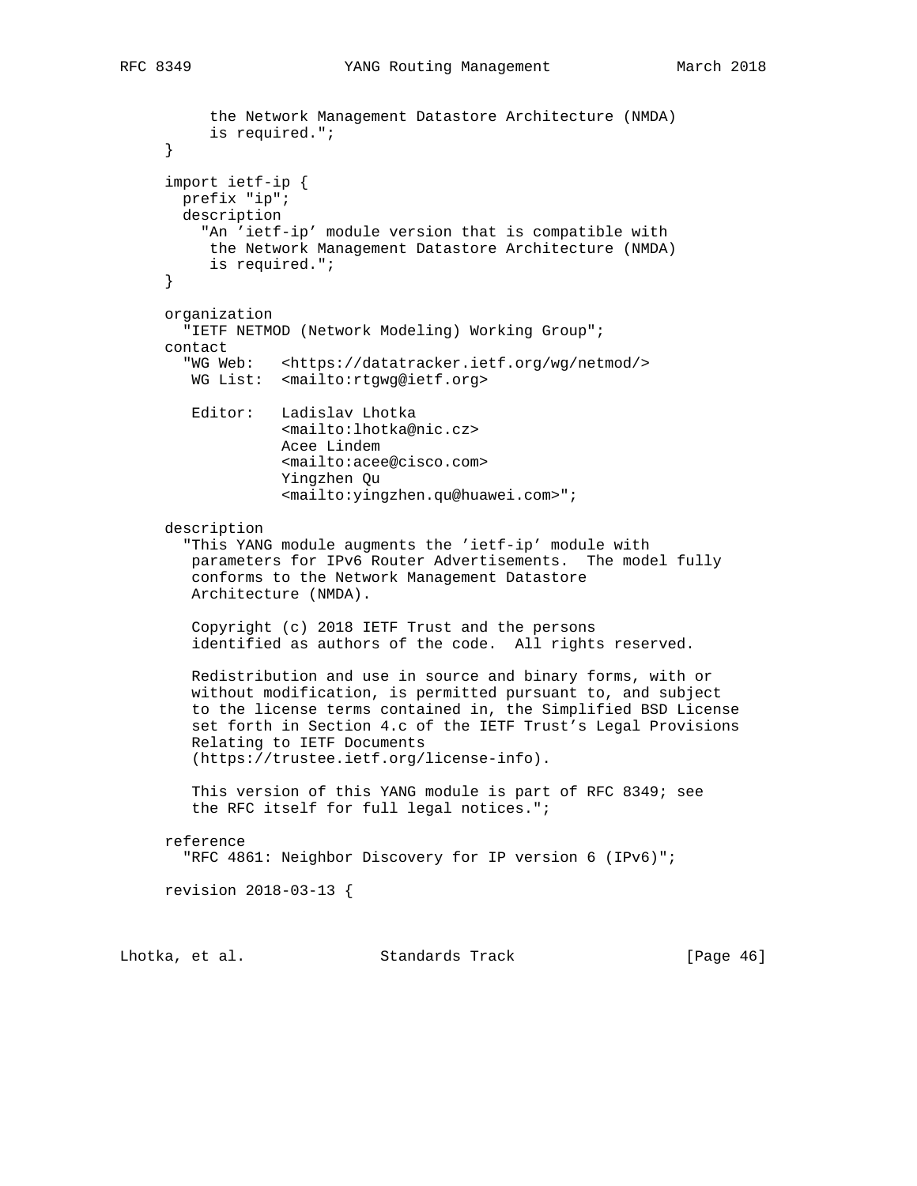```
       the Network Management Datastore Architecture (NMDA)
       is required.";
  }

  import ietf-ip {
    prefix "ip";
    description
      "An 'ietf-ip' module version that is compatible with
       the Network Management Datastore Architecture (NMDA)
       is required.";
  }

  organization
    "IETF NETMOD (Network Modeling) Working Group";
  contact
    "WG Web:   <https://datatracker.ietf.org/wg/netmod/>
     WG List:  <mailto:rtgwg@ietf.org>

     Editor:   Ladislav Lhotka
               <mailto:lhotka@nic.cz>
               Acee Lindem
               <mailto:acee@cisco.com>
               Yingzhen Qu
               <mailto:yingzhen.qu@huawei.com>";

  description
    "This YANG module augments the 'ietf-ip' module with
     parameters for IPv6 Router Advertisements.  The model fully
     conforms to the Network Management Datastore
     Architecture (NMDA).

     Copyright (c) 2018 IETF Trust and the persons
     identified as authors of the code.  All rights reserved.

     Redistribution and use in source and binary forms, with or
     without modification, is permitted pursuant to, and subject
     to the license terms contained in, the Simplified BSD License
     set forth in Section 4.c of the IETF Trust's Legal Provisions
     Relating to IETF Documents
     (https://trustee.ietf.org/license-info).

     This version of this YANG module is part of RFC 8349; see
     the RFC itself for full legal notices.";

  reference
    "RFC 4861: Neighbor Discovery for IP version 6 (IPv6)";

  revision 2018-03-13 {
```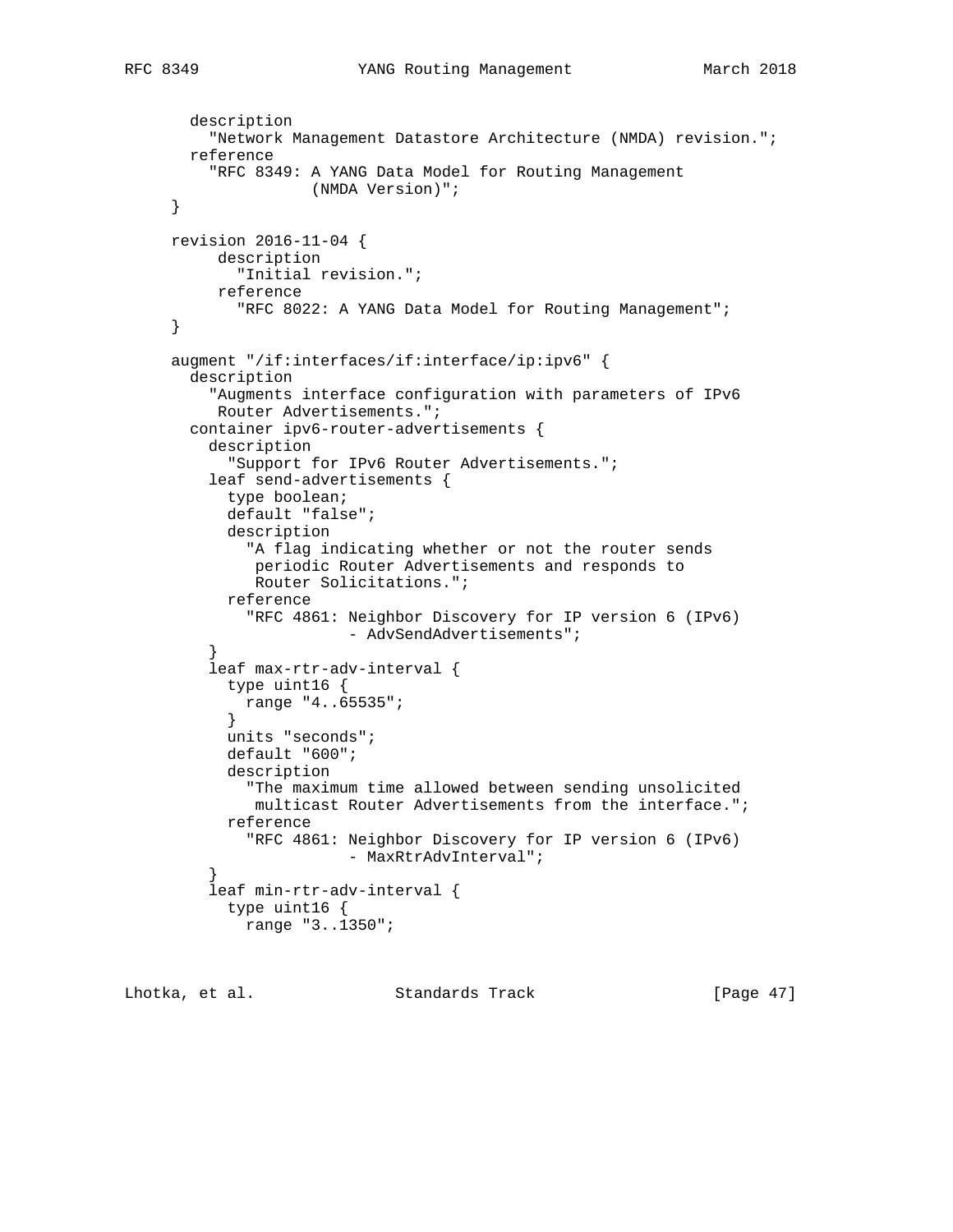```
       description
         "Network Management Datastore Architecture (NMDA) revision.";
       reference
         "RFC 8349: A YANG Data Model for Routing Management
                    (NMDA Version)";
     }

     revision 2016-11-04 {
          description
            "Initial revision.";
          reference
            "RFC 8022: A YANG Data Model for Routing Management";
     }

     augment "/if:interfaces/if:interface/ip:ipv6" {
       description
         "Augments interface configuration with parameters of IPv6
          Router Advertisements.";
       container ipv6-router-advertisements {
         description
           "Support for IPv6 Router Advertisements.";
         leaf send-advertisements {
           type boolean;
           default "false";
           description
             "A flag indicating whether or not the router sends
              periodic Router Advertisements and responds to
              Router Solicitations.";
           reference
             "RFC 4861: Neighbor Discovery for IP version 6 (IPv6)
                        - AdvSendAdvertisements";
         }
         leaf max-rtr-adv-interval {
           type uint16 {
             range "4..65535";
           }
           units "seconds";
           default "600";
           description
             "The maximum time allowed between sending unsolicited
              multicast Router Advertisements from the interface.";
           reference
             "RFC 4861: Neighbor Discovery for IP version 6 (IPv6)
                        - MaxRtrAdvInterval";
         }
         leaf min-rtr-adv-interval {
           type uint16 {
             range "3..1350";
```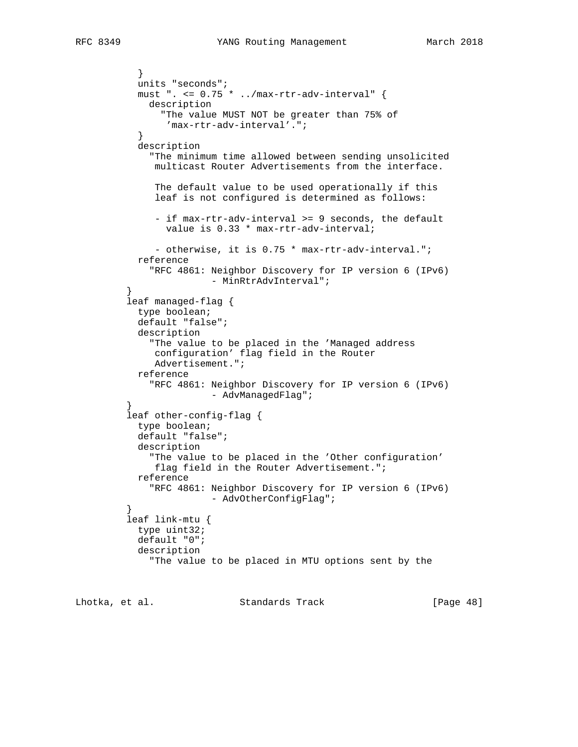```
          }
          units "seconds";
          must ". <= 0.75 * ../max-rtr-adv-interval" {
            description
              "The value MUST NOT be greater than 75% of
               'max-rtr-adv-interval'.";
          }
          description
            "The minimum time allowed between sending unsolicited
             multicast Router Advertisements from the interface.

             The default value to be used operationally if this
             leaf is not configured is determined as follows:

             - if max-rtr-adv-interval >= 9 seconds, the default
               value is 0.33 * max-rtr-adv-interval;

             - otherwise, it is 0.75 * max-rtr-adv-interval.";
          reference
            "RFC 4861: Neighbor Discovery for IP version 6 (IPv6)
                       - MinRtrAdvInterval";
        }
        leaf managed-flag {
          type boolean;
          default "false";
          description
            "The value to be placed in the 'Managed address
             configuration' flag field in the Router
             Advertisement.";
          reference
            "RFC 4861: Neighbor Discovery for IP version 6 (IPv6)
                       - AdvManagedFlag";
        }
        leaf other-config-flag {
          type boolean;
          default "false";
          description
            "The value to be placed in the 'Other configuration'
             flag field in the Router Advertisement.";
          reference
            "RFC 4861: Neighbor Discovery for IP version 6 (IPv6)
                       - AdvOtherConfigFlag";
        }
        leaf link-mtu {
          type uint32;
          default "0";
          description
            "The value to be placed in MTU options sent by the
```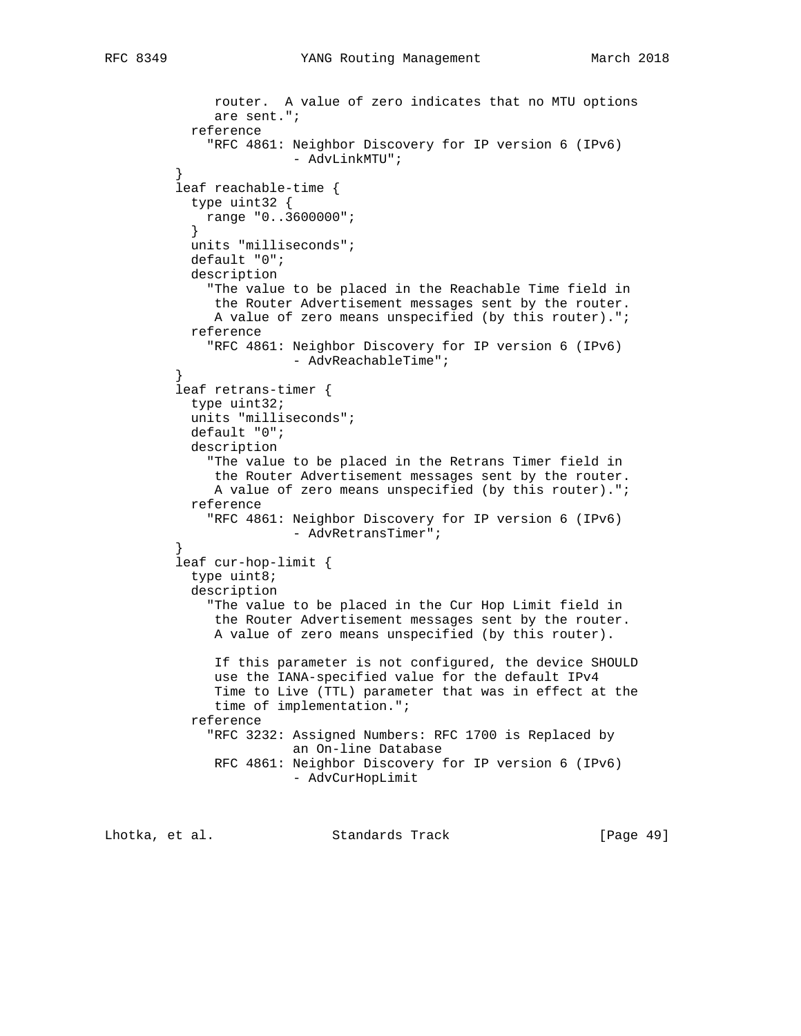```
               router.  A value of zero indicates that no MTU options
               are sent.";
            reference
              "RFC 4861: Neighbor Discovery for IP version 6 (IPv6)
                         - AdvLinkMTU";
          }
          leaf reachable-time {
            type uint32 {
              range "0..3600000";
            }
            units "milliseconds";
            default "0";
            description
              "The value to be placed in the Reachable Time field in
               the Router Advertisement messages sent by the router.
               A value of zero means unspecified (by this router).";
            reference
              "RFC 4861: Neighbor Discovery for IP version 6 (IPv6)
                         - AdvReachableTime";
          }
          leaf retrans-timer {
            type uint32;
            units "milliseconds";
            default "0";
            description
              "The value to be placed in the Retrans Timer field in
               the Router Advertisement messages sent by the router.
               A value of zero means unspecified (by this router).";
            reference
              "RFC 4861: Neighbor Discovery for IP version 6 (IPv6)
                         - AdvRetransTimer";
          }
          leaf cur-hop-limit {
            type uint8;
            description
              "The value to be placed in the Cur Hop Limit field in
               the Router Advertisement messages sent by the router.
               A value of zero means unspecified (by this router).

               If this parameter is not configured, the device SHOULD
               use the IANA-specified value for the default IPv4
               Time to Live (TTL) parameter that was in effect at the
               time of implementation.";
            reference
              "RFC 3232: Assigned Numbers: RFC 1700 is Replaced by
                         an On-line Database
               RFC 4861: Neighbor Discovery for IP version 6 (IPv6)
                         - AdvCurHopLimit
```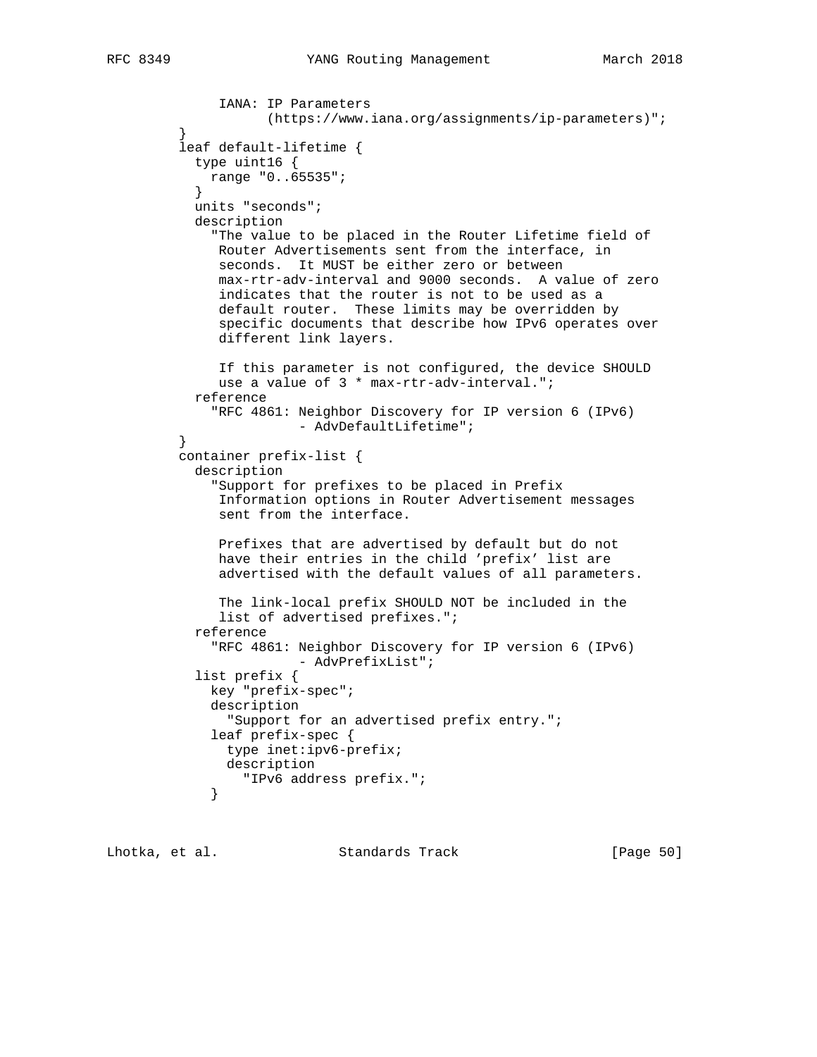```
              IANA: IP Parameters
                    (https://www.iana.org/assignments/ip-parameters)";
        }
        leaf default-lifetime {
          type uint16 {
            range "0..65535";
          }
          units "seconds";
          description
            "The value to be placed in the Router Lifetime field of
             Router Advertisements sent from the interface, in
             seconds.  It MUST be either zero or between
             max-rtr-adv-interval and 9000 seconds.  A value of zero
             indicates that the router is not to be used as a
             default router.  These limits may be overridden by
             specific documents that describe how IPv6 operates over
             different link layers.

             If this parameter is not configured, the device SHOULD
             use a value of 3 * max-rtr-adv-interval.";
          reference
            "RFC 4861: Neighbor Discovery for IP version 6 (IPv6)
                       - AdvDefaultLifetime";
        }
        container prefix-list {
          description
            "Support for prefixes to be placed in Prefix
             Information options in Router Advertisement messages
             sent from the interface.

             Prefixes that are advertised by default but do not
             have their entries in the child 'prefix' list are
             advertised with the default values of all parameters.

             The link-local prefix SHOULD NOT be included in the
             list of advertised prefixes.";
          reference
            "RFC 4861: Neighbor Discovery for IP version 6 (IPv6)
                       - AdvPrefixList";
          list prefix {
            key "prefix-spec";
            description
              "Support for an advertised prefix entry.";
            leaf prefix-spec {
              type inet:ipv6-prefix;
              description
                "IPv6 address prefix.";
            }
```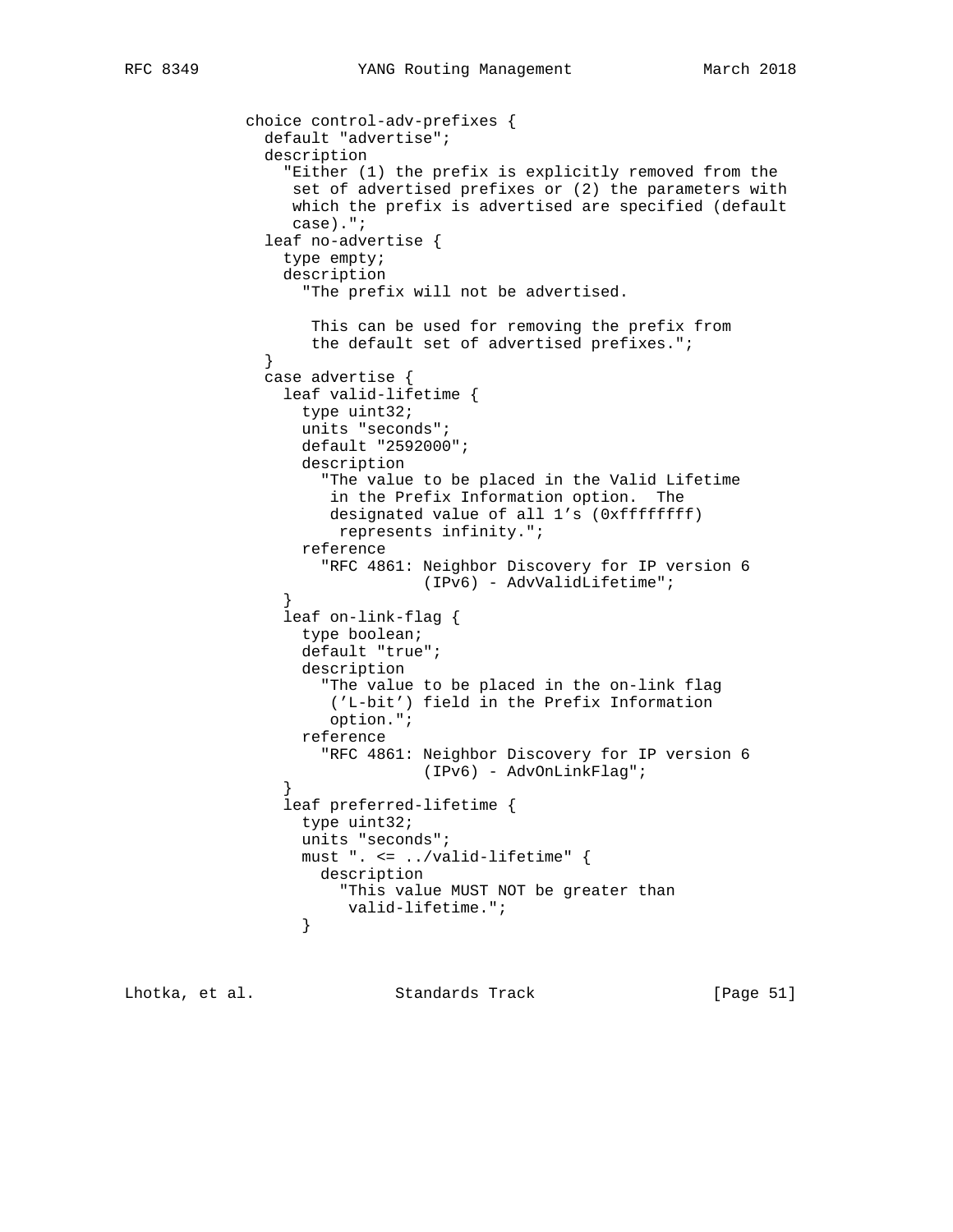```
           choice control-adv-prefixes {
             default "advertise";
             description
               "Either (1) the prefix is explicitly removed from the
                set of advertised prefixes or (2) the parameters with
                which the prefix is advertised are specified (default
                case).";
             leaf no-advertise {
               type empty;
               description
                 "The prefix will not be advertised.

                  This can be used for removing the prefix from
                  the default set of advertised prefixes.";
             }
             case advertise {
               leaf valid-lifetime {
                 type uint32;
                 units "seconds";
                 default "2592000";
                 description
                   "The value to be placed in the Valid Lifetime
                    in the Prefix Information option.  The
                    designated value of all 1's (0xffffffff)
                    represents infinity.";
                 reference
                   "RFC 4861: Neighbor Discovery for IP version 6
                              (IPv6) - AdvValidLifetime";
               }
               leaf on-link-flag {
                 type boolean;
                 default "true";
                 description
                   "The value to be placed in the on-link flag
                    ('L-bit') field in the Prefix Information
                    option.";
                 reference
                   "RFC 4861: Neighbor Discovery for IP version 6
                              (IPv6) - AdvOnLinkFlag";
               }
               leaf preferred-lifetime {
                 type uint32;
                 units "seconds";
                 must ". <= ../valid-lifetime" {
                   description
                     "This value MUST NOT be greater than
                      valid-lifetime.";
                 }
```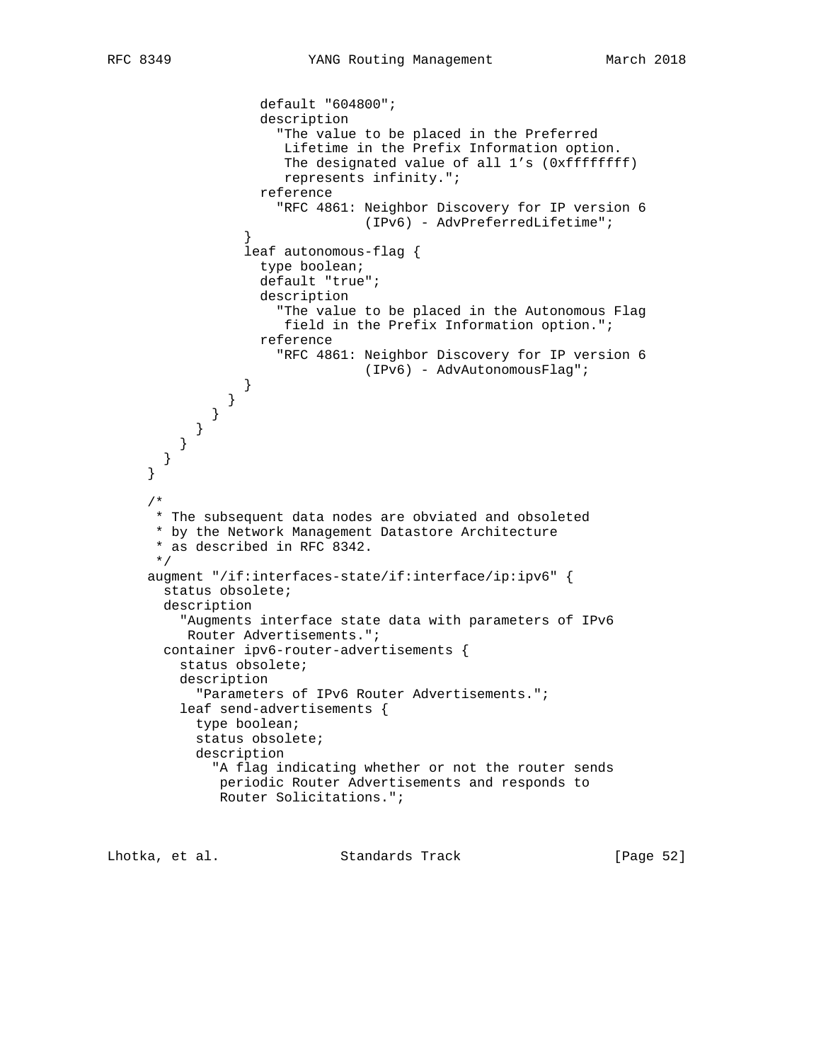```
                  default "604800";
                  description
                    "The value to be placed in the Preferred
                     Lifetime in the Prefix Information option.
                     The designated value of all 1's (0xffffffff)
                     represents infinity.";
                  reference
                    "RFC 4861: Neighbor Discovery for IP version 6
                               (IPv6) - AdvPreferredLifetime";
                }
                leaf autonomous-flag {
                  type boolean;
                  default "true";
                  description
                    "The value to be placed in the Autonomous Flag
                     field in the Prefix Information option.";
                  reference
                    "RFC 4861: Neighbor Discovery for IP version 6
                               (IPv6) - AdvAutonomousFlag";
                }
              }
            }
          }
        }
      }
    }

    /*
     * The subsequent data nodes are obviated and obsoleted
     * by the Network Management Datastore Architecture
     * as described in RFC 8342.
     */
    augment "/if:interfaces-state/if:interface/ip:ipv6" {
      status obsolete;
      description
        "Augments interface state data with parameters of IPv6
         Router Advertisements.";
      container ipv6-router-advertisements {
        status obsolete;
        description
          "Parameters of IPv6 Router Advertisements.";
        leaf send-advertisements {
          type boolean;
          status obsolete;
          description
            "A flag indicating whether or not the router sends
             periodic Router Advertisements and responds to
             Router Solicitations.";
```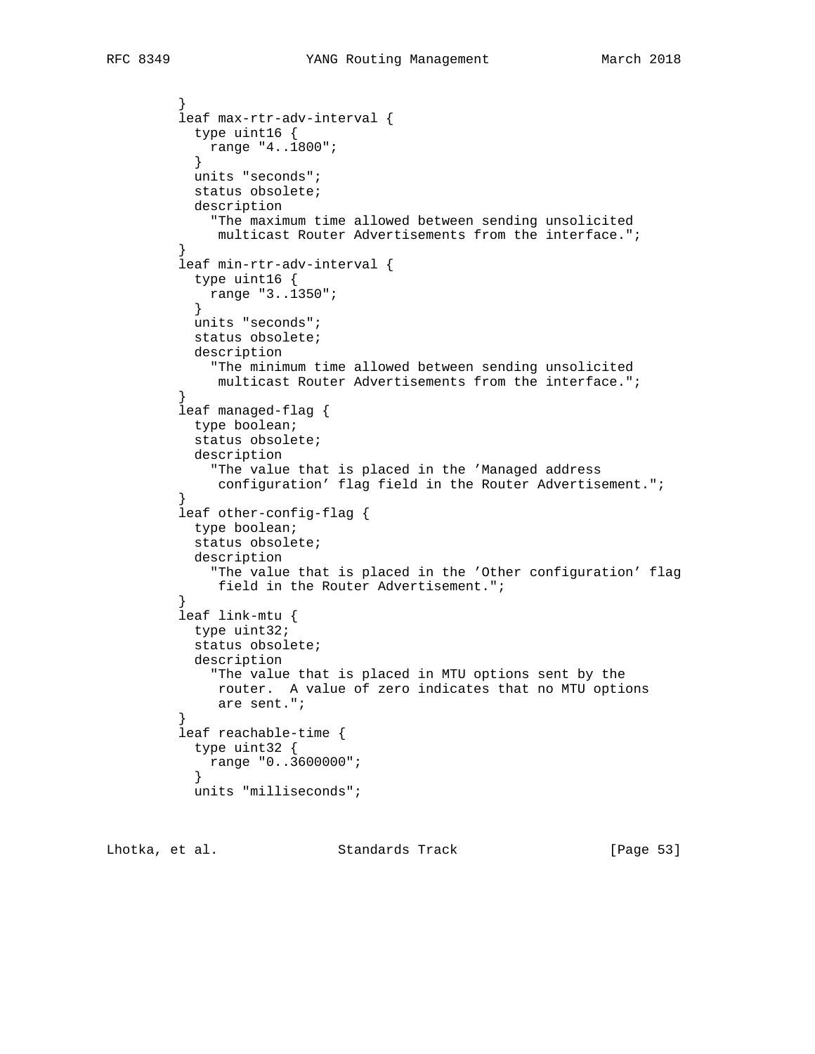```
        }
        leaf max-rtr-adv-interval {
          type uint16 {
            range "4..1800";
          }
          units "seconds";
          status obsolete;
          description
            "The maximum time allowed between sending unsolicited
             multicast Router Advertisements from the interface.";
        }
        leaf min-rtr-adv-interval {
          type uint16 {
            range "3..1350";
          }
          units "seconds";
          status obsolete;
          description
            "The minimum time allowed between sending unsolicited
             multicast Router Advertisements from the interface.";
        }
        leaf managed-flag {
          type boolean;
          status obsolete;
          description
            "The value that is placed in the 'Managed address
             configuration' flag field in the Router Advertisement.";
        }
        leaf other-config-flag {
          type boolean;
          status obsolete;
          description
            "The value that is placed in the 'Other configuration' flag
             field in the Router Advertisement.";
        }
        leaf link-mtu {
          type uint32;
          status obsolete;
          description
            "The value that is placed in MTU options sent by the
             router.  A value of zero indicates that no MTU options
             are sent.";
        }
        leaf reachable-time {
          type uint32 {
            range "0..3600000";
          }
          units "milliseconds";
```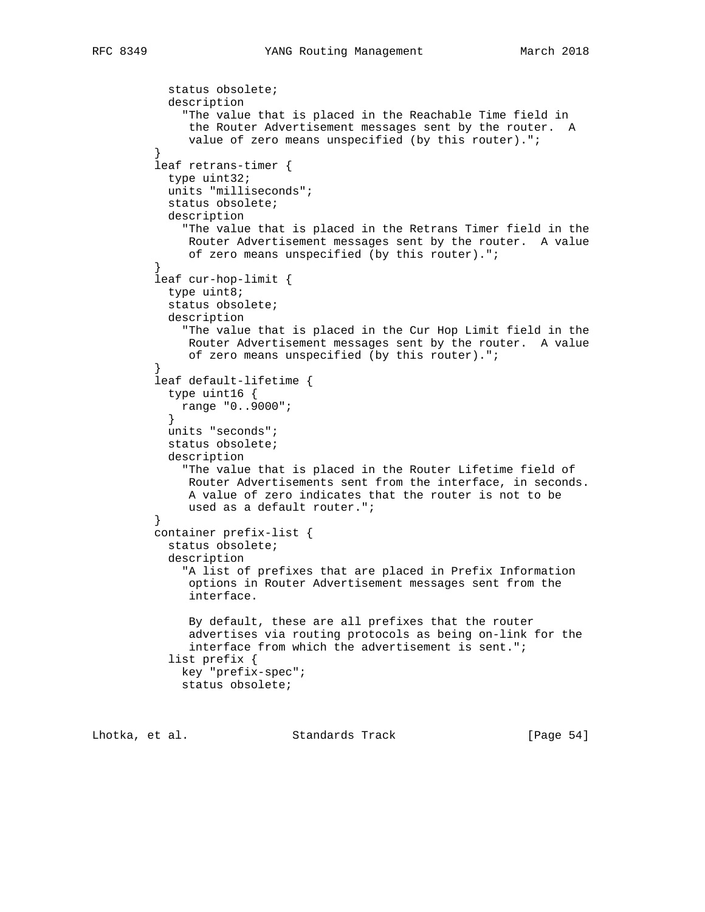```
          status obsolete;
          description
            "The value that is placed in the Reachable Time field in
             the Router Advertisement messages sent by the router.  A
             value of zero means unspecified (by this router).";
        }
        leaf retrans-timer {
          type uint32;
          units "milliseconds";
          status obsolete;
          description
            "The value that is placed in the Retrans Timer field in the
             Router Advertisement messages sent by the router.  A value
             of zero means unspecified (by this router).";
        }
        leaf cur-hop-limit {
          type uint8;
          status obsolete;
          description
            "The value that is placed in the Cur Hop Limit field in the
             Router Advertisement messages sent by the router.  A value
             of zero means unspecified (by this router).";
        }
        leaf default-lifetime {
          type uint16 {
            range "0..9000";
          }
          units "seconds";
          status obsolete;
          description
            "The value that is placed in the Router Lifetime field of
             Router Advertisements sent from the interface, in seconds.
             A value of zero indicates that the router is not to be
             used as a default router.";
        }
        container prefix-list {
          status obsolete;
          description
            "A list of prefixes that are placed in Prefix Information
             options in Router Advertisement messages sent from the
             interface.

             By default, these are all prefixes that the router
             advertises via routing protocols as being on-link for the
             interface from which the advertisement is sent.";
          list prefix {
            key "prefix-spec";
            status obsolete;
```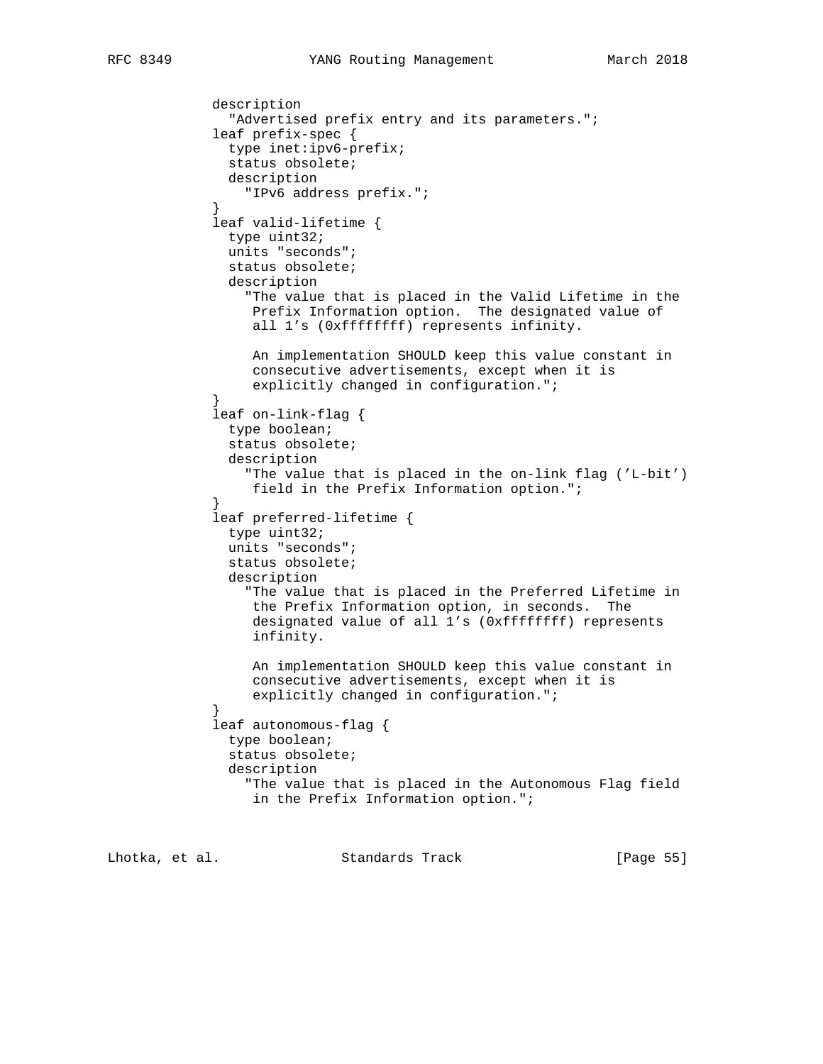```
            description
              "Advertised prefix entry and its parameters.";
            leaf prefix-spec {
              type inet:ipv6-prefix;
              status obsolete;
              description
                "IPv6 address prefix.";
            }
            leaf valid-lifetime {
              type uint32;
              units "seconds";
              status obsolete;
              description
                "The value that is placed in the Valid Lifetime in the
                 Prefix Information option.  The designated value of
                 all 1's (0xffffffff) represents infinity.

                 An implementation SHOULD keep this value constant in
                 consecutive advertisements, except when it is
                 explicitly changed in configuration.";
            }
            leaf on-link-flag {
              type boolean;
              status obsolete;
              description
                "The value that is placed in the on-link flag ('L-bit')
                 field in the Prefix Information option.";
            }
            leaf preferred-lifetime {
              type uint32;
              units "seconds";
              status obsolete;
              description
                "The value that is placed in the Preferred Lifetime in
                 the Prefix Information option, in seconds.  The
                 designated value of all 1's (0xffffffff) represents
                 infinity.

                 An implementation SHOULD keep this value constant in
                 consecutive advertisements, except when it is
                 explicitly changed in configuration.";
            }
            leaf autonomous-flag {
              type boolean;
              status obsolete;
              description
                "The value that is placed in the Autonomous Flag field
                 in the Prefix Information option.";
```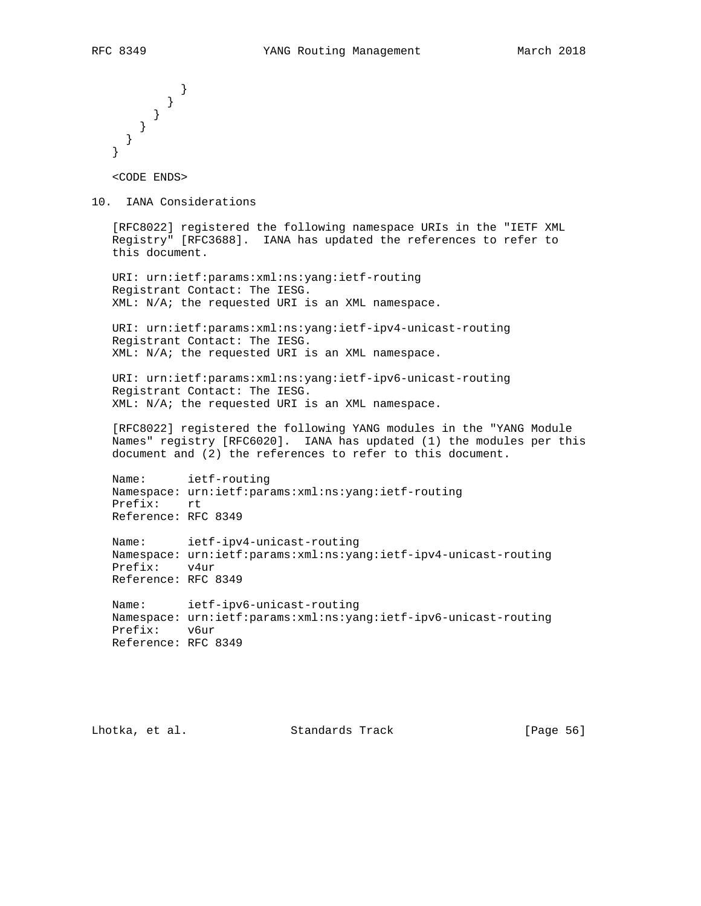```
           }
         }
       }
     }
   }
 }
```

<CODE ENDS>

## 10. IANA Considerations

[RFC8022] registered the following namespace URIs in the "IETF XML Registry" [RFC3688]. IANA has updated the references to refer to this document.

```
URI: urn:ietf:params:xml:ns:yang:ietf-routing
Registrant Contact: The IESG.
XML: N/A; the requested URI is an XML namespace.

URI: urn:ietf:params:xml:ns:yang:ietf-ipv4-unicast-routing
Registrant Contact: The IESG.
XML: N/A; the requested URI is an XML namespace.

URI: urn:ietf:params:xml:ns:yang:ietf-ipv6-unicast-routing
Registrant Contact: The IESG.
XML: N/A; the requested URI is an XML namespace.
```

[RFC8022] registered the following YANG modules in the "YANG Module Names" registry [RFC6020]. IANA has updated (1) the modules per this document and (2) the references to refer to this document.

```
Name:      ietf-routing
Namespace: urn:ietf:params:xml:ns:yang:ietf-routing
Prefix:    rt
Reference: RFC 8349

Name:      ietf-ipv4-unicast-routing
Namespace: urn:ietf:params:xml:ns:yang:ietf-ipv4-unicast-routing
Prefix:    v4ur
Reference: RFC 8349

Name:      ietf-ipv6-unicast-routing
Namespace: urn:ietf:params:xml:ns:yang:ietf-ipv6-unicast-routing
Prefix:    v6ur
Reference: RFC 8349
```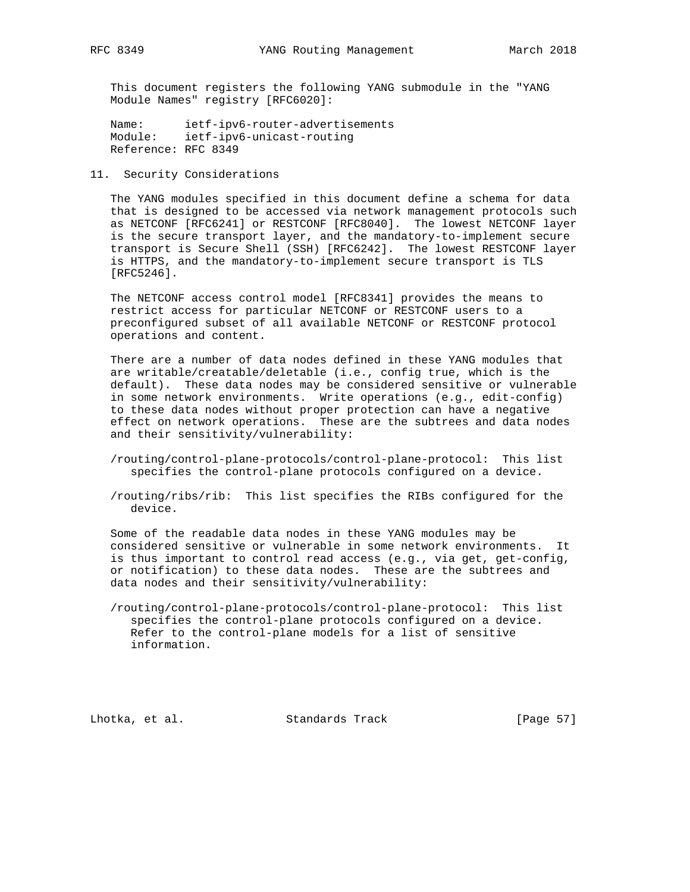This document registers the following YANG submodule in the "YANG Module Names" registry [RFC6020]:

```
Name:      ietf-ipv6-router-advertisements
Module:    ietf-ipv6-unicast-routing
Reference: RFC 8349
```

## 11. Security Considerations

The YANG modules specified in this document define a schema for data that is designed to be accessed via network management protocols such as NETCONF [RFC6241] or RESTCONF [RFC8040]. The lowest NETCONF layer is the secure transport layer, and the mandatory-to-implement secure transport is Secure Shell (SSH) [RFC6242]. The lowest RESTCONF layer is HTTPS, and the mandatory-to-implement secure transport is TLS [RFC5246].

The NETCONF access control model [RFC8341] provides the means to restrict access for particular NETCONF or RESTCONF users to a preconfigured subset of all available NETCONF or RESTCONF protocol operations and content.

There are a number of data nodes defined in these YANG modules that are writable/creatable/deletable (i.e., config true, which is the default). These data nodes may be considered sensitive or vulnerable in some network environments. Write operations (e.g., edit-config) to these data nodes without proper protection can have a negative effect on network operations. These are the subtrees and data nodes and their sensitivity/vulnerability:

/routing/control-plane-protocols/control-plane-protocol: This list specifies the control-plane protocols configured on a device.

/routing/ribs/rib: This list specifies the RIBs configured for the device.

Some of the readable data nodes in these YANG modules may be considered sensitive or vulnerable in some network environments. It is thus important to control read access (e.g., via get, get-config, or notification) to these data nodes. These are the subtrees and data nodes and their sensitivity/vulnerability:

/routing/control-plane-protocols/control-plane-protocol: This list specifies the control-plane protocols configured on a device. Refer to the control-plane models for a list of sensitive information.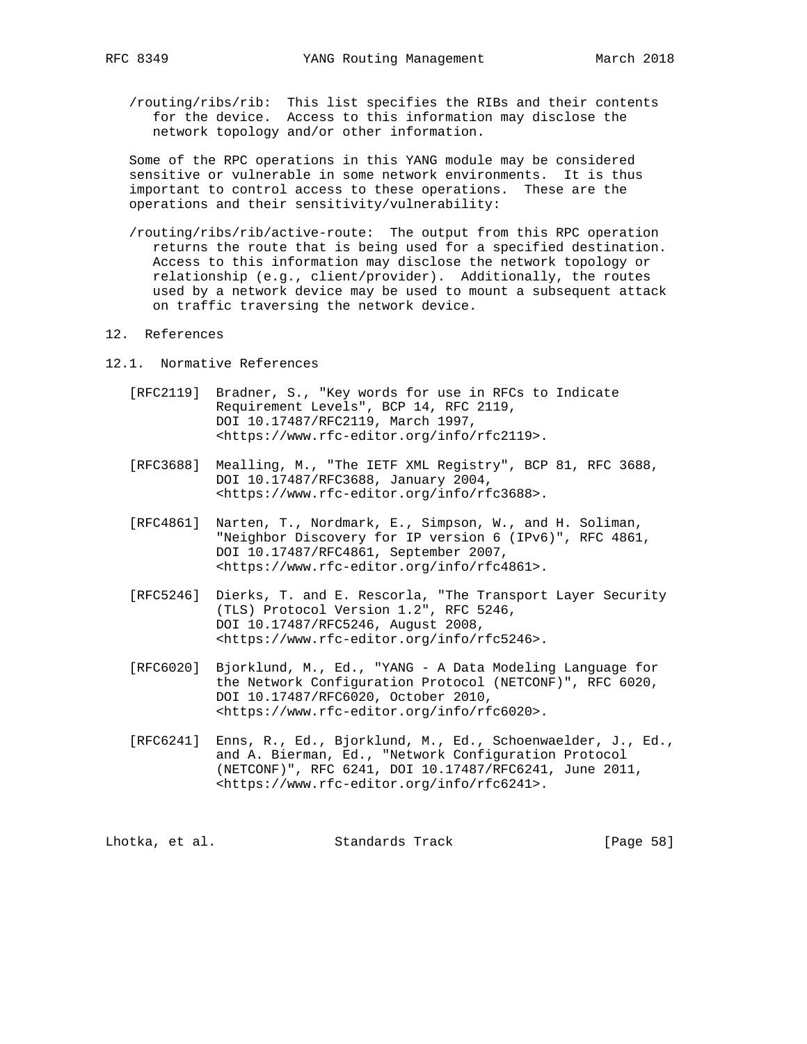/routing/ribs/rib: This list specifies the RIBs and their contents for the device. Access to this information may disclose the network topology and/or other information.

Some of the RPC operations in this YANG module may be considered sensitive or vulnerable in some network environments. It is thus important to control access to these operations. These are the operations and their sensitivity/vulnerability:

/routing/ribs/rib/active-route: The output from this RPC operation returns the route that is being used for a specified destination. Access to this information may disclose the network topology or relationship (e.g., client/provider). Additionally, the routes used by a network device may be used to mount a subsequent attack on traffic traversing the network device.

## 12. References

### 12.1. Normative References

[RFC2119] Bradner, S., "Key words for use in RFCs to Indicate Requirement Levels", BCP 14, RFC 2119, DOI 10.17487/RFC2119, March 1997, <https://www.rfc-editor.org/info/rfc2119>.

[RFC3688] Mealling, M., "The IETF XML Registry", BCP 81, RFC 3688, DOI 10.17487/RFC3688, January 2004, <https://www.rfc-editor.org/info/rfc3688>.

[RFC4861] Narten, T., Nordmark, E., Simpson, W., and H. Soliman, "Neighbor Discovery for IP version 6 (IPv6)", RFC 4861, DOI 10.17487/RFC4861, September 2007, <https://www.rfc-editor.org/info/rfc4861>.

[RFC5246] Dierks, T. and E. Rescorla, "The Transport Layer Security (TLS) Protocol Version 1.2", RFC 5246, DOI 10.17487/RFC5246, August 2008, <https://www.rfc-editor.org/info/rfc5246>.

[RFC6020] Bjorklund, M., Ed., "YANG - A Data Modeling Language for the Network Configuration Protocol (NETCONF)", RFC 6020, DOI 10.17487/RFC6020, October 2010, <https://www.rfc-editor.org/info/rfc6020>.

[RFC6241] Enns, R., Ed., Bjorklund, M., Ed., Schoenwaelder, J., Ed., and A. Bierman, Ed., "Network Configuration Protocol (NETCONF)", RFC 6241, DOI 10.17487/RFC6241, June 2011, <https://www.rfc-editor.org/info/rfc6241>.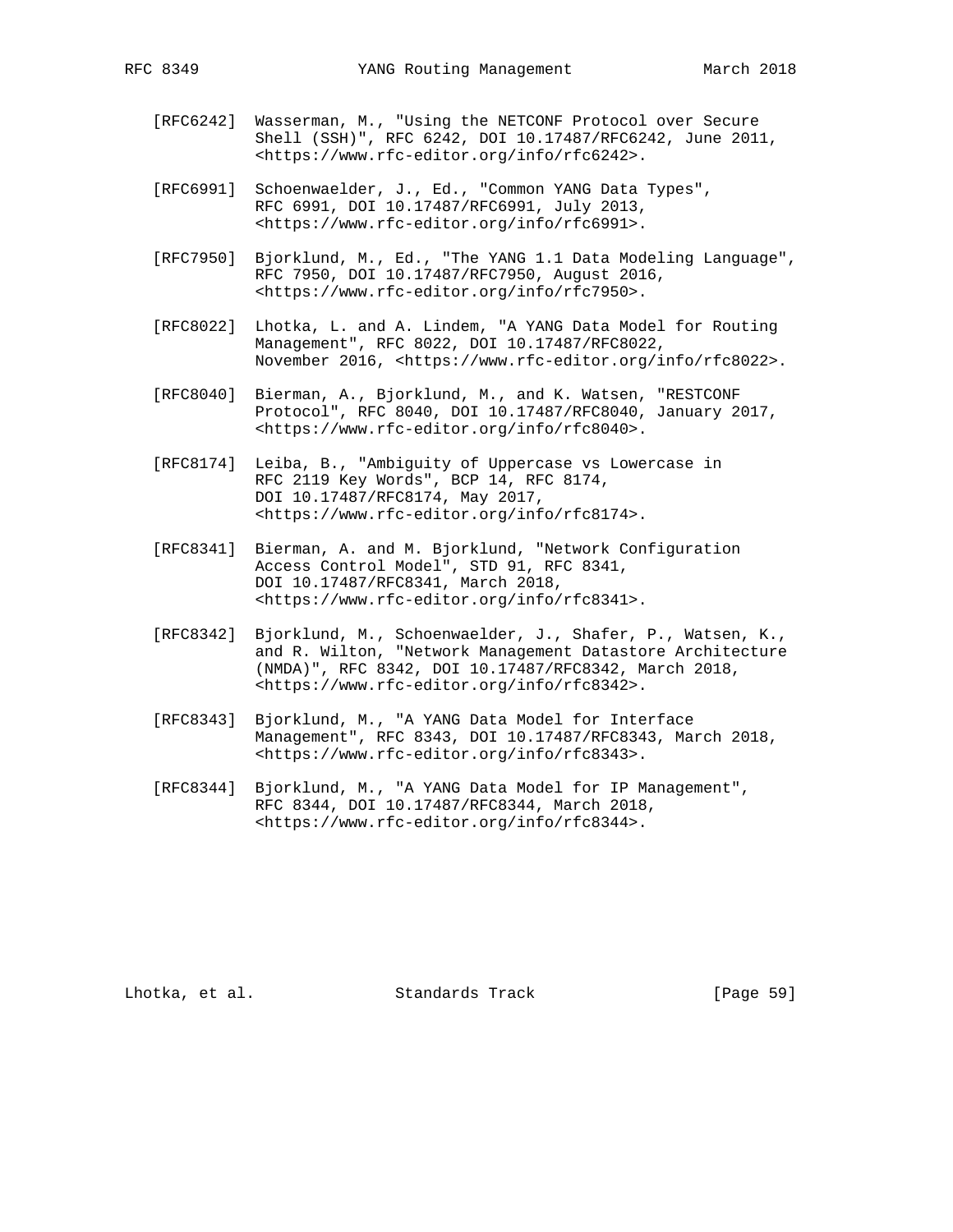[RFC6242] Wasserman, M., "Using the NETCONF Protocol over Secure Shell (SSH)", RFC 6242, DOI 10.17487/RFC6242, June 2011, <https://www.rfc-editor.org/info/rfc6242>.

[RFC6991] Schoenwaelder, J., Ed., "Common YANG Data Types", RFC 6991, DOI 10.17487/RFC6991, July 2013, <https://www.rfc-editor.org/info/rfc6991>.

[RFC7950] Bjorklund, M., Ed., "The YANG 1.1 Data Modeling Language", RFC 7950, DOI 10.17487/RFC7950, August 2016, <https://www.rfc-editor.org/info/rfc7950>.

[RFC8022] Lhotka, L. and A. Lindem, "A YANG Data Model for Routing Management", RFC 8022, DOI 10.17487/RFC8022, November 2016, <https://www.rfc-editor.org/info/rfc8022>.

[RFC8040] Bierman, A., Bjorklund, M., and K. Watsen, "RESTCONF Protocol", RFC 8040, DOI 10.17487/RFC8040, January 2017, <https://www.rfc-editor.org/info/rfc8040>.

[RFC8174] Leiba, B., "Ambiguity of Uppercase vs Lowercase in RFC 2119 Key Words", BCP 14, RFC 8174, DOI 10.17487/RFC8174, May 2017, <https://www.rfc-editor.org/info/rfc8174>.

[RFC8341] Bierman, A. and M. Bjorklund, "Network Configuration Access Control Model", STD 91, RFC 8341, DOI 10.17487/RFC8341, March 2018, <https://www.rfc-editor.org/info/rfc8341>.

[RFC8342] Bjorklund, M., Schoenwaelder, J., Shafer, P., Watsen, K., and R. Wilton, "Network Management Datastore Architecture (NMDA)", RFC 8342, DOI 10.17487/RFC8342, March 2018, <https://www.rfc-editor.org/info/rfc8342>.

[RFC8343] Bjorklund, M., "A YANG Data Model for Interface Management", RFC 8343, DOI 10.17487/RFC8343, March 2018, <https://www.rfc-editor.org/info/rfc8343>.

[RFC8344] Bjorklund, M., "A YANG Data Model for IP Management", RFC 8344, DOI 10.17487/RFC8344, March 2018, <https://www.rfc-editor.org/info/rfc8344>.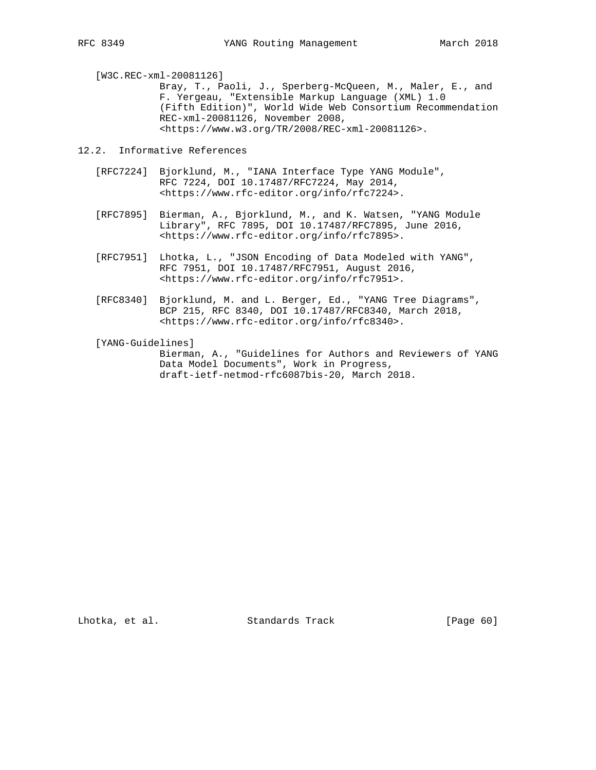[W3C.REC-xml-20081126]
Bray, T., Paoli, J., Sperberg-McQueen, M., Maler, E., and F. Yergeau, "Extensible Markup Language (XML) 1.0 (Fifth Edition)", World Wide Web Consortium Recommendation REC-xml-20081126, November 2008, <https://www.w3.org/TR/2008/REC-xml-20081126>.

## 12.2. Informative References

[RFC7224] Bjorklund, M., "IANA Interface Type YANG Module", RFC 7224, DOI 10.17487/RFC7224, May 2014, <https://www.rfc-editor.org/info/rfc7224>.

[RFC7895] Bierman, A., Bjorklund, M., and K. Watsen, "YANG Module Library", RFC 7895, DOI 10.17487/RFC7895, June 2016, <https://www.rfc-editor.org/info/rfc7895>.

[RFC7951] Lhotka, L., "JSON Encoding of Data Modeled with YANG", RFC 7951, DOI 10.17487/RFC7951, August 2016, <https://www.rfc-editor.org/info/rfc7951>.

[RFC8340] Bjorklund, M. and L. Berger, Ed., "YANG Tree Diagrams", BCP 215, RFC 8340, DOI 10.17487/RFC8340, March 2018, <https://www.rfc-editor.org/info/rfc8340>.

[YANG-Guidelines]
Bierman, A., "Guidelines for Authors and Reviewers of YANG Data Model Documents", Work in Progress, draft-ietf-netmod-rfc6087bis-20, March 2018.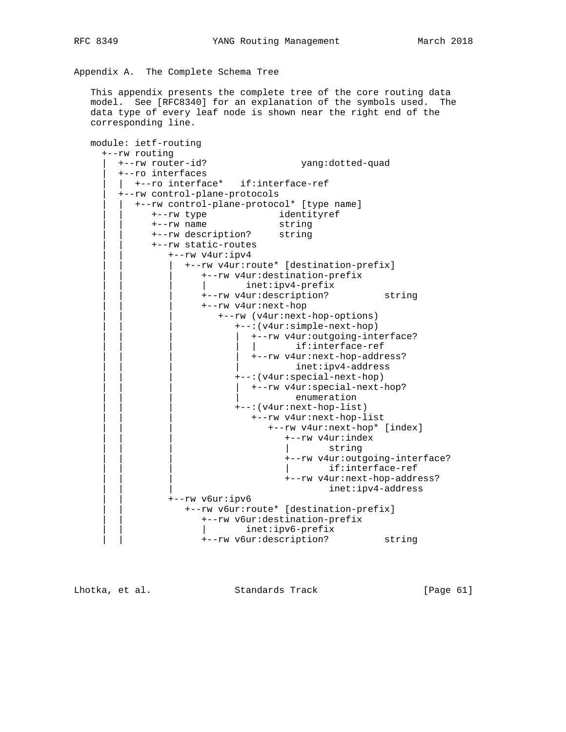## Appendix A. The Complete Schema Tree

This appendix presents the complete tree of the core routing data model. See [RFC8340] for an explanation of the symbols used. The data type of every leaf node is shown near the right end of the corresponding line.

```
module: ietf-routing
  +--rw routing
  |  +--rw router-id?                 yang:dotted-quad
  |  +--ro interfaces
  |  |  +--ro interface*   if:interface-ref
  |  +--rw control-plane-protocols
  |  |  +--rw control-plane-protocol* [type name]
  |  |     +--rw type             identityref
  |  |     +--rw name             string
  |  |     +--rw description?     string
  |  |     +--rw static-routes
  |  |        +--rw v4ur:ipv4
  |  |        |  +--rw v4ur:route* [destination-prefix]
  |  |        |     +--rw v4ur:destination-prefix
  |  |        |     |       inet:ipv4-prefix
  |  |        |     +--rw v4ur:description?          string
  |  |        |     +--rw v4ur:next-hop
  |  |        |        +--rw (v4ur:next-hop-options)
  |  |        |           +--:(v4ur:simple-next-hop)
  |  |        |           |  +--rw v4ur:outgoing-interface?
  |  |        |           |  |       if:interface-ref
  |  |        |           |  +--rw v4ur:next-hop-address?
  |  |        |           |          inet:ipv4-address
  |  |        |           +--:(v4ur:special-next-hop)
  |  |        |           |  +--rw v4ur:special-next-hop?
  |  |        |           |          enumeration
  |  |        |           +--:(v4ur:next-hop-list)
  |  |        |              +--rw v4ur:next-hop-list
  |  |        |                 +--rw v4ur:next-hop* [index]
  |  |        |                    +--rw v4ur:index
  |  |        |                    |       string
  |  |        |                    +--rw v4ur:outgoing-interface?
  |  |        |                    |       if:interface-ref
  |  |        |                    +--rw v4ur:next-hop-address?
  |  |        |                            inet:ipv4-address
  |  |        +--rw v6ur:ipv6
  |  |           +--rw v6ur:route* [destination-prefix]
  |  |              +--rw v6ur:destination-prefix
  |  |              |       inet:ipv6-prefix
  |  |              +--rw v6ur:description?          string
```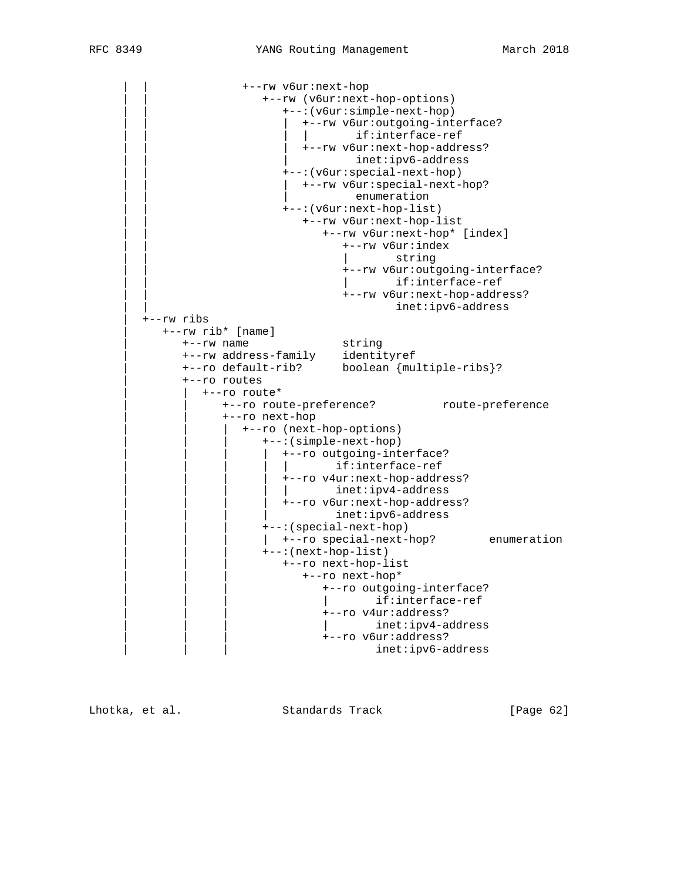```
     |  |               +--rw v6ur:next-hop
     |  |                  +--rw (v6ur:next-hop-options)
     |  |                     +--:(v6ur:simple-next-hop)
     |  |                     |  +--rw v6ur:outgoing-interface?
     |  |                     |  |       if:interface-ref
     |  |                     |  +--rw v6ur:next-hop-address?
     |  |                     |          inet:ipv6-address
     |  |                     +--:(v6ur:special-next-hop)
     |  |                     |  +--rw v6ur:special-next-hop?
     |  |                     |          enumeration
     |  |                     +--:(v6ur:next-hop-list)
     |  |                        +--rw v6ur:next-hop-list
     |  |                           +--rw v6ur:next-hop* [index]
     |  |                              +--rw v6ur:index
     |  |                              |       string
     |  |                              +--rw v6ur:outgoing-interface?
     |  |                              |       if:interface-ref
     |  |                              +--rw v6ur:next-hop-address?
     |  |                                      inet:ipv6-address
     |  +--rw ribs
     |     +--rw rib* [name]
     |        +--rw name              string
     |        +--rw address-family    identityref
     |        +--ro default-rib?      boolean {multiple-ribs}?
     |        +--ro routes
     |        |  +--ro route*
     |        |     +--ro route-preference?          route-preference
     |        |     +--ro next-hop
     |        |     |  +--ro (next-hop-options)
     |        |     |     +--:(simple-next-hop)
     |        |     |     |  +--ro outgoing-interface?
     |        |     |     |  |       if:interface-ref
     |        |     |     |  +--ro v4ur:next-hop-address?
     |        |     |     |  |       inet:ipv4-address
     |        |     |     |  +--ro v6ur:next-hop-address?
     |        |     |     |          inet:ipv6-address
     |        |     |     +--:(special-next-hop)
     |        |     |     |  +--ro special-next-hop?        enumeration
     |        |     |     +--:(next-hop-list)
     |        |     |        +--ro next-hop-list
     |        |     |           +--ro next-hop*
     |        |     |              +--ro outgoing-interface?
     |        |     |              |       if:interface-ref
     |        |     |              +--ro v4ur:address?
     |        |     |              |       inet:ipv4-address
     |        |     |              +--ro v6ur:address?
     |        |     |                      inet:ipv6-address
```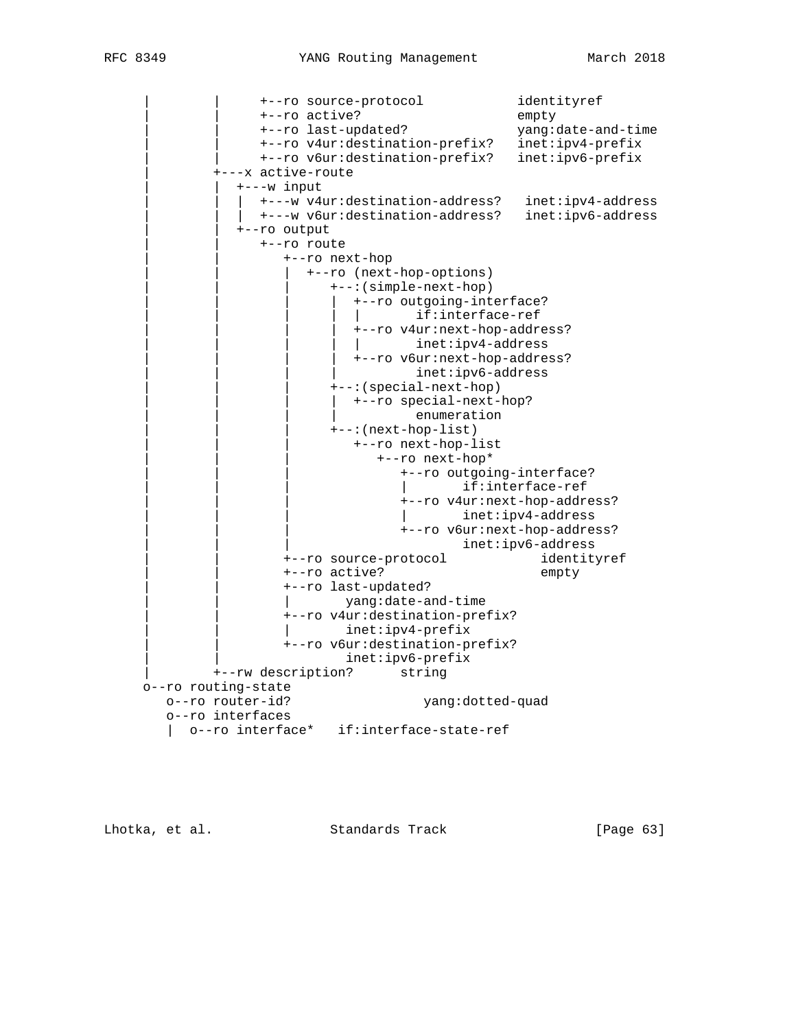```
     |        |     +--ro source-protocol            identityref
     |        |     +--ro active?                    empty
     |        |     +--ro last-updated?              yang:date-and-time
     |        |     +--ro v4ur:destination-prefix?   inet:ipv4-prefix
     |        |     +--ro v6ur:destination-prefix?   inet:ipv6-prefix
     |        +---x active-route
     |        |  +---w input
     |        |  |  +---w v4ur:destination-address?   inet:ipv4-address
     |        |  |  +---w v6ur:destination-address?   inet:ipv6-address
     |        |  +--ro output
     |        |     +--ro route
     |        |        +--ro next-hop
     |        |        |  +--ro (next-hop-options)
     |        |        |     +--:(simple-next-hop)
     |        |        |     |  +--ro outgoing-interface?
     |        |        |     |  |       if:interface-ref
     |        |        |     |  +--ro v4ur:next-hop-address?
     |        |        |     |  |       inet:ipv4-address
     |        |        |     |  +--ro v6ur:next-hop-address?
     |        |        |     |          inet:ipv6-address
     |        |        |     +--:(special-next-hop)
     |        |        |     |  +--ro special-next-hop?
     |        |        |     |          enumeration
     |        |        |     +--:(next-hop-list)
     |        |        |        +--ro next-hop-list
     |        |        |           +--ro next-hop*
     |        |        |              +--ro outgoing-interface?
     |        |        |              |       if:interface-ref
     |        |        |              +--ro v4ur:next-hop-address?
     |        |        |              |       inet:ipv4-address
     |        |        |              +--ro v6ur:next-hop-address?
     |        |        |                      inet:ipv6-address
     |        |        +--ro source-protocol            identityref
     |        |        +--ro active?                    empty
     |        |        +--ro last-updated?
     |        |        |       yang:date-and-time
     |        |        +--ro v4ur:destination-prefix?
     |        |        |       inet:ipv4-prefix
     |        |        +--ro v6ur:destination-prefix?
     |        |                inet:ipv6-prefix
     |        +--rw description?      string
     o--ro routing-state
        o--ro router-id?                 yang:dotted-quad
        o--ro interfaces
        |  o--ro interface*   if:interface-state-ref
```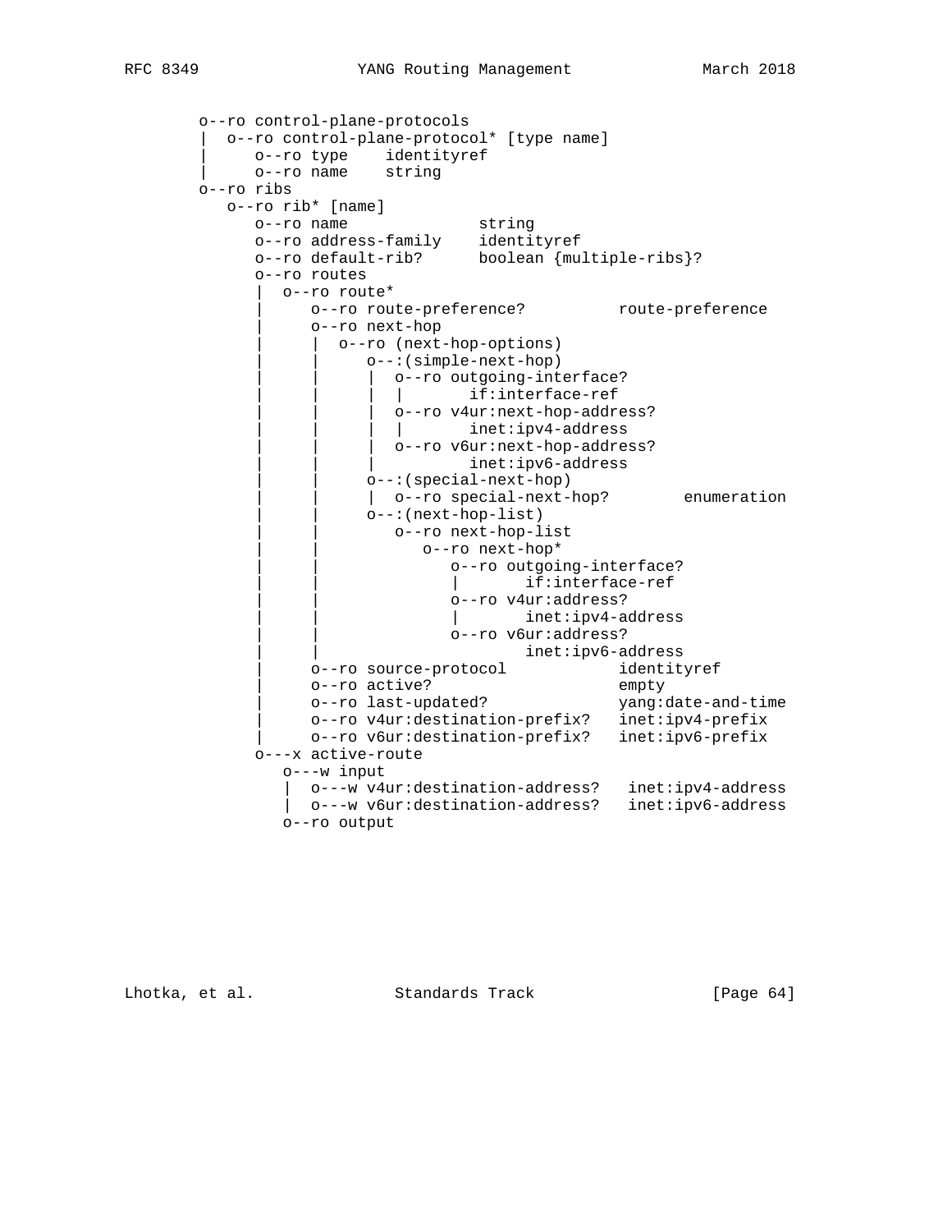```
     o--ro control-plane-protocols
     |  o--ro control-plane-protocol* [type name]
     |     o--ro type    identityref
     |     o--ro name    string
     o--ro ribs
        o--ro rib* [name]
           o--ro name              string
           o--ro address-family    identityref
           o--ro default-rib?      boolean {multiple-ribs}?
           o--ro routes
           |  o--ro route*
           |     o--ro route-preference?          route-preference
           |     o--ro next-hop
           |     |  o--ro (next-hop-options)
           |     |     o--:(simple-next-hop)
           |     |     |  o--ro outgoing-interface?
           |     |     |  |       if:interface-ref
           |     |     |  o--ro v4ur:next-hop-address?
           |     |     |  |       inet:ipv4-address
           |     |     |  o--ro v6ur:next-hop-address?
           |     |     |  |       inet:ipv6-address
           |     |     o--:(special-next-hop)
           |     |     |  o--ro special-next-hop?        enumeration
           |     |     o--:(next-hop-list)
           |     |        o--ro next-hop-list
           |     |           o--ro next-hop*
           |     |              o--ro outgoing-interface?
           |     |              |       if:interface-ref
           |     |              o--ro v4ur:address?
           |     |              |       inet:ipv4-address
           |     |              o--ro v6ur:address?
           |     |                      inet:ipv6-address
           |     o--ro source-protocol            identityref
           |     o--ro active?                    empty
           |     o--ro last-updated?              yang:date-and-time
           |     o--ro v4ur:destination-prefix?   inet:ipv4-prefix
           |     o--ro v6ur:destination-prefix?   inet:ipv6-prefix
           o---x active-route
              o---w input
              |  o---w v4ur:destination-address?   inet:ipv4-address
              |  o---w v6ur:destination-address?   inet:ipv6-address
              o--ro output
```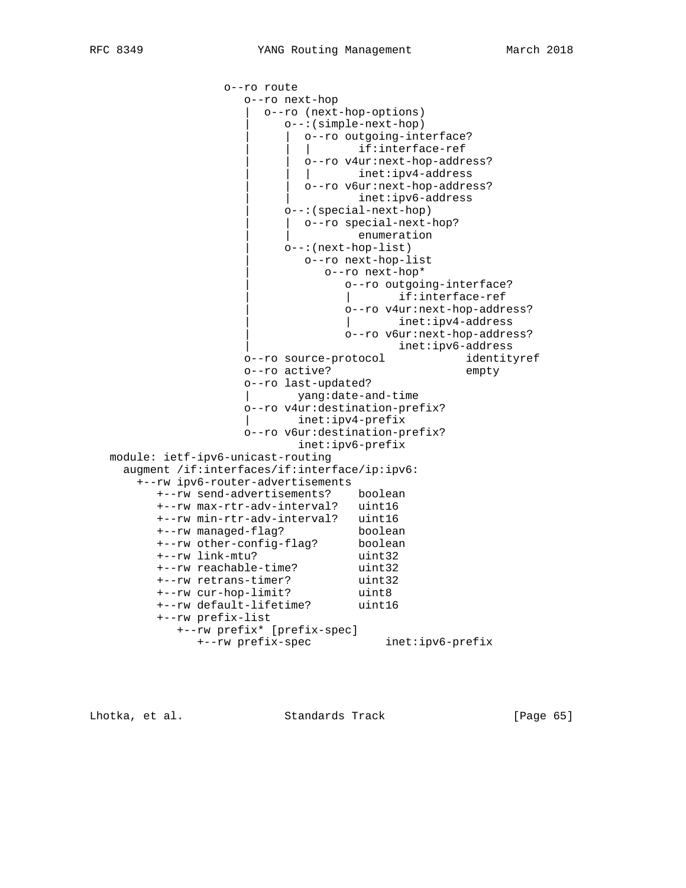```
                  o--ro route
                     o--ro next-hop
                     |  o--ro (next-hop-options)
                     |     o--:(simple-next-hop)
                     |     |  o--ro outgoing-interface?
                     |     |  |       if:interface-ref
                     |     |  o--ro v4ur:next-hop-address?
                     |     |  |       inet:ipv4-address
                     |     |  o--ro v6ur:next-hop-address?
                     |     |          inet:ipv6-address
                     |     o--:(special-next-hop)
                     |     |  o--ro special-next-hop?
                     |     |          enumeration
                     |     o--:(next-hop-list)
                     |        o--ro next-hop-list
                     |           o--ro next-hop*
                     |              o--ro outgoing-interface?
                     |              |       if:interface-ref
                     |              o--ro v4ur:next-hop-address?
                     |              |       inet:ipv4-address
                     |              o--ro v6ur:next-hop-address?
                     |                      inet:ipv6-address
                     o--ro source-protocol            identityref
                     o--ro active?                    empty
                     o--ro last-updated?
                     |       yang:date-and-time
                     o--ro v4ur:destination-prefix?
                     |       inet:ipv4-prefix
                     o--ro v6ur:destination-prefix?
                             inet:ipv6-prefix
   module: ietf-ipv6-unicast-routing
     augment /if:interfaces/if:interface/ip:ipv6:
       +--rw ipv6-router-advertisements
          +--rw send-advertisements?    boolean
          +--rw max-rtr-adv-interval?   uint16
          +--rw min-rtr-adv-interval?   uint16
          +--rw managed-flag?           boolean
          +--rw other-config-flag?      boolean
          +--rw link-mtu?               uint32
          +--rw reachable-time?         uint32
          +--rw retrans-timer?          uint32
          +--rw cur-hop-limit?          uint8
          +--rw default-lifetime?       uint16
          +--rw prefix-list
             +--rw prefix* [prefix-spec]
                +--rw prefix-spec           inet:ipv6-prefix
```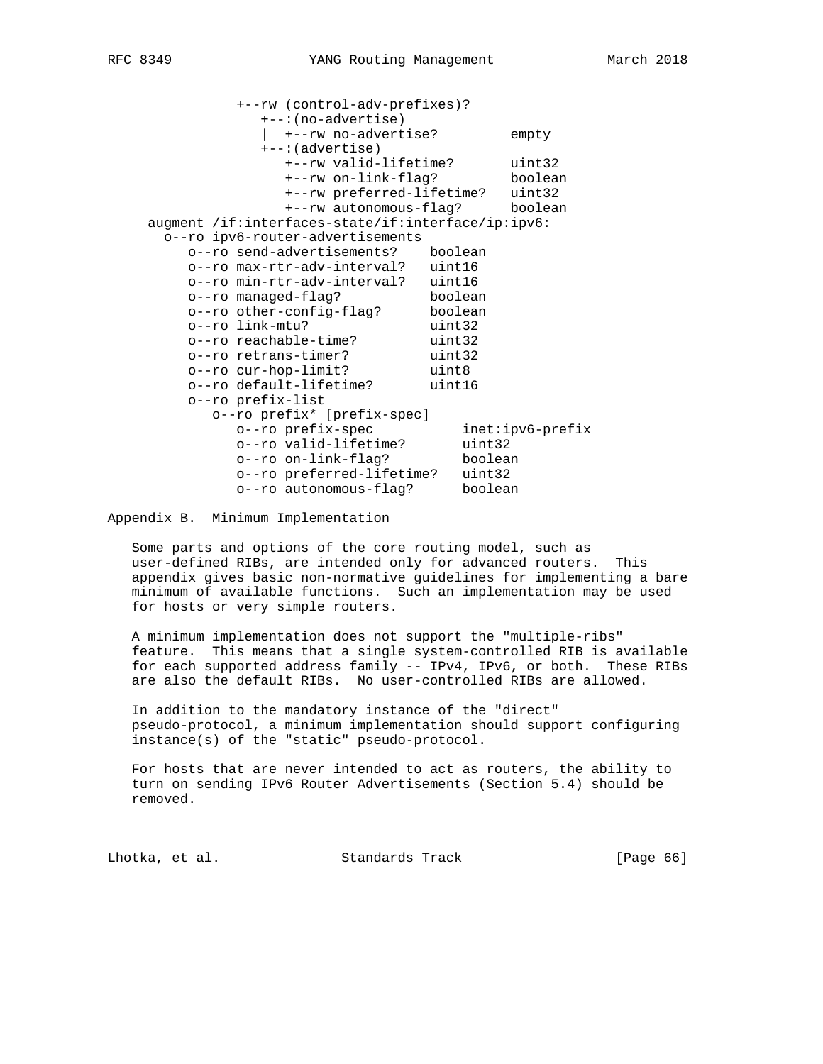```
             +--rw (control-adv-prefixes)?
                +--:(no-advertise)
                |  +--rw no-advertise?         empty
                +--:(advertise)
                   +--rw valid-lifetime?       uint32
                   +--rw on-link-flag?         boolean
                   +--rw preferred-lifetime?   uint32
                   +--rw autonomous-flag?      boolean
  augment /if:interfaces-state/if:interface/ip:ipv6:
    o--ro ipv6-router-advertisements
       o--ro send-advertisements?    boolean
       o--ro max-rtr-adv-interval?   uint16
       o--ro min-rtr-adv-interval?   uint16
       o--ro managed-flag?           boolean
       o--ro other-config-flag?      boolean
       o--ro link-mtu?               uint32
       o--ro reachable-time?         uint32
       o--ro retrans-timer?          uint32
       o--ro cur-hop-limit?          uint8
       o--ro default-lifetime?       uint16
       o--ro prefix-list
          o--ro prefix* [prefix-spec]
             o--ro prefix-spec           inet:ipv6-prefix
             o--ro valid-lifetime?       uint32
             o--ro on-link-flag?         boolean
             o--ro preferred-lifetime?   uint32
             o--ro autonomous-flag?      boolean
```

## Appendix B.  Minimum Implementation

Some parts and options of the core routing model, such as user-defined RIBs, are intended only for advanced routers.  This appendix gives basic non-normative guidelines for implementing a bare minimum of available functions.  Such an implementation may be used for hosts or very simple routers.

A minimum implementation does not support the "multiple-ribs" feature.  This means that a single system-controlled RIB is available for each supported address family -- IPv4, IPv6, or both.  These RIBs are also the default RIBs.  No user-controlled RIBs are allowed.

In addition to the mandatory instance of the "direct" pseudo-protocol, a minimum implementation should support configuring instance(s) of the "static" pseudo-protocol.

For hosts that are never intended to act as routers, the ability to turn on sending IPv6 Router Advertisements (Section 5.4) should be removed.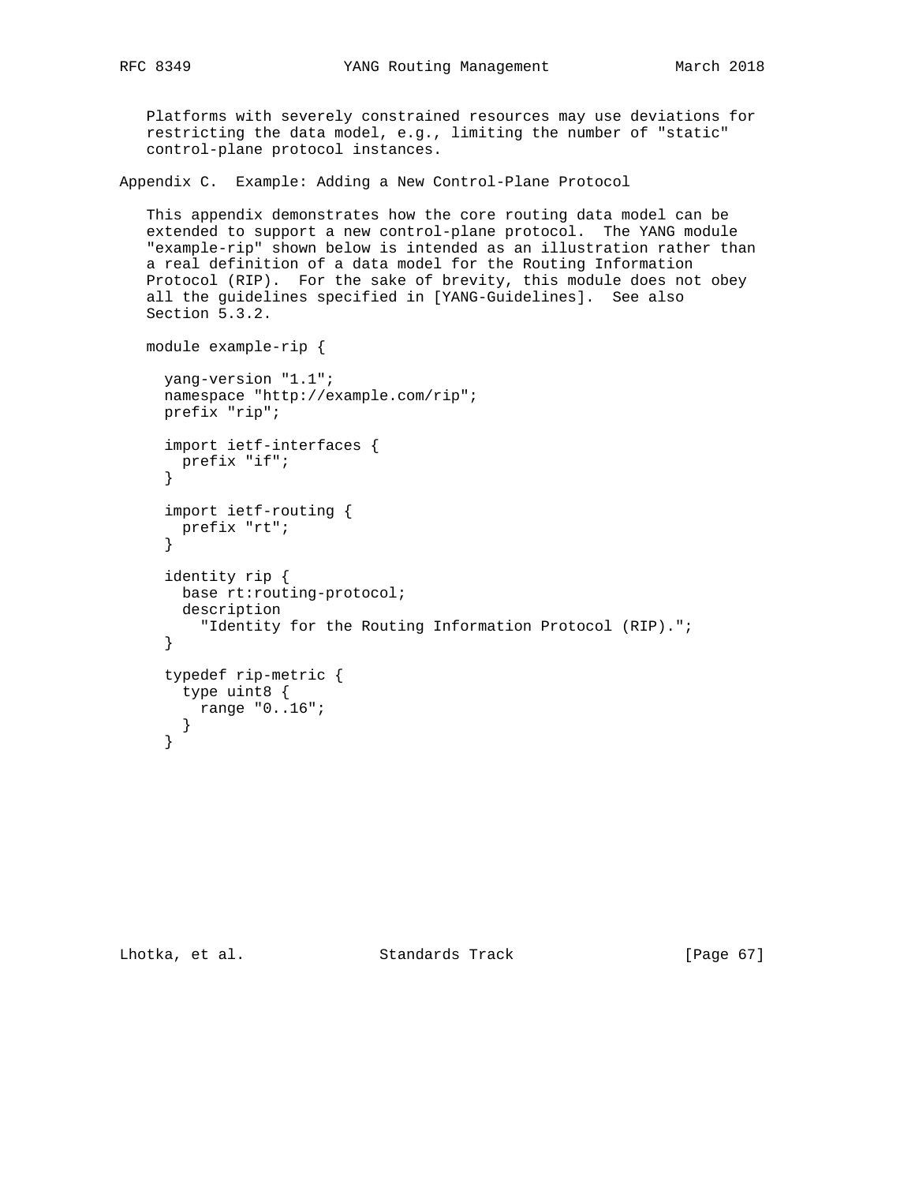Platforms with severely constrained resources may use deviations for restricting the data model, e.g., limiting the number of "static" control-plane protocol instances.

## Appendix C. Example: Adding a New Control-Plane Protocol

This appendix demonstrates how the core routing data model can be extended to support a new control-plane protocol. The YANG module "example-rip" shown below is intended as an illustration rather than a real definition of a data model for the Routing Information Protocol (RIP). For the sake of brevity, this module does not obey all the guidelines specified in [YANG-Guidelines]. See also Section 5.3.2.

```
module example-rip {

  yang-version "1.1";
  namespace "http://example.com/rip";
  prefix "rip";

  import ietf-interfaces {
    prefix "if";
  }

  import ietf-routing {
    prefix "rt";
  }

  identity rip {
    base rt:routing-protocol;
    description
      "Identity for the Routing Information Protocol (RIP).";
  }

  typedef rip-metric {
    type uint8 {
      range "0..16";
    }
  }
```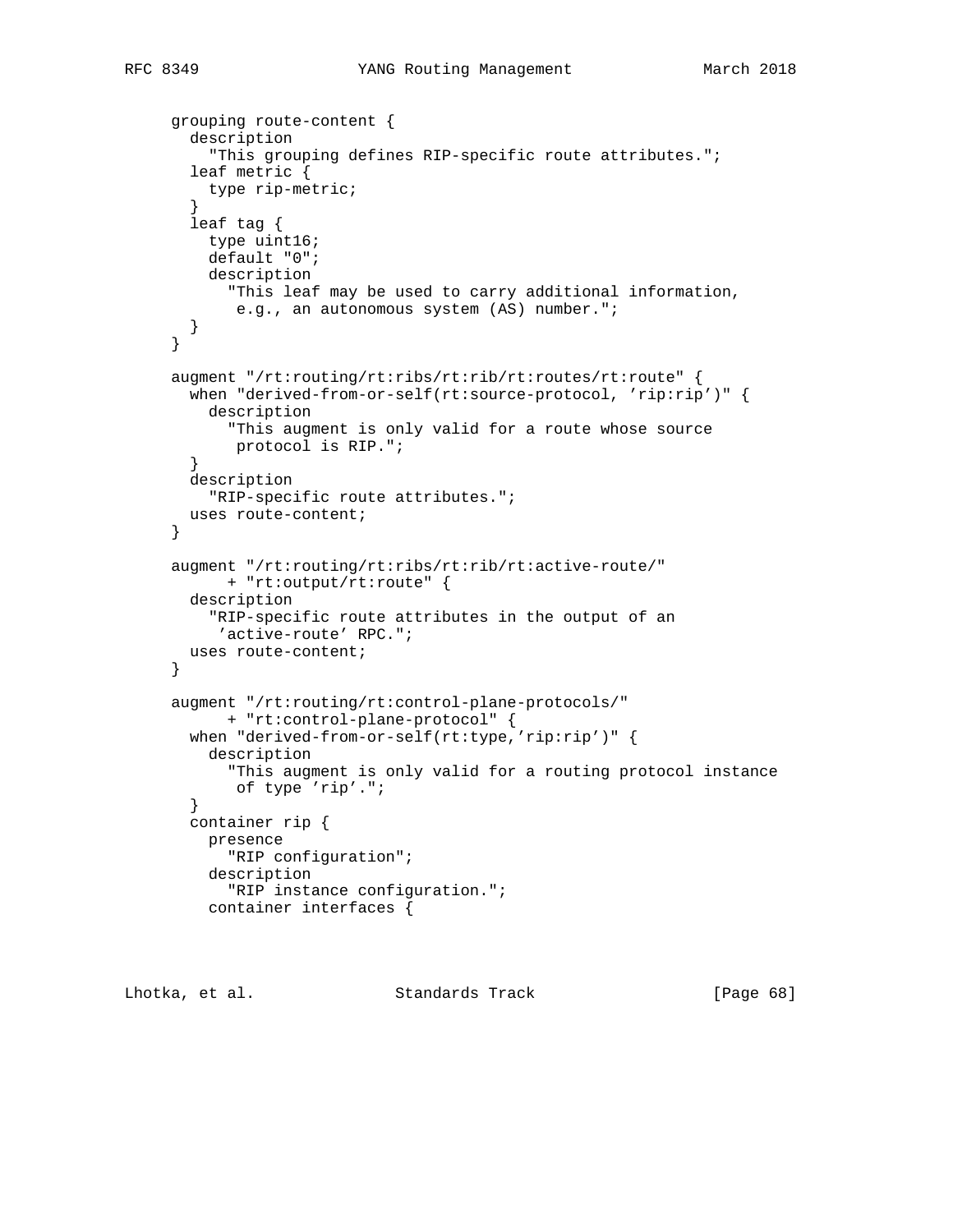```
     grouping route-content {
       description
         "This grouping defines RIP-specific route attributes.";
       leaf metric {
         type rip-metric;
       }
       leaf tag {
         type uint16;
         default "0";
         description
           "This leaf may be used to carry additional information,
            e.g., an autonomous system (AS) number.";
       }
     }

     augment "/rt:routing/rt:ribs/rt:rib/rt:routes/rt:route" {
       when "derived-from-or-self(rt:source-protocol, 'rip:rip')" {
         description
           "This augment is only valid for a route whose source
            protocol is RIP.";
       }
       description
         "RIP-specific route attributes.";
       uses route-content;
     }

     augment "/rt:routing/rt:ribs/rt:rib/rt:active-route/"
           + "rt:output/rt:route" {
       description
         "RIP-specific route attributes in the output of an
          'active-route' RPC.";
       uses route-content;
     }

     augment "/rt:routing/rt:control-plane-protocols/"
           + "rt:control-plane-protocol" {
       when "derived-from-or-self(rt:type,'rip:rip')" {
         description
           "This augment is only valid for a routing protocol instance
            of type 'rip'.";
       }
       container rip {
         presence
           "RIP configuration";
         description
           "RIP instance configuration.";
         container interfaces {
```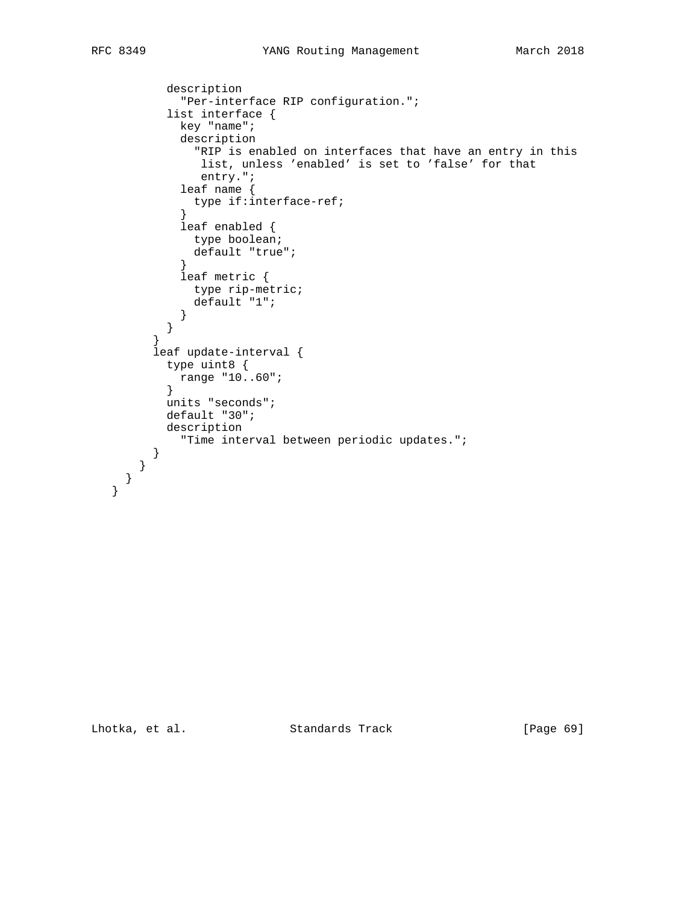```
          description
            "Per-interface RIP configuration.";
          list interface {
            key "name";
            description
              "RIP is enabled on interfaces that have an entry in this
               list, unless 'enabled' is set to 'false' for that
               entry.";
            leaf name {
              type if:interface-ref;
            }
            leaf enabled {
              type boolean;
              default "true";
            }
            leaf metric {
              type rip-metric;
              default "1";
            }
          }
        }
        leaf update-interval {
          type uint8 {
            range "10..60";
          }
          units "seconds";
          default "30";
          description
            "Time interval between periodic updates.";
        }
      }
    }
  }
```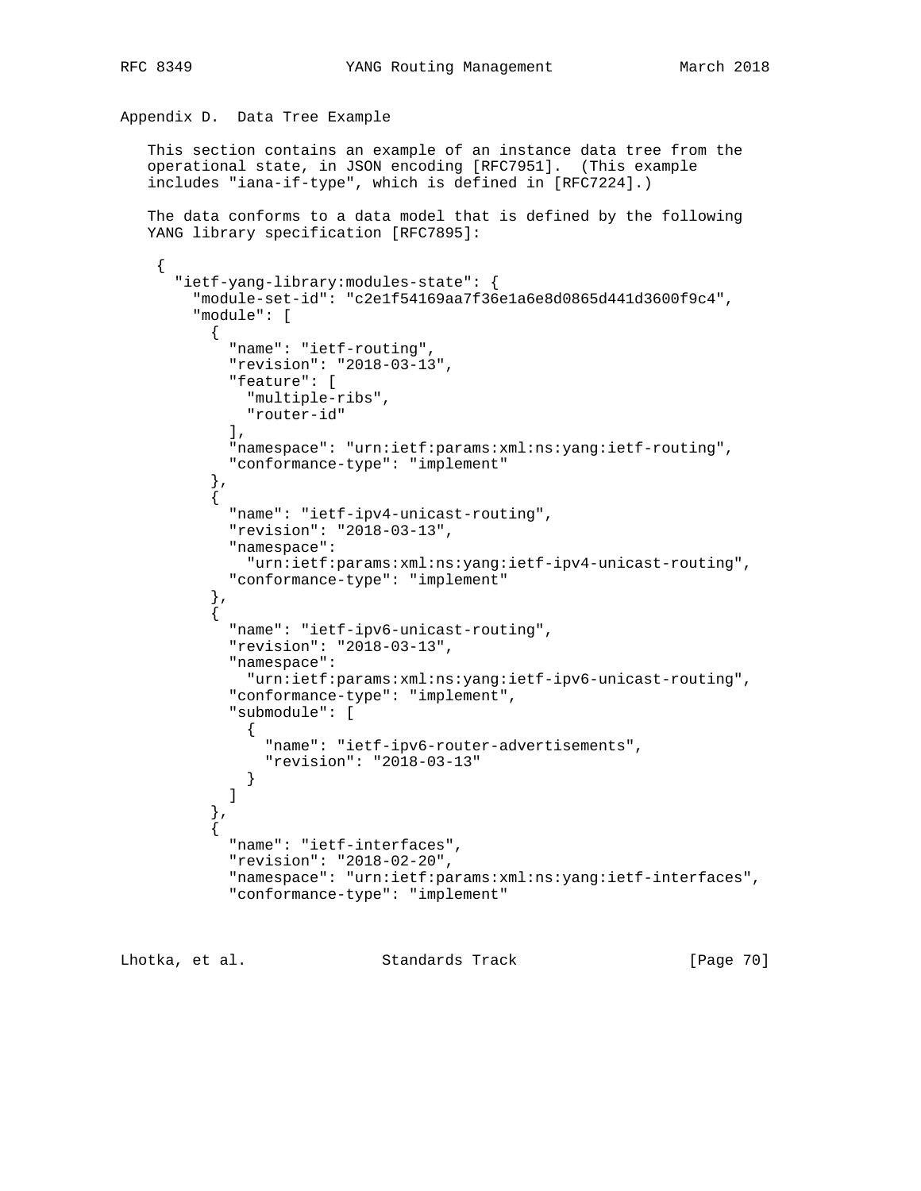## Appendix D. Data Tree Example

This section contains an example of an instance data tree from the operational state, in JSON encoding [RFC7951]. (This example includes "iana-if-type", which is defined in [RFC7224].)

The data conforms to a data model that is defined by the following YANG library specification [RFC7895]:

```
{
  "ietf-yang-library:modules-state": {
    "module-set-id": "c2e1f54169aa7f36e1a6e8d0865d441d3600f9c4",
    "module": [
      {
        "name": "ietf-routing",
        "revision": "2018-03-13",
        "feature": [
          "multiple-ribs",
          "router-id"
        ],
        "namespace": "urn:ietf:params:xml:ns:yang:ietf-routing",
        "conformance-type": "implement"
      },
      {
        "name": "ietf-ipv4-unicast-routing",
        "revision": "2018-03-13",
        "namespace":
          "urn:ietf:params:xml:ns:yang:ietf-ipv4-unicast-routing",
        "conformance-type": "implement"
      },
      {
        "name": "ietf-ipv6-unicast-routing",
        "revision": "2018-03-13",
        "namespace":
          "urn:ietf:params:xml:ns:yang:ietf-ipv6-unicast-routing",
        "conformance-type": "implement",
        "submodule": [
          {
            "name": "ietf-ipv6-router-advertisements",
            "revision": "2018-03-13"
          }
        ]
      },
      {
        "name": "ietf-interfaces",
        "revision": "2018-02-20",
        "namespace": "urn:ietf:params:xml:ns:yang:ietf-interfaces",
        "conformance-type": "implement"
```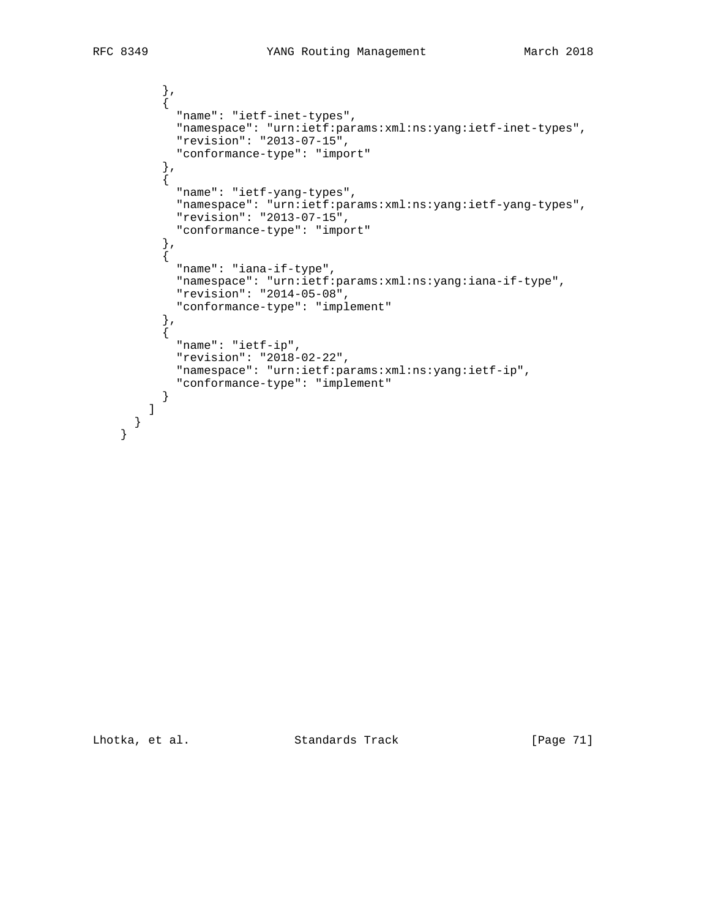```
        },
        {
          "name": "ietf-inet-types",
          "namespace": "urn:ietf:params:xml:ns:yang:ietf-inet-types",
          "revision": "2013-07-15",
          "conformance-type": "import"
        },
        {
          "name": "ietf-yang-types",
          "namespace": "urn:ietf:params:xml:ns:yang:ietf-yang-types",
          "revision": "2013-07-15",
          "conformance-type": "import"
        },
        {
          "name": "iana-if-type",
          "namespace": "urn:ietf:params:xml:ns:yang:iana-if-type",
          "revision": "2014-05-08",
          "conformance-type": "implement"
        },
        {
          "name": "ietf-ip",
          "revision": "2018-02-22",
          "namespace": "urn:ietf:params:xml:ns:yang:ietf-ip",
          "conformance-type": "implement"
        }
      ]
    }
  }
```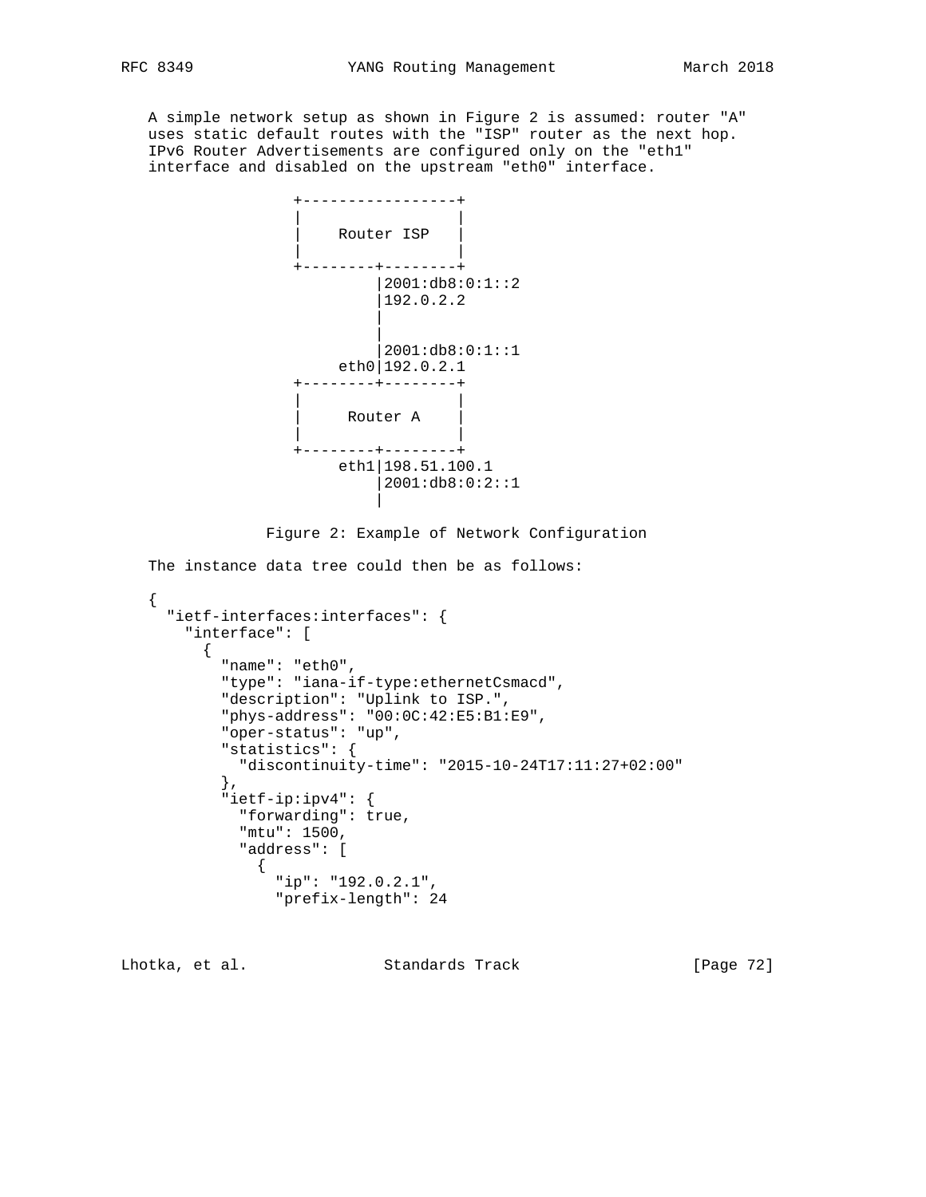A simple network setup as shown in Figure 2 is assumed: router "A" uses static default routes with the "ISP" router as the next hop. IPv6 Router Advertisements are configured only on the "eth1" interface and disabled on the upstream "eth0" interface.

```
               +-----------------+
               |                 |
               |    Router ISP   |
               |                 |
               +--------+--------+
                        |2001:db8:0:1::2
                        |192.0.2.2
                        |
                        |
                        |2001:db8:0:1::1
                    eth0|192.0.2.1
               +--------+--------+
               |                 |
               |     Router A    |
               |                 |
               +--------+--------+
                    eth1|198.51.100.1
                        |2001:db8:0:2::1
                        |
```

Figure 2: Example of Network Configuration

The instance data tree could then be as follows:

```
{
  "ietf-interfaces:interfaces": {
    "interface": [
      {
        "name": "eth0",
        "type": "iana-if-type:ethernetCsmacd",
        "description": "Uplink to ISP.",
        "phys-address": "00:0C:42:E5:B1:E9",
        "oper-status": "up",
        "statistics": {
          "discontinuity-time": "2015-10-24T17:11:27+02:00"
        },
        "ietf-ip:ipv4": {
          "forwarding": true,
          "mtu": 1500,
          "address": [
            {
              "ip": "192.0.2.1",
              "prefix-length": 24
```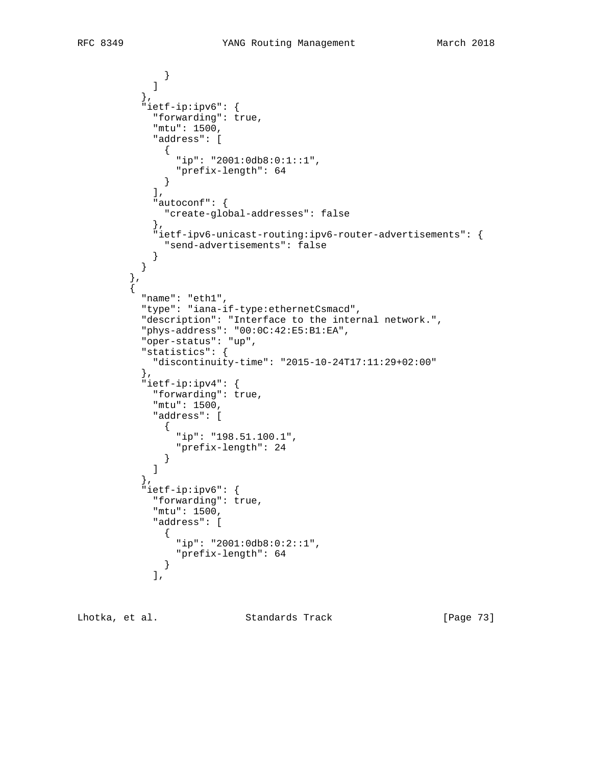```
            }
          ]
        },
        "ietf-ip:ipv6": {
          "forwarding": true,
          "mtu": 1500,
          "address": [
            {
              "ip": "2001:0db8:0:1::1",
              "prefix-length": 64
            }
          ],
          "autoconf": {
            "create-global-addresses": false
          },
          "ietf-ipv6-unicast-routing:ipv6-router-advertisements": {
            "send-advertisements": false
          }
        }
      },
      {
        "name": "eth1",
        "type": "iana-if-type:ethernetCsmacd",
        "description": "Interface to the internal network.",
        "phys-address": "00:0C:42:E5:B1:EA",
        "oper-status": "up",
        "statistics": {
          "discontinuity-time": "2015-10-24T17:11:29+02:00"
        },
        "ietf-ip:ipv4": {
          "forwarding": true,
          "mtu": 1500,
          "address": [
            {
              "ip": "198.51.100.1",
              "prefix-length": 24
            }
          ]
        },
        "ietf-ip:ipv6": {
          "forwarding": true,
          "mtu": 1500,
          "address": [
            {
              "ip": "2001:0db8:0:2::1",
              "prefix-length": 64
            }
          ],
```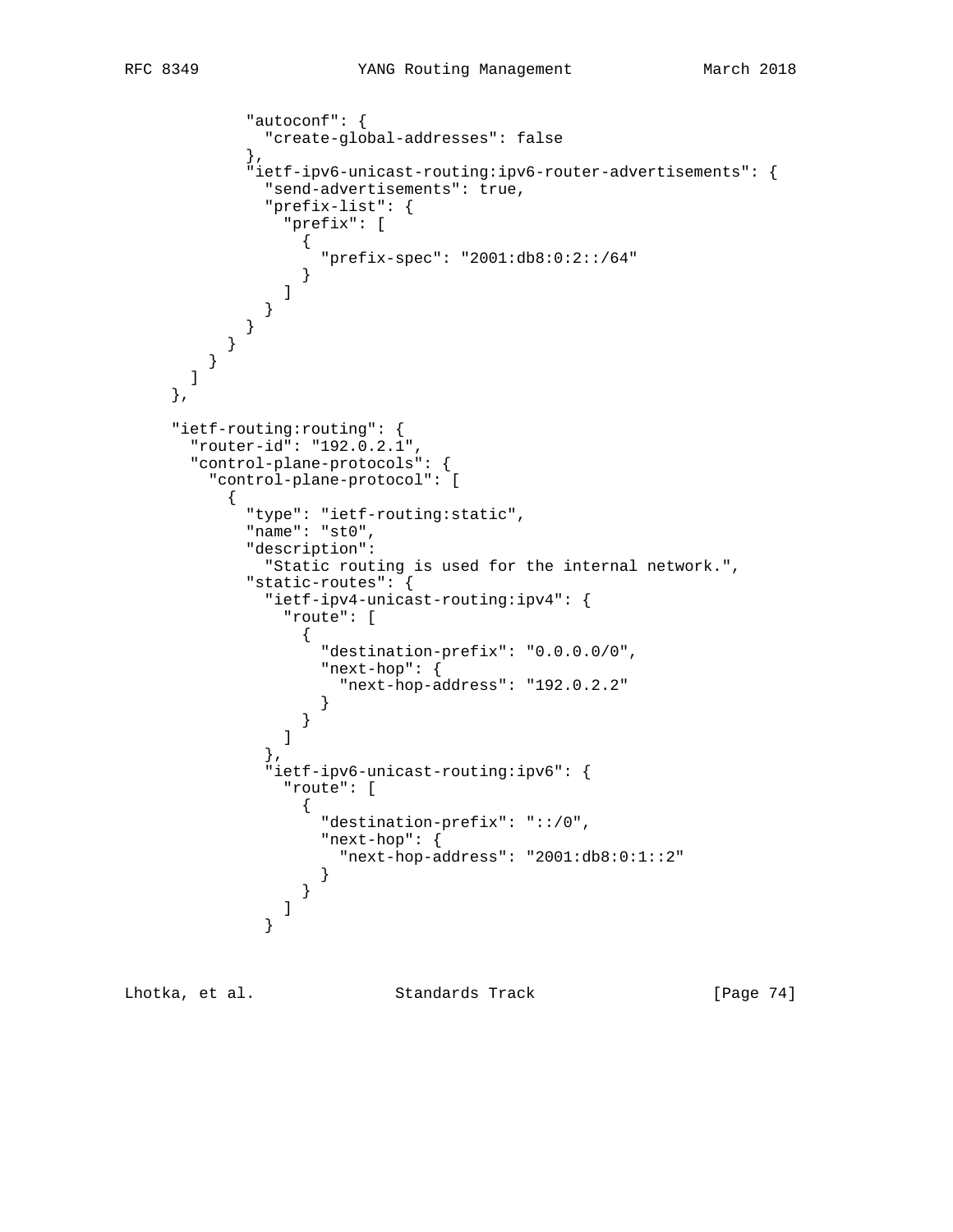```
            "autoconf": {
              "create-global-addresses": false
            },
            "ietf-ipv6-unicast-routing:ipv6-router-advertisements": {
              "send-advertisements": true,
              "prefix-list": {
                "prefix": [
                  {
                    "prefix-spec": "2001:db8:0:2::/64"
                  }
                ]
              }
            }
          }
        }
      ]
    },

    "ietf-routing:routing": {
      "router-id": "192.0.2.1",
      "control-plane-protocols": {
        "control-plane-protocol": [
          {
            "type": "ietf-routing:static",
            "name": "st0",
            "description":
              "Static routing is used for the internal network.",
            "static-routes": {
              "ietf-ipv4-unicast-routing:ipv4": {
                "route": [
                  {
                    "destination-prefix": "0.0.0.0/0",
                    "next-hop": {
                      "next-hop-address": "192.0.2.2"
                    }
                  }
                ]
              },
              "ietf-ipv6-unicast-routing:ipv6": {
                "route": [
                  {
                    "destination-prefix": "::/0",
                    "next-hop": {
                      "next-hop-address": "2001:db8:0:1::2"
                    }
                  }
                ]
              }
```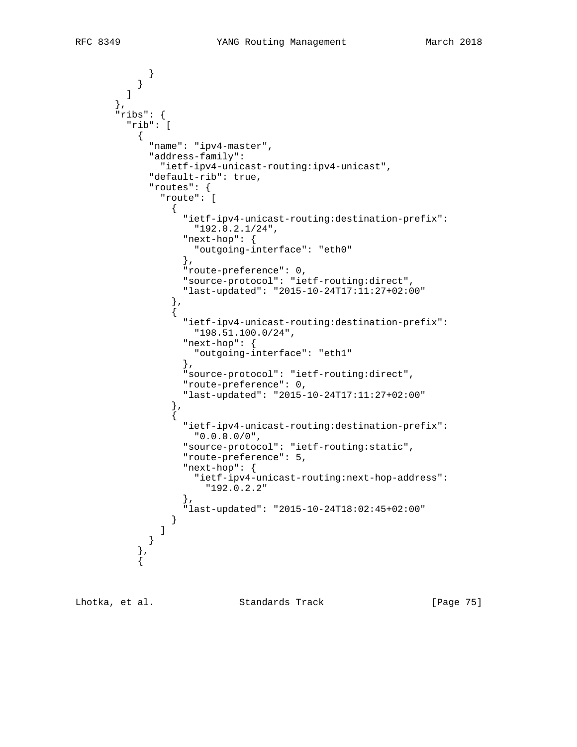```
          }
        }
      ]
    },
    "ribs": {
      "rib": [
        {
          "name": "ipv4-master",
          "address-family":
            "ietf-ipv4-unicast-routing:ipv4-unicast",
          "default-rib": true,
          "routes": {
            "route": [
              {
                "ietf-ipv4-unicast-routing:destination-prefix":
                  "192.0.2.1/24",
                "next-hop": {
                  "outgoing-interface": "eth0"
                },
                "route-preference": 0,
                "source-protocol": "ietf-routing:direct",
                "last-updated": "2015-10-24T17:11:27+02:00"
              },
              {
                "ietf-ipv4-unicast-routing:destination-prefix":
                  "198.51.100.0/24",
                "next-hop": {
                  "outgoing-interface": "eth1"
                },
                "source-protocol": "ietf-routing:direct",
                "route-preference": 0,
                "last-updated": "2015-10-24T17:11:27+02:00"
              },
              {
                "ietf-ipv4-unicast-routing:destination-prefix":
                  "0.0.0.0/0",
                "source-protocol": "ietf-routing:static",
                "route-preference": 5,
                "next-hop": {
                  "ietf-ipv4-unicast-routing:next-hop-address":
                    "192.0.2.2"
                },
                "last-updated": "2015-10-24T18:02:45+02:00"
              }
            ]
          }
        },
        {
```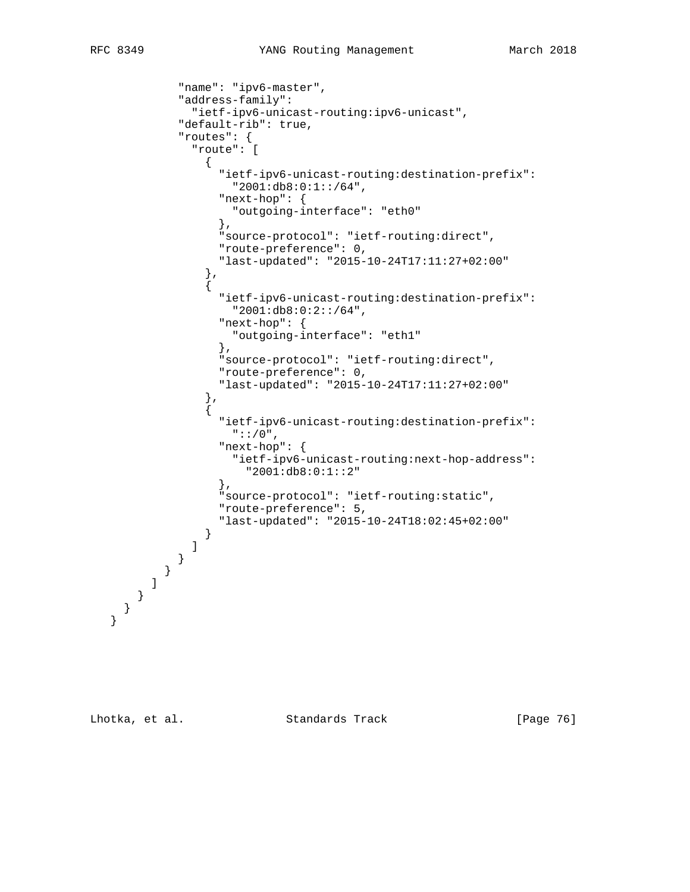```
          "name": "ipv6-master",
          "address-family":
            "ietf-ipv6-unicast-routing:ipv6-unicast",
          "default-rib": true,
          "routes": {
            "route": [
              {
                "ietf-ipv6-unicast-routing:destination-prefix":
                  "2001:db8:0:1::/64",
                "next-hop": {
                  "outgoing-interface": "eth0"
                },
                "source-protocol": "ietf-routing:direct",
                "route-preference": 0,
                "last-updated": "2015-10-24T17:11:27+02:00"
              },
              {
                "ietf-ipv6-unicast-routing:destination-prefix":
                  "2001:db8:0:2::/64",
                "next-hop": {
                  "outgoing-interface": "eth1"
                },
                "source-protocol": "ietf-routing:direct",
                "route-preference": 0,
                "last-updated": "2015-10-24T17:11:27+02:00"
              },
              {
                "ietf-ipv6-unicast-routing:destination-prefix":
                  "::/0",
                "next-hop": {
                  "ietf-ipv6-unicast-routing:next-hop-address":
                    "2001:db8:0:1::2"
                },
                "source-protocol": "ietf-routing:static",
                "route-preference": 5,
                "last-updated": "2015-10-24T18:02:45+02:00"
              }
            ]
          }
        }
      ]
    }
  }
}
```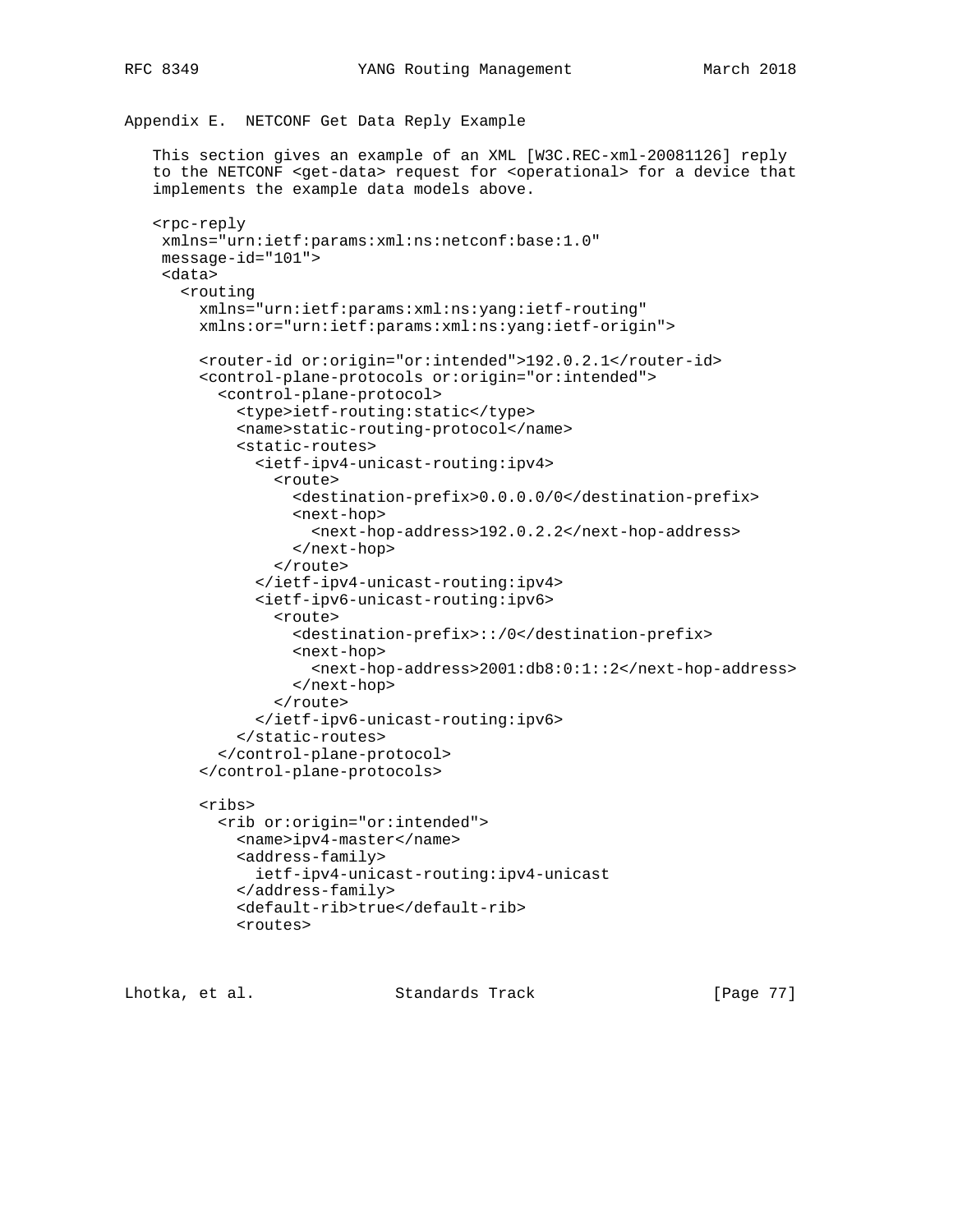## Appendix E. NETCONF Get Data Reply Example

This section gives an example of an XML [W3C.REC-xml-20081126] reply to the NETCONF <get-data> request for <operational> for a device that implements the example data models above.

```
<rpc-reply
 xmlns="urn:ietf:params:xml:ns:netconf:base:1.0"
 message-id="101">
 <data>
   <routing
     xmlns="urn:ietf:params:xml:ns:yang:ietf-routing"
     xmlns:or="urn:ietf:params:xml:ns:yang:ietf-origin">

     <router-id or:origin="or:intended">192.0.2.1</router-id>
     <control-plane-protocols or:origin="or:intended">
       <control-plane-protocol>
         <type>ietf-routing:static</type>
         <name>static-routing-protocol</name>
         <static-routes>
           <ietf-ipv4-unicast-routing:ipv4>
             <route>
               <destination-prefix>0.0.0.0/0</destination-prefix>
               <next-hop>
                 <next-hop-address>192.0.2.2</next-hop-address>
               </next-hop>
             </route>
           </ietf-ipv4-unicast-routing:ipv4>
           <ietf-ipv6-unicast-routing:ipv6>
             <route>
               <destination-prefix>::/0</destination-prefix>
               <next-hop>
                 <next-hop-address>2001:db8:0:1::2</next-hop-address>
               </next-hop>
             </route>
           </ietf-ipv6-unicast-routing:ipv6>
         </static-routes>
       </control-plane-protocol>
     </control-plane-protocols>

     <ribs>
       <rib or:origin="or:intended">
         <name>ipv4-master</name>
         <address-family>
           ietf-ipv4-unicast-routing:ipv4-unicast
         </address-family>
         <default-rib>true</default-rib>
         <routes>
```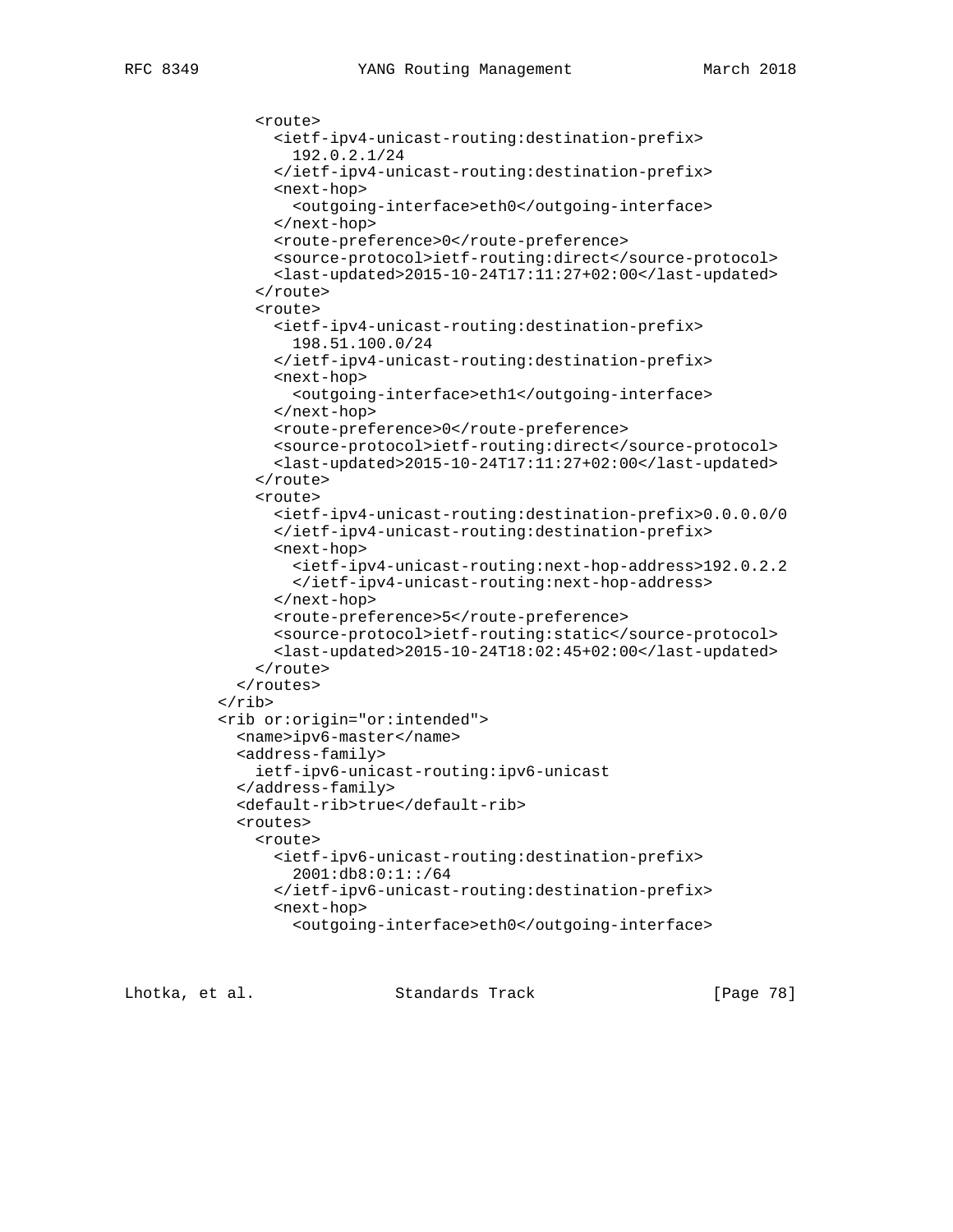```
            <route>
              <ietf-ipv4-unicast-routing:destination-prefix>
                192.0.2.1/24
              </ietf-ipv4-unicast-routing:destination-prefix>
              <next-hop>
                <outgoing-interface>eth0</outgoing-interface>
              </next-hop>
              <route-preference>0</route-preference>
              <source-protocol>ietf-routing:direct</source-protocol>
              <last-updated>2015-10-24T17:11:27+02:00</last-updated>
            </route>
            <route>
              <ietf-ipv4-unicast-routing:destination-prefix>
                198.51.100.0/24
              </ietf-ipv4-unicast-routing:destination-prefix>
              <next-hop>
                <outgoing-interface>eth1</outgoing-interface>
              </next-hop>
              <route-preference>0</route-preference>
              <source-protocol>ietf-routing:direct</source-protocol>
              <last-updated>2015-10-24T17:11:27+02:00</last-updated>
            </route>
            <route>
              <ietf-ipv4-unicast-routing:destination-prefix>0.0.0.0/0
              </ietf-ipv4-unicast-routing:destination-prefix>
              <next-hop>
                <ietf-ipv4-unicast-routing:next-hop-address>192.0.2.2
                </ietf-ipv4-unicast-routing:next-hop-address>
              </next-hop>
              <route-preference>5</route-preference>
              <source-protocol>ietf-routing:static</source-protocol>
              <last-updated>2015-10-24T18:02:45+02:00</last-updated>
            </route>
          </routes>
        </rib>
        <rib or:origin="or:intended">
          <name>ipv6-master</name>
          <address-family>
            ietf-ipv6-unicast-routing:ipv6-unicast
          </address-family>
          <default-rib>true</default-rib>
          <routes>
            <route>
              <ietf-ipv6-unicast-routing:destination-prefix>
                2001:db8:0:1::/64
              </ietf-ipv6-unicast-routing:destination-prefix>
              <next-hop>
                <outgoing-interface>eth0</outgoing-interface>
```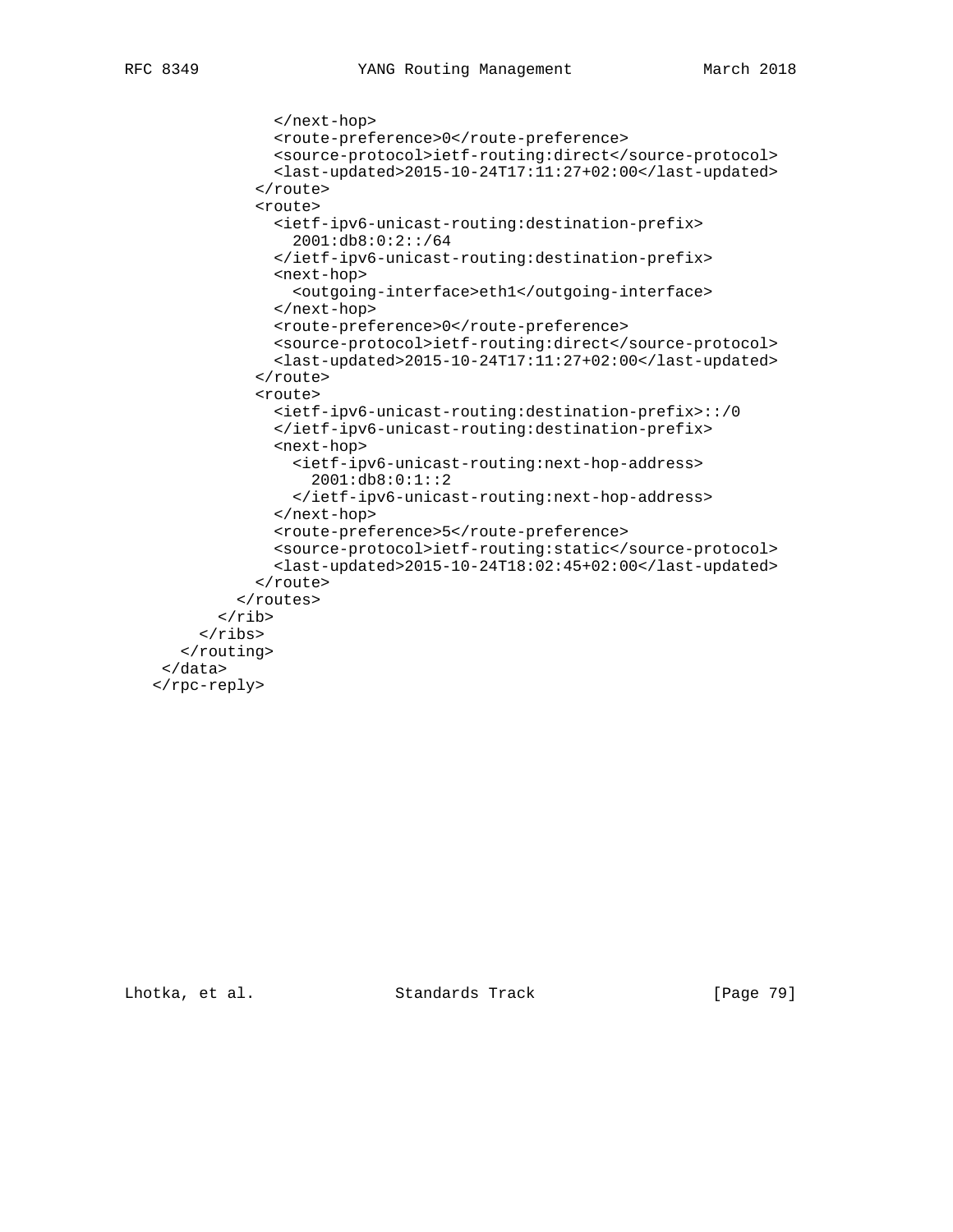```
              </next-hop>
              <route-preference>0</route-preference>
              <source-protocol>ietf-routing:direct</source-protocol>
              <last-updated>2015-10-24T17:11:27+02:00</last-updated>
            </route>
            <route>
              <ietf-ipv6-unicast-routing:destination-prefix>
                2001:db8:0:2::/64
              </ietf-ipv6-unicast-routing:destination-prefix>
              <next-hop>
                <outgoing-interface>eth1</outgoing-interface>
              </next-hop>
              <route-preference>0</route-preference>
              <source-protocol>ietf-routing:direct</source-protocol>
              <last-updated>2015-10-24T17:11:27+02:00</last-updated>
            </route>
            <route>
              <ietf-ipv6-unicast-routing:destination-prefix>::/0
              </ietf-ipv6-unicast-routing:destination-prefix>
              <next-hop>
                <ietf-ipv6-unicast-routing:next-hop-address>
                  2001:db8:0:1::2
                </ietf-ipv6-unicast-routing:next-hop-address>
              </next-hop>
              <route-preference>5</route-preference>
              <source-protocol>ietf-routing:static</source-protocol>
              <last-updated>2015-10-24T18:02:45+02:00</last-updated>
            </route>
          </routes>
        </rib>
      </ribs>
    </routing>
  </data>
</rpc-reply>
```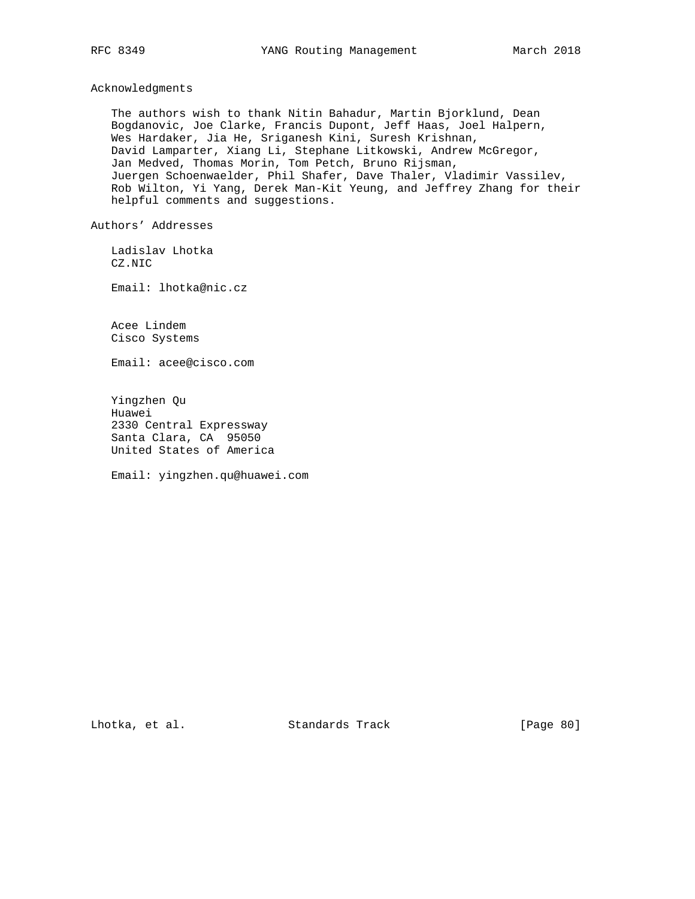## Acknowledgments

The authors wish to thank Nitin Bahadur, Martin Bjorklund, Dean Bogdanovic, Joe Clarke, Francis Dupont, Jeff Haas, Joel Halpern, Wes Hardaker, Jia He, Sriganesh Kini, Suresh Krishnan, David Lamparter, Xiang Li, Stephane Litkowski, Andrew McGregor, Jan Medved, Thomas Morin, Tom Petch, Bruno Rijsman, Juergen Schoenwaelder, Phil Shafer, Dave Thaler, Vladimir Vassilev, Rob Wilton, Yi Yang, Derek Man-Kit Yeung, and Jeffrey Zhang for their helpful comments and suggestions.

## Authors' Addresses

Ladislav Lhotka
CZ.NIC

Email: lhotka@nic.cz

Acee Lindem
Cisco Systems

Email: acee@cisco.com

Yingzhen Qu
Huawei
2330 Central Expressway
Santa Clara, CA  95050
United States of America

Email: yingzhen.qu@huawei.com